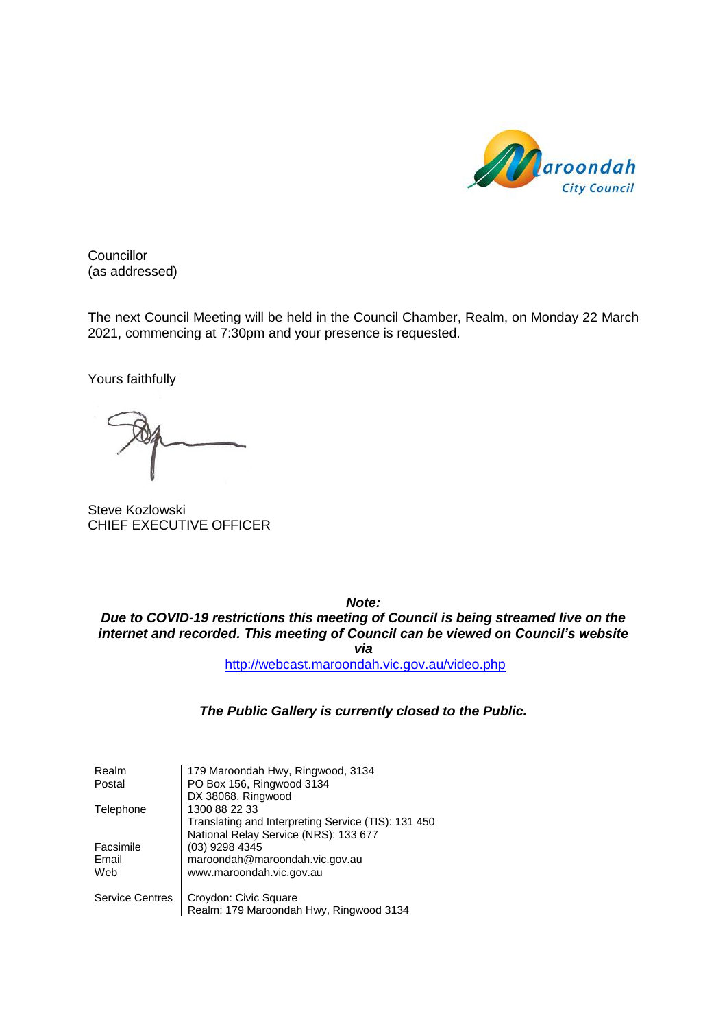Councillor
(as addressed)

The next Council Meeting will be held in the Council Chamber, Realm, on Monday 22 March 2021, commencing at 7:30pm and your presence is requested.

Yours faithfully

Steve Kozlowski
CHIEF EXECUTIVE OFFICER

***Note:***
***Due to COVID-19 restrictions this meeting of Council is being streamed live on the internet and recorded. This meeting of Council can be viewed on Council's website via***
http://webcast.maroondah.vic.gov.au/video.php

***The Public Gallery is currently closed to the Public.***

| | |
|---|---|
| Realm | 179 Maroondah Hwy, Ringwood, 3134 |
| Postal | PO Box 156, Ringwood 3134<br>DX 38068, Ringwood |
| Telephone | 1300 88 22 33<br>Translating and Interpreting Service (TIS): 131 450<br>National Relay Service (NRS): 133 677 |
| Facsimile | (03) 9298 4345 |
| Email | maroondah@maroondah.vic.gov.au |
| Web | www.maroondah.vic.gov.au |
| Service Centres | Croydon: Civic Square<br>Realm: 179 Maroondah Hwy, Ringwood 3134 |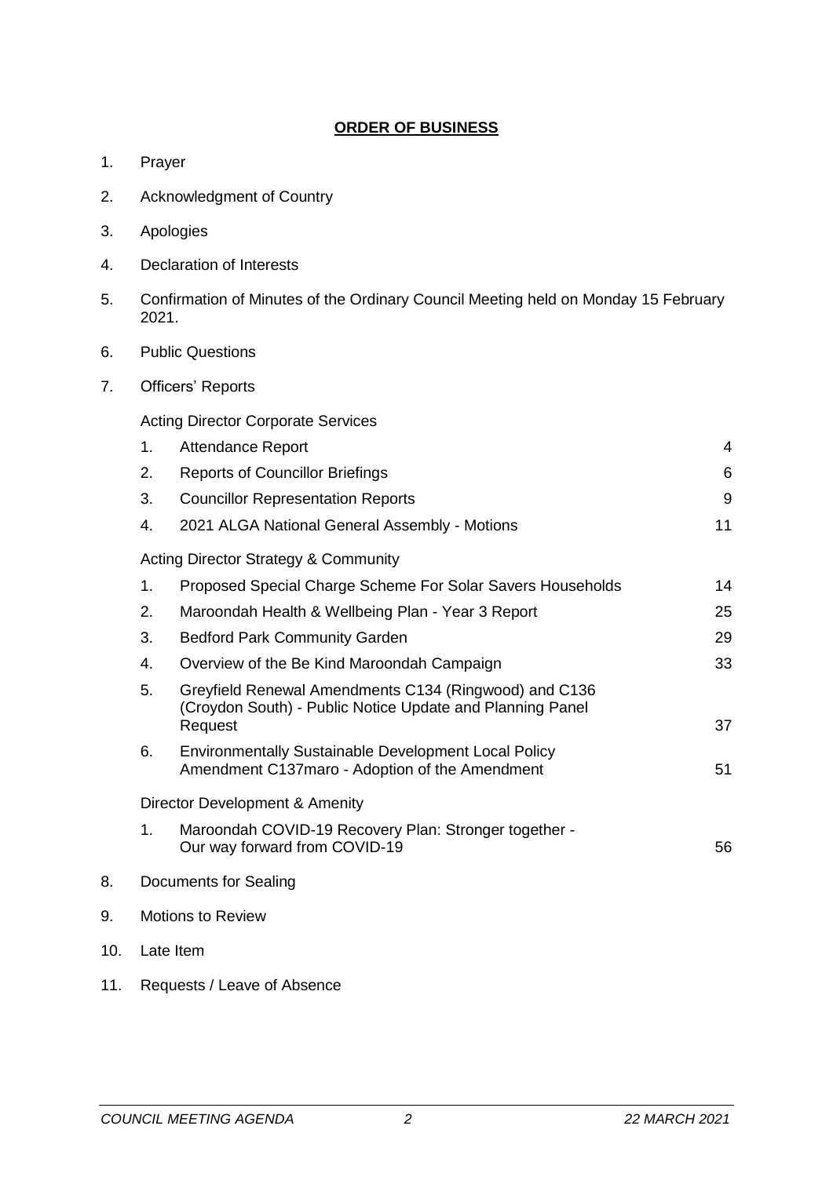## ORDER OF BUSINESS

1. Prayer
2. Acknowledgment of Country
3. Apologies
4. Declaration of Interests
5. Confirmation of Minutes of the Ordinary Council Meeting held on Monday 15 February 2021.
6. Public Questions
7. Officers' Reports

   Acting Director Corporate Services

   | | | |
   |---|---|---|
   | 1. | Attendance Report | 4 |
   | 2. | Reports of Councillor Briefings | 6 |
   | 3. | Councillor Representation Reports | 9 |
   | 4. | 2021 ALGA National General Assembly - Motions | 11 |

   Acting Director Strategy & Community

   | | | |
   |---|---|---|
   | 1. | Proposed Special Charge Scheme For Solar Savers Households | 14 |
   | 2. | Maroondah Health & Wellbeing Plan - Year 3 Report | 25 |
   | 3. | Bedford Park Community Garden | 29 |
   | 4. | Overview of the Be Kind Maroondah Campaign | 33 |
   | 5. | Greyfield Renewal Amendments C134 (Ringwood) and C136 (Croydon South) - Public Notice Update and Planning Panel Request | 37 |
   | 6. | Environmentally Sustainable Development Local Policy Amendment C137maro - Adoption of the Amendment | 51 |

   Director Development & Amenity

   | | | |
   |---|---|---|
   | 1. | Maroondah COVID-19 Recovery Plan: Stronger together - Our way forward from COVID-19 | 56 |

8. Documents for Sealing
9. Motions to Review
10. Late Item
11. Requests / Leave of Absence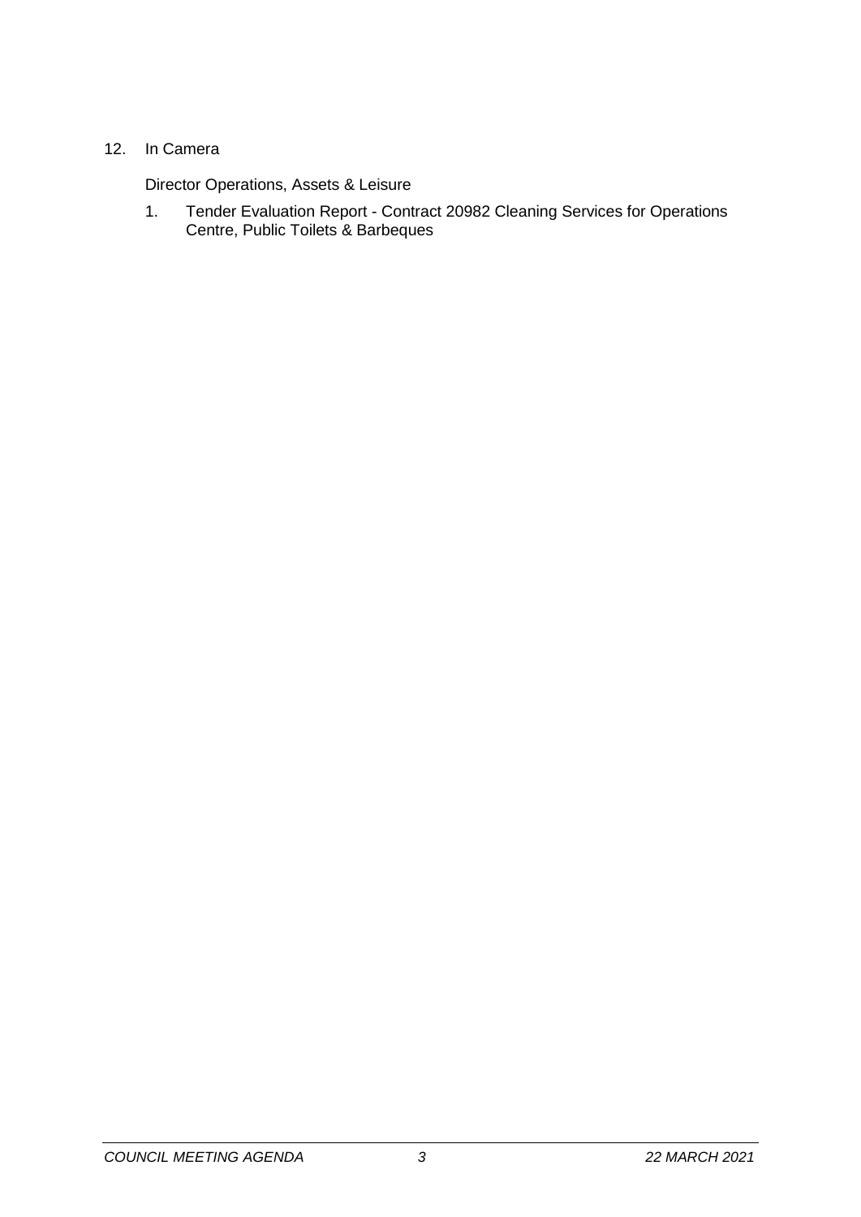12. In Camera

    Director Operations, Assets & Leisure

    1. Tender Evaluation Report - Contract 20982 Cleaning Services for Operations Centre, Public Toilets & Barbeques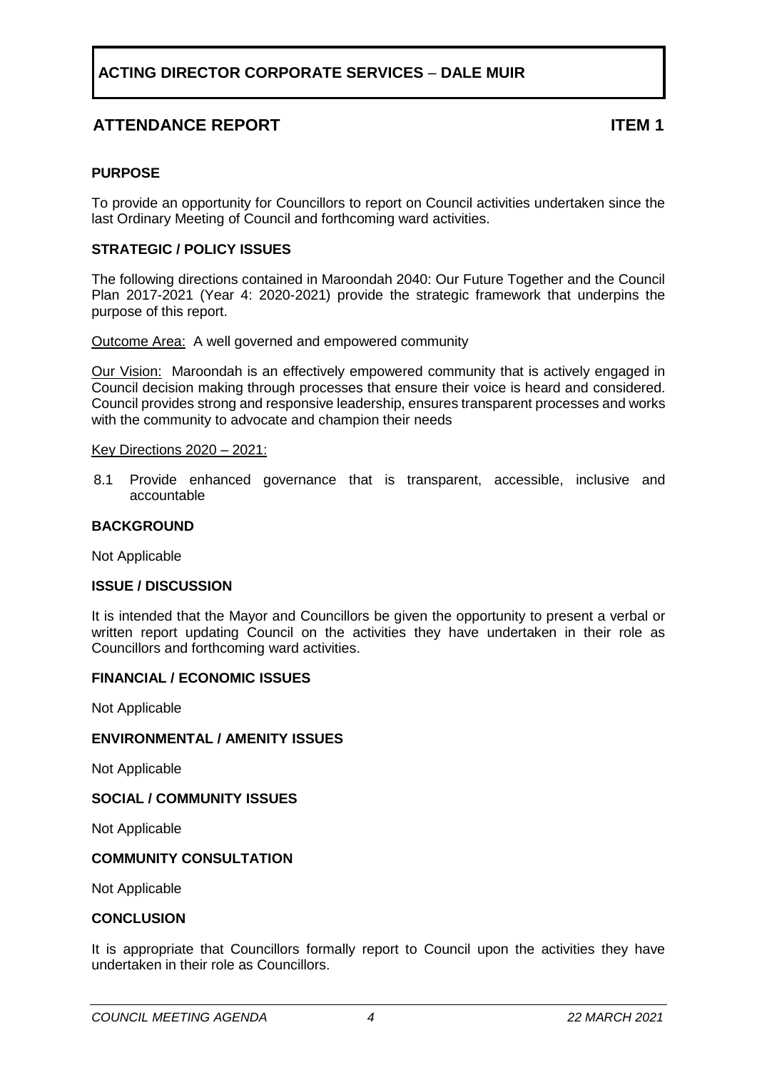## ACTING DIRECTOR CORPORATE SERVICES – DALE MUIR

## ATTENDANCE REPORT ITEM 1

**PURPOSE**

To provide an opportunity for Councillors to report on Council activities undertaken since the last Ordinary Meeting of Council and forthcoming ward activities.

**STRATEGIC / POLICY ISSUES**

The following directions contained in Maroondah 2040: Our Future Together and the Council Plan 2017-2021 (Year 4: 2020-2021) provide the strategic framework that underpins the purpose of this report.

Outcome Area: A well governed and empowered community

Our Vision: Maroondah is an effectively empowered community that is actively engaged in Council decision making through processes that ensure their voice is heard and considered. Council provides strong and responsive leadership, ensures transparent processes and works with the community to advocate and champion their needs

Key Directions 2020 – 2021:

8.1 Provide enhanced governance that is transparent, accessible, inclusive and accountable

**BACKGROUND**

Not Applicable

**ISSUE / DISCUSSION**

It is intended that the Mayor and Councillors be given the opportunity to present a verbal or written report updating Council on the activities they have undertaken in their role as Councillors and forthcoming ward activities.

**FINANCIAL / ECONOMIC ISSUES**

Not Applicable

**ENVIRONMENTAL / AMENITY ISSUES**

Not Applicable

**SOCIAL / COMMUNITY ISSUES**

Not Applicable

**COMMUNITY CONSULTATION**

Not Applicable

**CONCLUSION**

It is appropriate that Councillors formally report to Council upon the activities they have undertaken in their role as Councillors.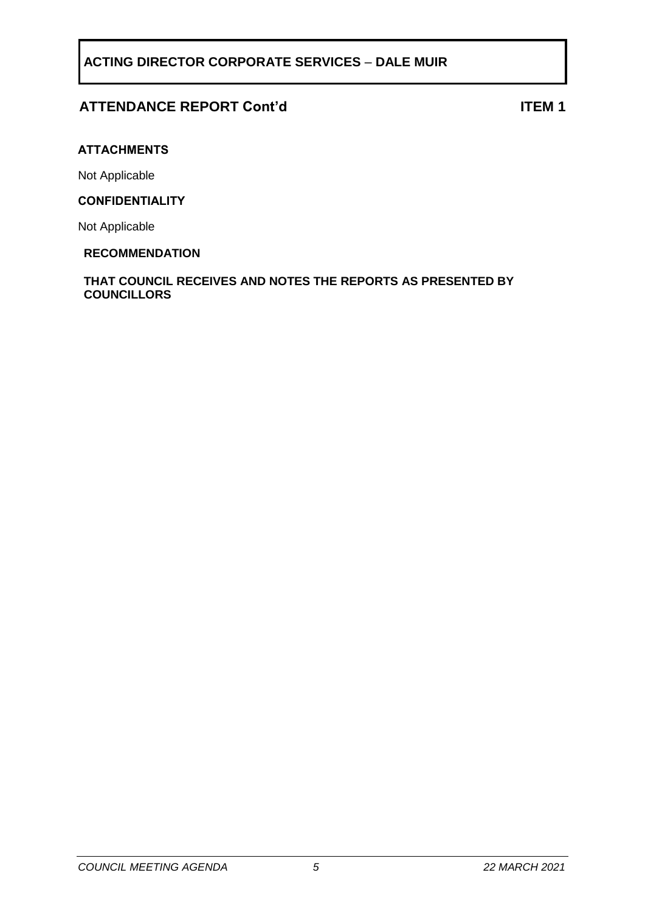**ACTING DIRECTOR CORPORATE SERVICES – DALE MUIR**

## ATTENDANCE REPORT Cont'd — ITEM 1

**ATTACHMENTS**

Not Applicable

**CONFIDENTIALITY**

Not Applicable

**RECOMMENDATION**

**THAT COUNCIL RECEIVES AND NOTES THE REPORTS AS PRESENTED BY COUNCILLORS**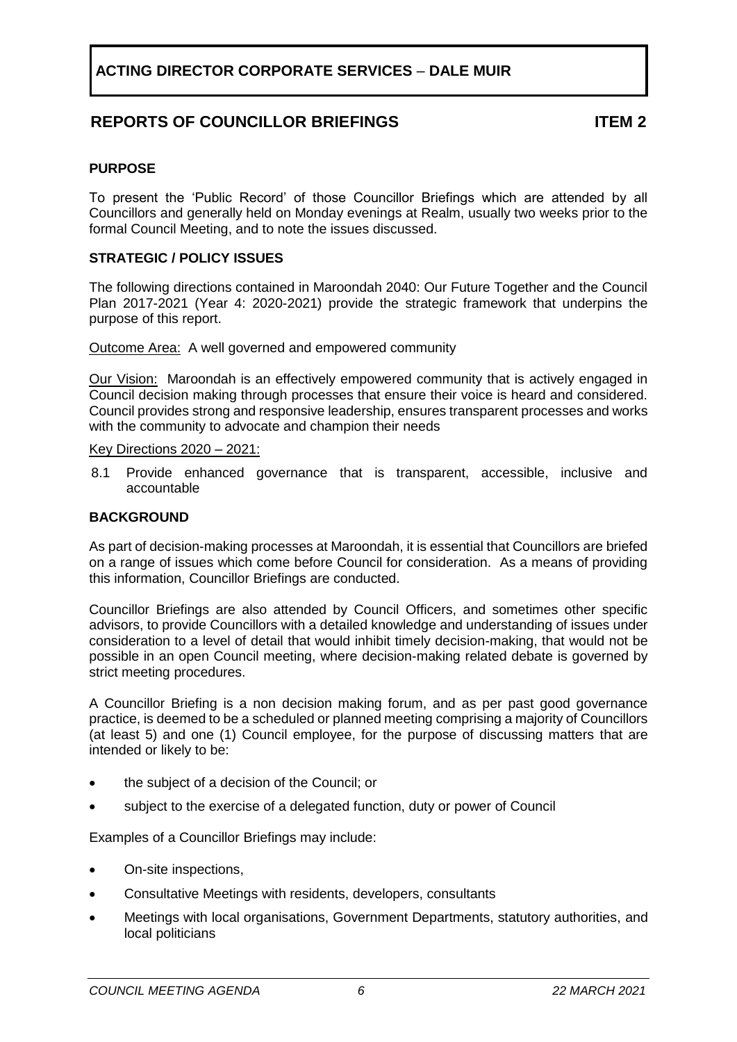## ACTING DIRECTOR CORPORATE SERVICES – DALE MUIR

## REPORTS OF COUNCILLOR BRIEFINGS — ITEM 2

### PURPOSE

To present the 'Public Record' of those Councillor Briefings which are attended by all Councillors and generally held on Monday evenings at Realm, usually two weeks prior to the formal Council Meeting, and to note the issues discussed.

### STRATEGIC / POLICY ISSUES

The following directions contained in Maroondah 2040: Our Future Together and the Council Plan 2017-2021 (Year 4: 2020-2021) provide the strategic framework that underpins the purpose of this report.

Outcome Area: A well governed and empowered community

Our Vision: Maroondah is an effectively empowered community that is actively engaged in Council decision making through processes that ensure their voice is heard and considered. Council provides strong and responsive leadership, ensures transparent processes and works with the community to advocate and champion their needs

Key Directions 2020 – 2021:

8.1 Provide enhanced governance that is transparent, accessible, inclusive and accountable

### BACKGROUND

As part of decision-making processes at Maroondah, it is essential that Councillors are briefed on a range of issues which come before Council for consideration. As a means of providing this information, Councillor Briefings are conducted.

Councillor Briefings are also attended by Council Officers, and sometimes other specific advisors, to provide Councillors with a detailed knowledge and understanding of issues under consideration to a level of detail that would inhibit timely decision-making, that would not be possible in an open Council meeting, where decision-making related debate is governed by strict meeting procedures.

A Councillor Briefing is a non decision making forum, and as per past good governance practice, is deemed to be a scheduled or planned meeting comprising a majority of Councillors (at least 5) and one (1) Council employee, for the purpose of discussing matters that are intended or likely to be:

- the subject of a decision of the Council; or
- subject to the exercise of a delegated function, duty or power of Council

Examples of a Councillor Briefings may include:

- On-site inspections,
- Consultative Meetings with residents, developers, consultants
- Meetings with local organisations, Government Departments, statutory authorities, and local politicians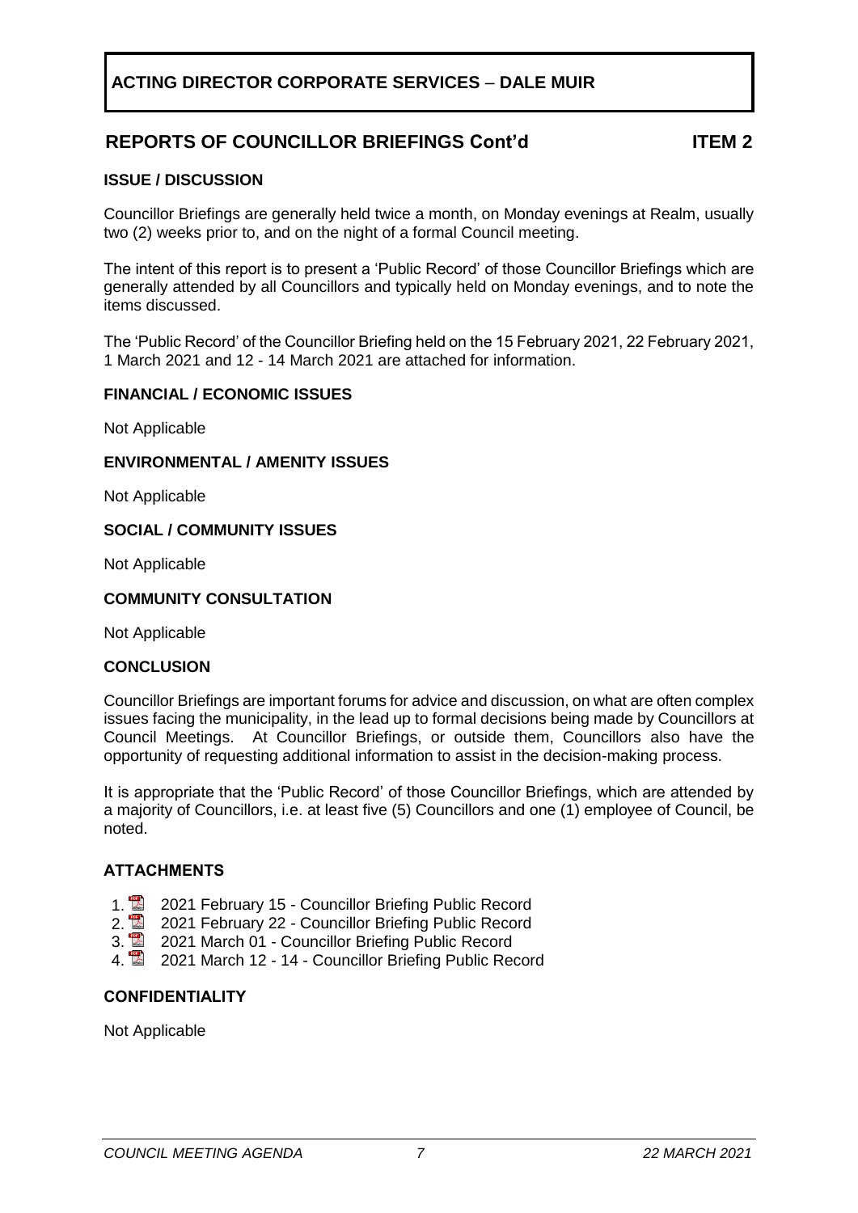# ACTING DIRECTOR CORPORATE SERVICES – DALE MUIR

## REPORTS OF COUNCILLOR BRIEFINGS Cont'd — ITEM 2

### ISSUE / DISCUSSION

Councillor Briefings are generally held twice a month, on Monday evenings at Realm, usually two (2) weeks prior to, and on the night of a formal Council meeting.

The intent of this report is to present a 'Public Record' of those Councillor Briefings which are generally attended by all Councillors and typically held on Monday evenings, and to note the items discussed.

The 'Public Record' of the Councillor Briefing held on the 15 February 2021, 22 February 2021, 1 March 2021 and 12 - 14 March 2021 are attached for information.

### FINANCIAL / ECONOMIC ISSUES

Not Applicable

### ENVIRONMENTAL / AMENITY ISSUES

Not Applicable

### SOCIAL / COMMUNITY ISSUES

Not Applicable

### COMMUNITY CONSULTATION

Not Applicable

### CONCLUSION

Councillor Briefings are important forums for advice and discussion, on what are often complex issues facing the municipality, in the lead up to formal decisions being made by Councillors at Council Meetings. At Councillor Briefings, or outside them, Councillors also have the opportunity of requesting additional information to assist in the decision-making process.

It is appropriate that the 'Public Record' of those Councillor Briefings, which are attended by a majority of Councillors, i.e. at least five (5) Councillors and one (1) employee of Council, be noted.

### ATTACHMENTS

1. 2021 February 15 - Councillor Briefing Public Record
2. 2021 February 22 - Councillor Briefing Public Record
3. 2021 March 01 - Councillor Briefing Public Record
4. 2021 March 12 - 14 - Councillor Briefing Public Record

### CONFIDENTIALITY

Not Applicable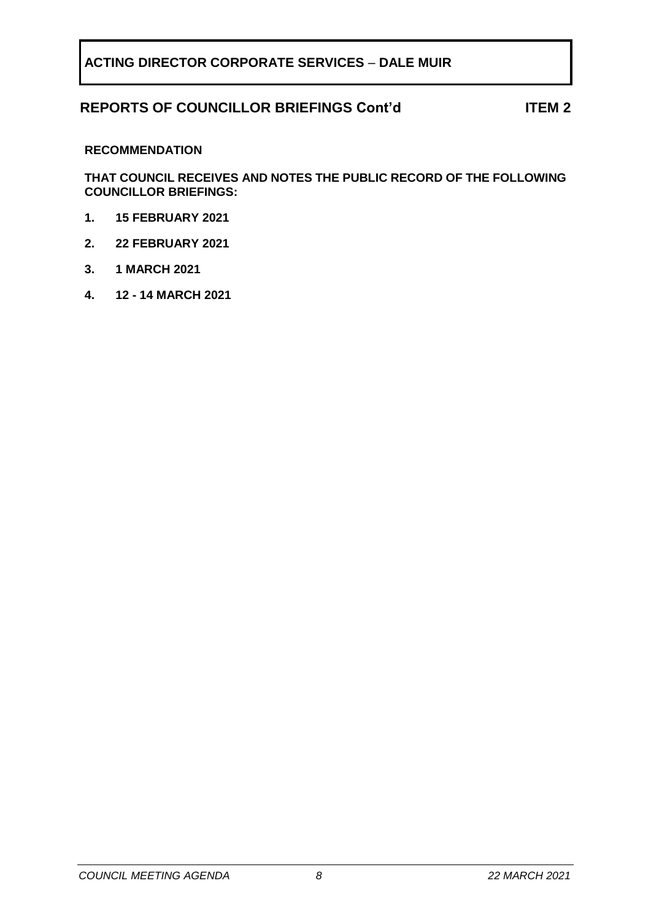**ACTING DIRECTOR CORPORATE SERVICES – DALE MUIR**

## REPORTS OF COUNCILLOR BRIEFINGS Cont'd — ITEM 2

**RECOMMENDATION**

**THAT COUNCIL RECEIVES AND NOTES THE PUBLIC RECORD OF THE FOLLOWING COUNCILLOR BRIEFINGS:**

1. **15 FEBRUARY 2021**
2. **22 FEBRUARY 2021**
3. **1 MARCH 2021**
4. **12 - 14 MARCH 2021**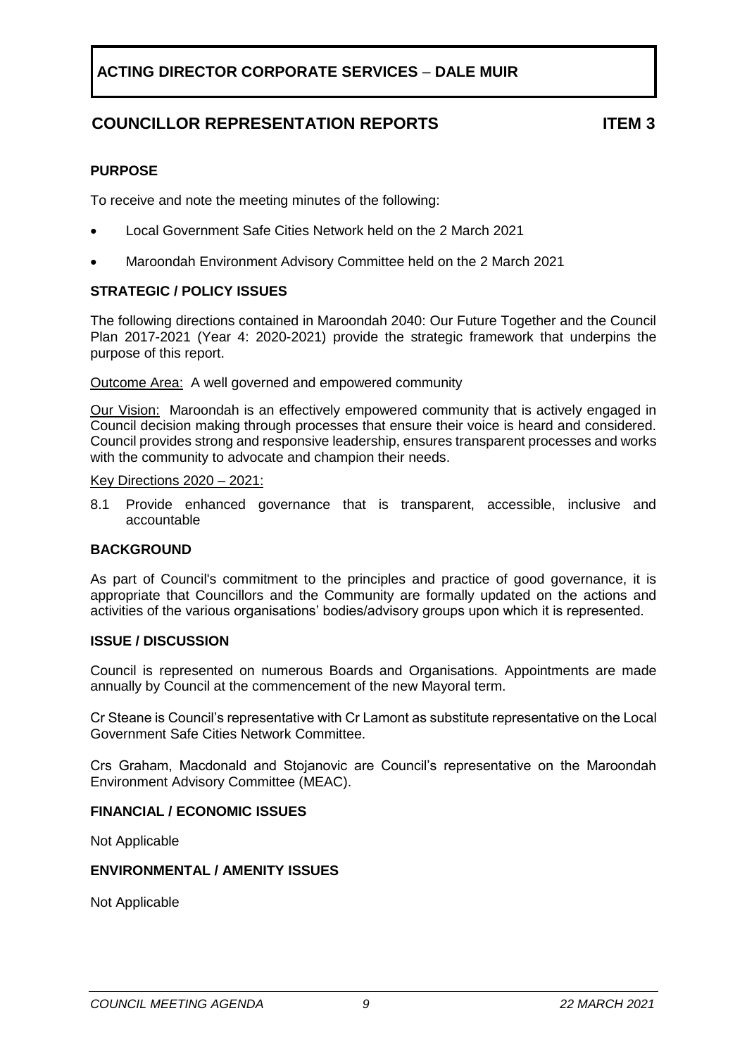# ACTING DIRECTOR CORPORATE SERVICES – DALE MUIR

## COUNCILLOR REPRESENTATION REPORTS **ITEM 3**

### PURPOSE

To receive and note the meeting minutes of the following:

- Local Government Safe Cities Network held on the 2 March 2021
- Maroondah Environment Advisory Committee held on the 2 March 2021

### STRATEGIC / POLICY ISSUES

The following directions contained in Maroondah 2040: Our Future Together and the Council Plan 2017-2021 (Year 4: 2020-2021) provide the strategic framework that underpins the purpose of this report.

Outcome Area: A well governed and empowered community

Our Vision: Maroondah is an effectively empowered community that is actively engaged in Council decision making through processes that ensure their voice is heard and considered. Council provides strong and responsive leadership, ensures transparent processes and works with the community to advocate and champion their needs.

Key Directions 2020 – 2021:

8.1 Provide enhanced governance that is transparent, accessible, inclusive and accountable

### BACKGROUND

As part of Council's commitment to the principles and practice of good governance, it is appropriate that Councillors and the Community are formally updated on the actions and activities of the various organisations' bodies/advisory groups upon which it is represented.

### ISSUE / DISCUSSION

Council is represented on numerous Boards and Organisations. Appointments are made annually by Council at the commencement of the new Mayoral term.

Cr Steane is Council's representative with Cr Lamont as substitute representative on the Local Government Safe Cities Network Committee.

Crs Graham, Macdonald and Stojanovic are Council's representative on the Maroondah Environment Advisory Committee (MEAC).

### FINANCIAL / ECONOMIC ISSUES

Not Applicable

### ENVIRONMENTAL / AMENITY ISSUES

Not Applicable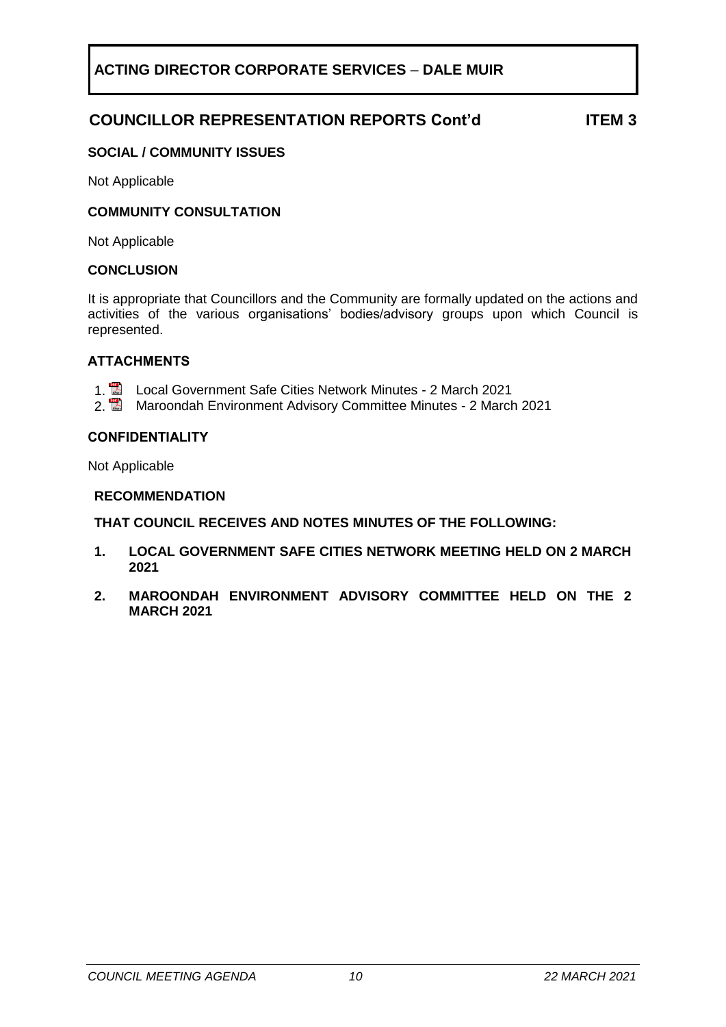# ACTING DIRECTOR CORPORATE SERVICES – DALE MUIR

## COUNCILLOR REPRESENTATION REPORTS Cont'd ITEM 3

### SOCIAL / COMMUNITY ISSUES

Not Applicable

### COMMUNITY CONSULTATION

Not Applicable

### CONCLUSION

It is appropriate that Councillors and the Community are formally updated on the actions and activities of the various organisations' bodies/advisory groups upon which Council is represented.

### ATTACHMENTS

1. Local Government Safe Cities Network Minutes - 2 March 2021
2. Maroondah Environment Advisory Committee Minutes - 2 March 2021

### CONFIDENTIALITY

Not Applicable

### RECOMMENDATION

**THAT COUNCIL RECEIVES AND NOTES MINUTES OF THE FOLLOWING:**

1. **LOCAL GOVERNMENT SAFE CITIES NETWORK MEETING HELD ON 2 MARCH 2021**
2. **MAROONDAH ENVIRONMENT ADVISORY COMMITTEE HELD ON THE 2 MARCH 2021**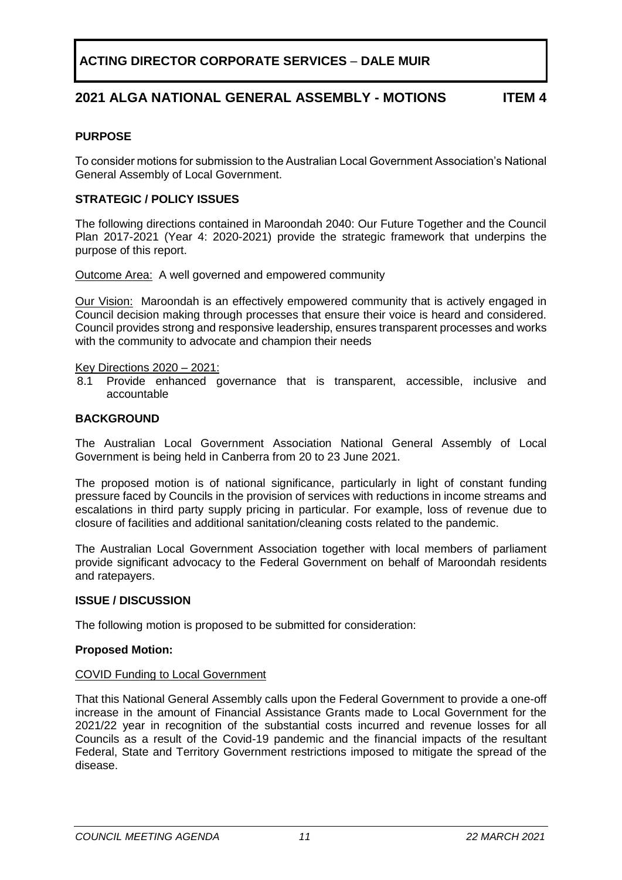## ACTING DIRECTOR CORPORATE SERVICES – DALE MUIR

## 2021 ALGA NATIONAL GENERAL ASSEMBLY - MOTIONS ITEM 4

**PURPOSE**

To consider motions for submission to the Australian Local Government Association's National General Assembly of Local Government.

**STRATEGIC / POLICY ISSUES**

The following directions contained in Maroondah 2040: Our Future Together and the Council Plan 2017-2021 (Year 4: 2020-2021) provide the strategic framework that underpins the purpose of this report.

Outcome Area: A well governed and empowered community

Our Vision: Maroondah is an effectively empowered community that is actively engaged in Council decision making through processes that ensure their voice is heard and considered. Council provides strong and responsive leadership, ensures transparent processes and works with the community to advocate and champion their needs

Key Directions 2020 – 2021:

8.1 Provide enhanced governance that is transparent, accessible, inclusive and accountable

**BACKGROUND**

The Australian Local Government Association National General Assembly of Local Government is being held in Canberra from 20 to 23 June 2021.

The proposed motion is of national significance, particularly in light of constant funding pressure faced by Councils in the provision of services with reductions in income streams and escalations in third party supply pricing in particular. For example, loss of revenue due to closure of facilities and additional sanitation/cleaning costs related to the pandemic.

The Australian Local Government Association together with local members of parliament provide significant advocacy to the Federal Government on behalf of Maroondah residents and ratepayers.

**ISSUE / DISCUSSION**

The following motion is proposed to be submitted for consideration:

**Proposed Motion:**

COVID Funding to Local Government

That this National General Assembly calls upon the Federal Government to provide a one-off increase in the amount of Financial Assistance Grants made to Local Government for the 2021/22 year in recognition of the substantial costs incurred and revenue losses for all Councils as a result of the Covid-19 pandemic and the financial impacts of the resultant Federal, State and Territory Government restrictions imposed to mitigate the spread of the disease.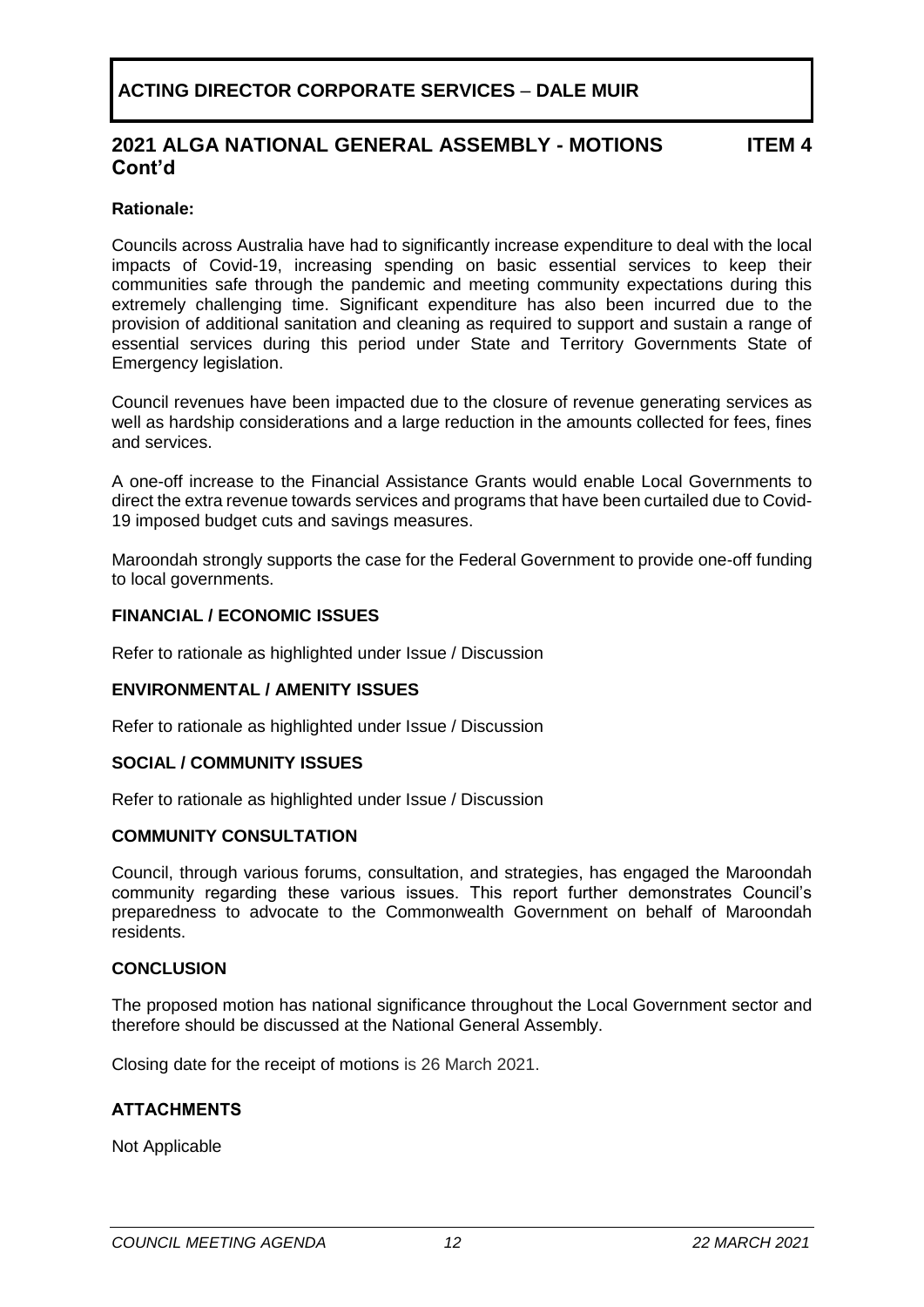## ACTING DIRECTOR CORPORATE SERVICES – DALE MUIR

### 2021 ALGA NATIONAL GENERAL ASSEMBLY - MOTIONS Cont'd — ITEM 4

**Rationale:**

Councils across Australia have had to significantly increase expenditure to deal with the local impacts of Covid-19, increasing spending on basic essential services to keep their communities safe through the pandemic and meeting community expectations during this extremely challenging time. Significant expenditure has also been incurred due to the provision of additional sanitation and cleaning as required to support and sustain a range of essential services during this period under State and Territory Governments State of Emergency legislation.

Council revenues have been impacted due to the closure of revenue generating services as well as hardship considerations and a large reduction in the amounts collected for fees, fines and services.

A one-off increase to the Financial Assistance Grants would enable Local Governments to direct the extra revenue towards services and programs that have been curtailed due to Covid-19 imposed budget cuts and savings measures.

Maroondah strongly supports the case for the Federal Government to provide one-off funding to local governments.

**FINANCIAL / ECONOMIC ISSUES**

Refer to rationale as highlighted under Issue / Discussion

**ENVIRONMENTAL / AMENITY ISSUES**

Refer to rationale as highlighted under Issue / Discussion

**SOCIAL / COMMUNITY ISSUES**

Refer to rationale as highlighted under Issue / Discussion

**COMMUNITY CONSULTATION**

Council, through various forums, consultation, and strategies, has engaged the Maroondah community regarding these various issues. This report further demonstrates Council's preparedness to advocate to the Commonwealth Government on behalf of Maroondah residents.

**CONCLUSION**

The proposed motion has national significance throughout the Local Government sector and therefore should be discussed at the National General Assembly.

Closing date for the receipt of motions is 26 March 2021.

**ATTACHMENTS**

Not Applicable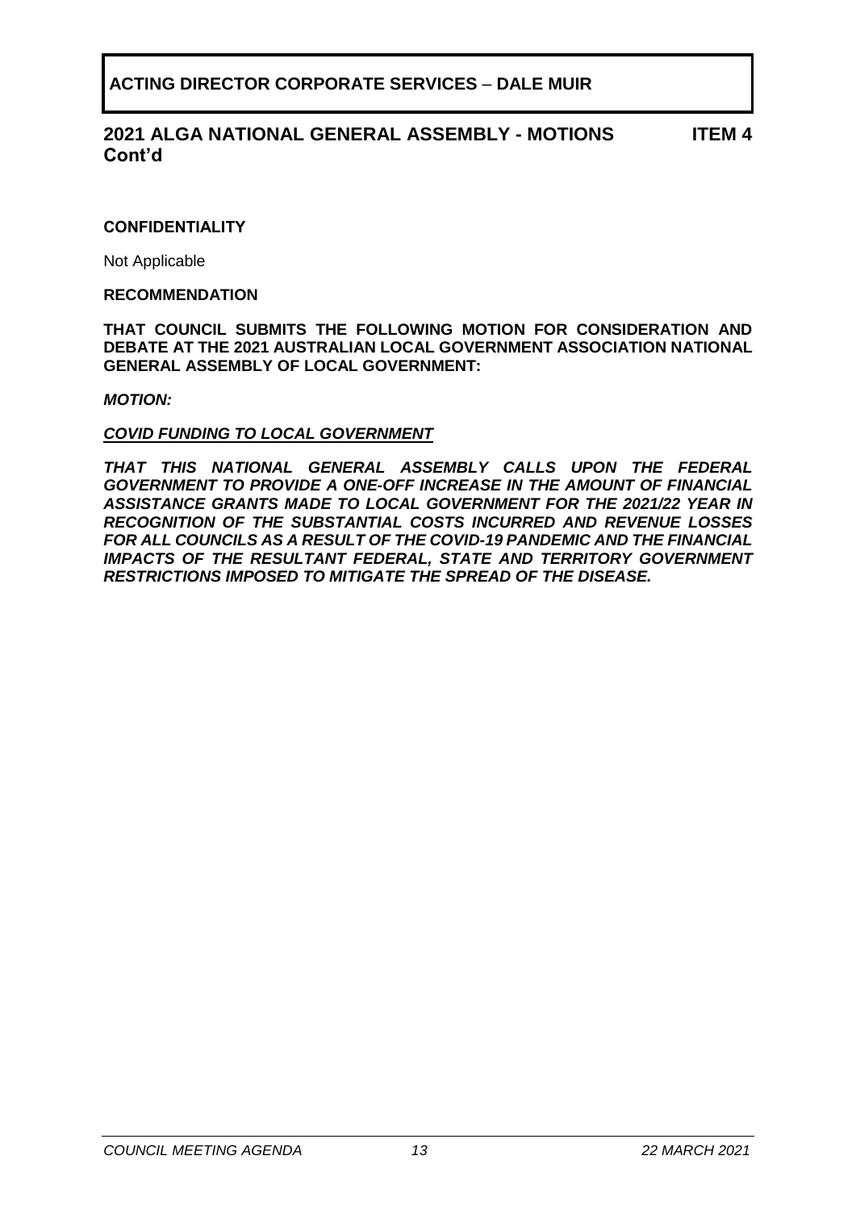**ACTING DIRECTOR CORPORATE SERVICES – DALE MUIR**

## 2021 ALGA NATIONAL GENERAL ASSEMBLY - MOTIONS Cont'd — ITEM 4

**CONFIDENTIALITY**

Not Applicable

**RECOMMENDATION**

**THAT COUNCIL SUBMITS THE FOLLOWING MOTION FOR CONSIDERATION AND DEBATE AT THE 2021 AUSTRALIAN LOCAL GOVERNMENT ASSOCIATION NATIONAL GENERAL ASSEMBLY OF LOCAL GOVERNMENT:**

***MOTION:***

***COVID FUNDING TO LOCAL GOVERNMENT***

***THAT THIS NATIONAL GENERAL ASSEMBLY CALLS UPON THE FEDERAL GOVERNMENT TO PROVIDE A ONE-OFF INCREASE IN THE AMOUNT OF FINANCIAL ASSISTANCE GRANTS MADE TO LOCAL GOVERNMENT FOR THE 2021/22 YEAR IN RECOGNITION OF THE SUBSTANTIAL COSTS INCURRED AND REVENUE LOSSES FOR ALL COUNCILS AS A RESULT OF THE COVID-19 PANDEMIC AND THE FINANCIAL IMPACTS OF THE RESULTANT FEDERAL, STATE AND TERRITORY GOVERNMENT RESTRICTIONS IMPOSED TO MITIGATE THE SPREAD OF THE DISEASE.***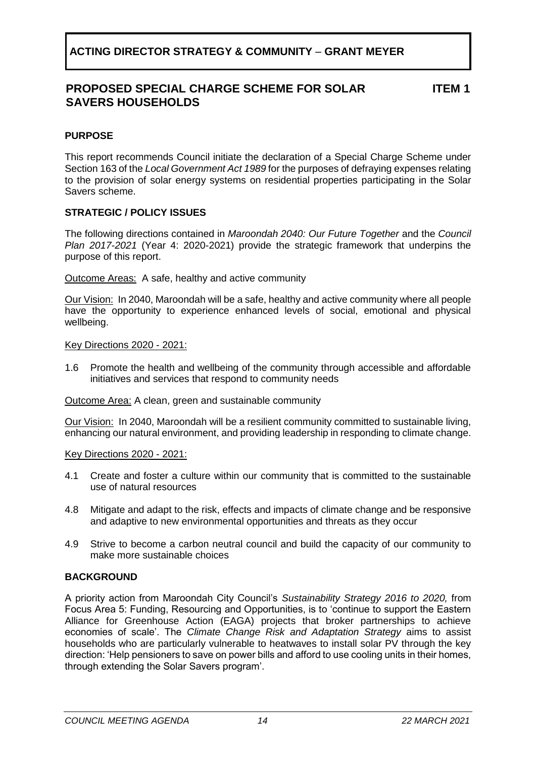**ACTING DIRECTOR STRATEGY & COMMUNITY – GRANT MEYER**

## PROPOSED SPECIAL CHARGE SCHEME FOR SOLAR SAVERS HOUSEHOLDS — ITEM 1

### PURPOSE

This report recommends Council initiate the declaration of a Special Charge Scheme under Section 163 of the *Local Government Act 1989* for the purposes of defraying expenses relating to the provision of solar energy systems on residential properties participating in the Solar Savers scheme.

### STRATEGIC / POLICY ISSUES

The following directions contained in *Maroondah 2040: Our Future Together* and the *Council Plan 2017-2021* (Year 4: 2020-2021) provide the strategic framework that underpins the purpose of this report.

Outcome Areas: A safe, healthy and active community

Our Vision: In 2040, Maroondah will be a safe, healthy and active community where all people have the opportunity to experience enhanced levels of social, emotional and physical wellbeing.

Key Directions 2020 - 2021:

1.6 Promote the health and wellbeing of the community through accessible and affordable initiatives and services that respond to community needs

Outcome Area: A clean, green and sustainable community

Our Vision: In 2040, Maroondah will be a resilient community committed to sustainable living, enhancing our natural environment, and providing leadership in responding to climate change.

Key Directions 2020 - 2021:

4.1 Create and foster a culture within our community that is committed to the sustainable use of natural resources

4.8 Mitigate and adapt to the risk, effects and impacts of climate change and be responsive and adaptive to new environmental opportunities and threats as they occur

4.9 Strive to become a carbon neutral council and build the capacity of our community to make more sustainable choices

### BACKGROUND

A priority action from Maroondah City Council's *Sustainability Strategy 2016 to 2020,* from Focus Area 5: Funding, Resourcing and Opportunities, is to 'continue to support the Eastern Alliance for Greenhouse Action (EAGA) projects that broker partnerships to achieve economies of scale'. The *Climate Change Risk and Adaptation Strategy* aims to assist households who are particularly vulnerable to heatwaves to install solar PV through the key direction: 'Help pensioners to save on power bills and afford to use cooling units in their homes, through extending the Solar Savers program'.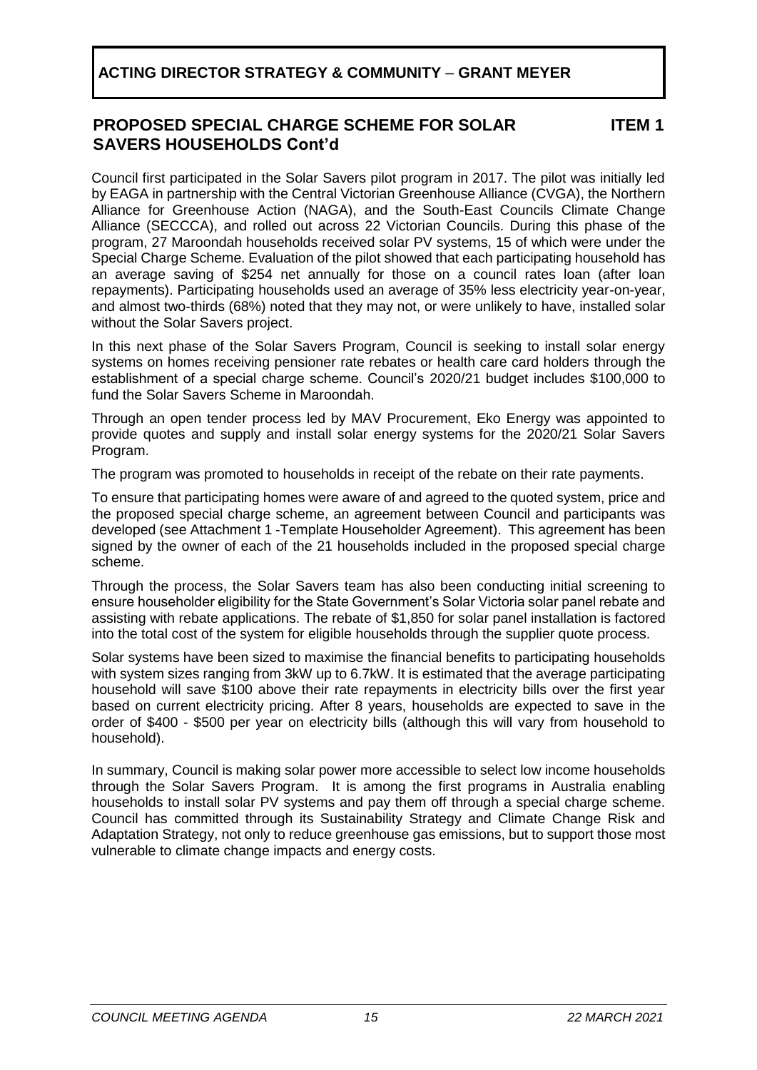## ACTING DIRECTOR STRATEGY & COMMUNITY – GRANT MEYER

### PROPOSED SPECIAL CHARGE SCHEME FOR SOLAR SAVERS HOUSEHOLDS Cont'd — ITEM 1

Council first participated in the Solar Savers pilot program in 2017. The pilot was initially led by EAGA in partnership with the Central Victorian Greenhouse Alliance (CVGA), the Northern Alliance for Greenhouse Action (NAGA), and the South-East Councils Climate Change Alliance (SECCCA), and rolled out across 22 Victorian Councils. During this phase of the program, 27 Maroondah households received solar PV systems, 15 of which were under the Special Charge Scheme. Evaluation of the pilot showed that each participating household has an average saving of $254 net annually for those on a council rates loan (after loan repayments). Participating households used an average of 35% less electricity year-on-year, and almost two-thirds (68%) noted that they may not, or were unlikely to have, installed solar without the Solar Savers project.

In this next phase of the Solar Savers Program, Council is seeking to install solar energy systems on homes receiving pensioner rate rebates or health care card holders through the establishment of a special charge scheme. Council's 2020/21 budget includes $100,000 to fund the Solar Savers Scheme in Maroondah.

Through an open tender process led by MAV Procurement, Eko Energy was appointed to provide quotes and supply and install solar energy systems for the 2020/21 Solar Savers Program.

The program was promoted to households in receipt of the rebate on their rate payments.

To ensure that participating homes were aware of and agreed to the quoted system, price and the proposed special charge scheme, an agreement between Council and participants was developed (see Attachment 1 -Template Householder Agreement). This agreement has been signed by the owner of each of the 21 households included in the proposed special charge scheme.

Through the process, the Solar Savers team has also been conducting initial screening to ensure householder eligibility for the State Government's Solar Victoria solar panel rebate and assisting with rebate applications. The rebate of $1,850 for solar panel installation is factored into the total cost of the system for eligible households through the supplier quote process.

Solar systems have been sized to maximise the financial benefits to participating households with system sizes ranging from 3kW up to 6.7kW. It is estimated that the average participating household will save $100 above their rate repayments in electricity bills over the first year based on current electricity pricing. After 8 years, households are expected to save in the order of $400 - $500 per year on electricity bills (although this will vary from household to household).

In summary, Council is making solar power more accessible to select low income households through the Solar Savers Program. It is among the first programs in Australia enabling households to install solar PV systems and pay them off through a special charge scheme. Council has committed through its Sustainability Strategy and Climate Change Risk and Adaptation Strategy, not only to reduce greenhouse gas emissions, but to support those most vulnerable to climate change impacts and energy costs.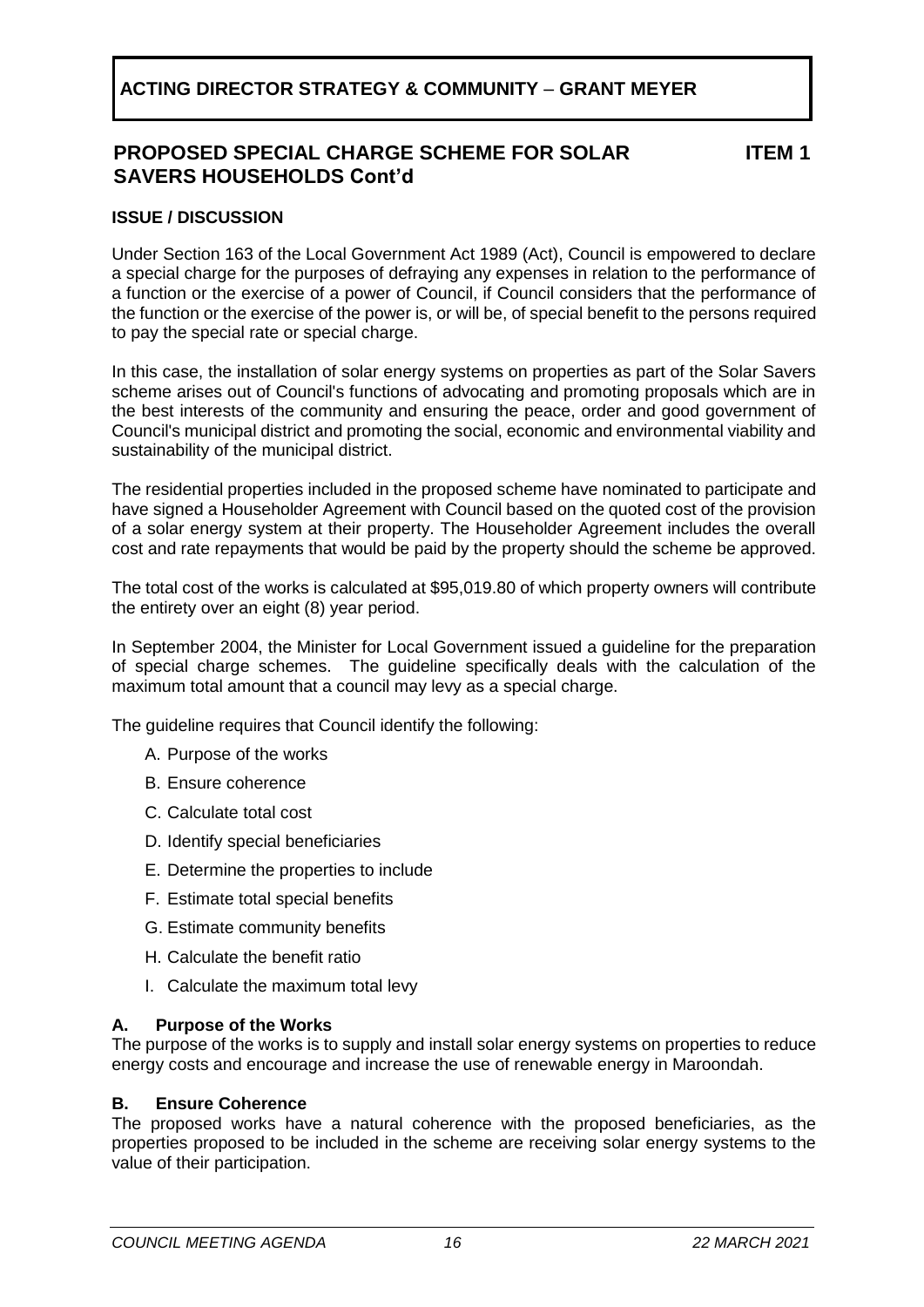**ACTING DIRECTOR STRATEGY & COMMUNITY – GRANT MEYER**

## PROPOSED SPECIAL CHARGE SCHEME FOR SOLAR SAVERS HOUSEHOLDS Cont'd — ITEM 1

### ISSUE / DISCUSSION

Under Section 163 of the Local Government Act 1989 (Act), Council is empowered to declare a special charge for the purposes of defraying any expenses in relation to the performance of a function or the exercise of a power of Council, if Council considers that the performance of the function or the exercise of the power is, or will be, of special benefit to the persons required to pay the special rate or special charge.

In this case, the installation of solar energy systems on properties as part of the Solar Savers scheme arises out of Council's functions of advocating and promoting proposals which are in the best interests of the community and ensuring the peace, order and good government of Council's municipal district and promoting the social, economic and environmental viability and sustainability of the municipal district.

The residential properties included in the proposed scheme have nominated to participate and have signed a Householder Agreement with Council based on the quoted cost of the provision of a solar energy system at their property. The Householder Agreement includes the overall cost and rate repayments that would be paid by the property should the scheme be approved.

The total cost of the works is calculated at $95,019.80 of which property owners will contribute the entirety over an eight (8) year period.

In September 2004, the Minister for Local Government issued a guideline for the preparation of special charge schemes. The guideline specifically deals with the calculation of the maximum total amount that a council may levy as a special charge.

The guideline requires that Council identify the following:

A. Purpose of the works
B. Ensure coherence
C. Calculate total cost
D. Identify special beneficiaries
E. Determine the properties to include
F. Estimate total special benefits
G. Estimate community benefits
H. Calculate the benefit ratio
I. Calculate the maximum total levy

**A. Purpose of the Works**

The purpose of the works is to supply and install solar energy systems on properties to reduce energy costs and encourage and increase the use of renewable energy in Maroondah.

**B. Ensure Coherence**

The proposed works have a natural coherence with the proposed beneficiaries, as the properties proposed to be included in the scheme are receiving solar energy systems to the value of their participation.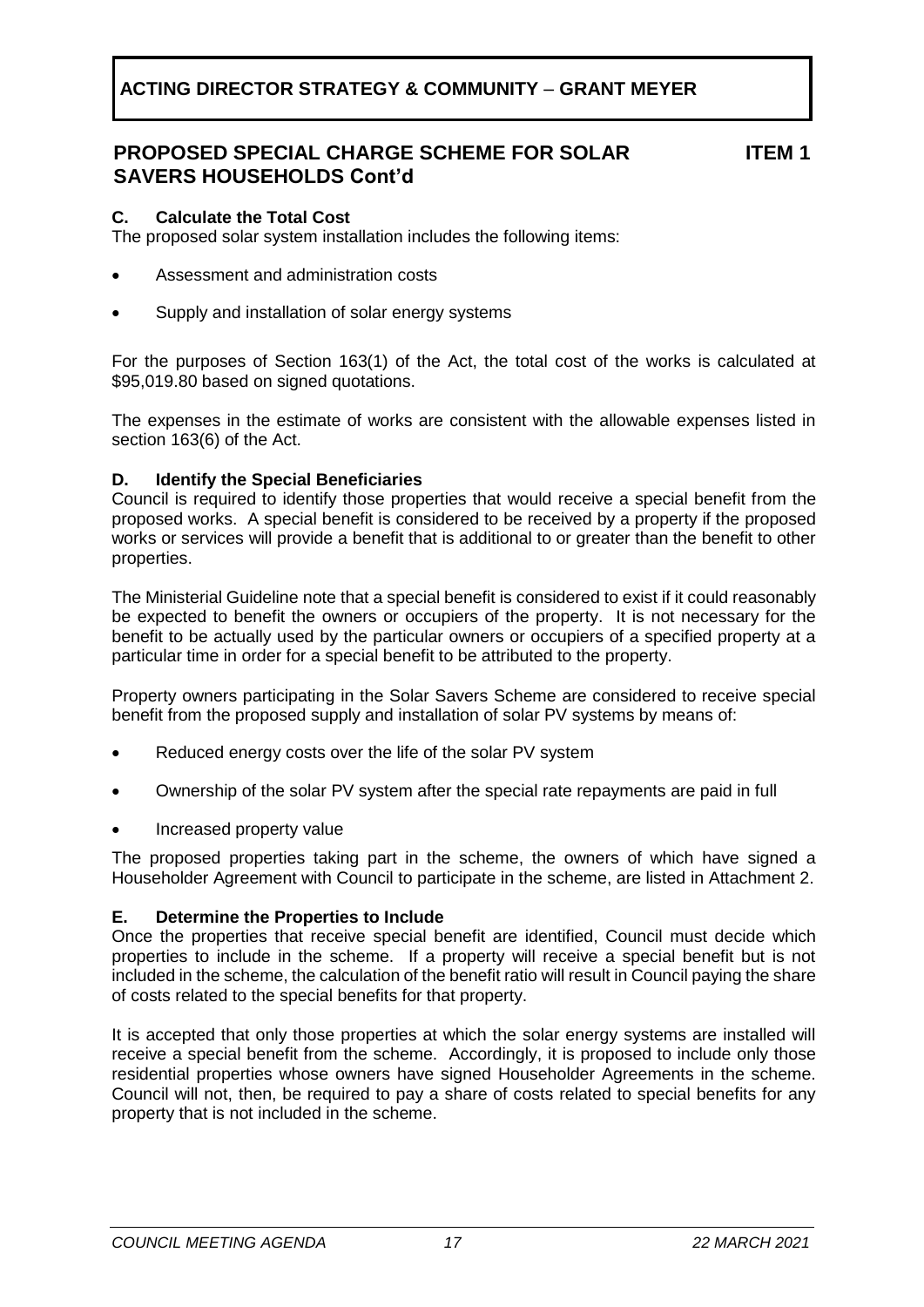**ACTING DIRECTOR STRATEGY & COMMUNITY – GRANT MEYER**

## PROPOSED SPECIAL CHARGE SCHEME FOR SOLAR SAVERS HOUSEHOLDS Cont'd — ITEM 1

### C. Calculate the Total Cost

The proposed solar system installation includes the following items:

- Assessment and administration costs
- Supply and installation of solar energy systems

For the purposes of Section 163(1) of the Act, the total cost of the works is calculated at $95,019.80 based on signed quotations.

The expenses in the estimate of works are consistent with the allowable expenses listed in section 163(6) of the Act.

### D. Identify the Special Beneficiaries

Council is required to identify those properties that would receive a special benefit from the proposed works. A special benefit is considered to be received by a property if the proposed works or services will provide a benefit that is additional to or greater than the benefit to other properties.

The Ministerial Guideline note that a special benefit is considered to exist if it could reasonably be expected to benefit the owners or occupiers of the property. It is not necessary for the benefit to be actually used by the particular owners or occupiers of a specified property at a particular time in order for a special benefit to be attributed to the property.

Property owners participating in the Solar Savers Scheme are considered to receive special benefit from the proposed supply and installation of solar PV systems by means of:

- Reduced energy costs over the life of the solar PV system
- Ownership of the solar PV system after the special rate repayments are paid in full
- Increased property value

The proposed properties taking part in the scheme, the owners of which have signed a Householder Agreement with Council to participate in the scheme, are listed in Attachment 2.

### E. Determine the Properties to Include

Once the properties that receive special benefit are identified, Council must decide which properties to include in the scheme. If a property will receive a special benefit but is not included in the scheme, the calculation of the benefit ratio will result in Council paying the share of costs related to the special benefits for that property.

It is accepted that only those properties at which the solar energy systems are installed will receive a special benefit from the scheme. Accordingly, it is proposed to include only those residential properties whose owners have signed Householder Agreements in the scheme. Council will not, then, be required to pay a share of costs related to special benefits for any property that is not included in the scheme.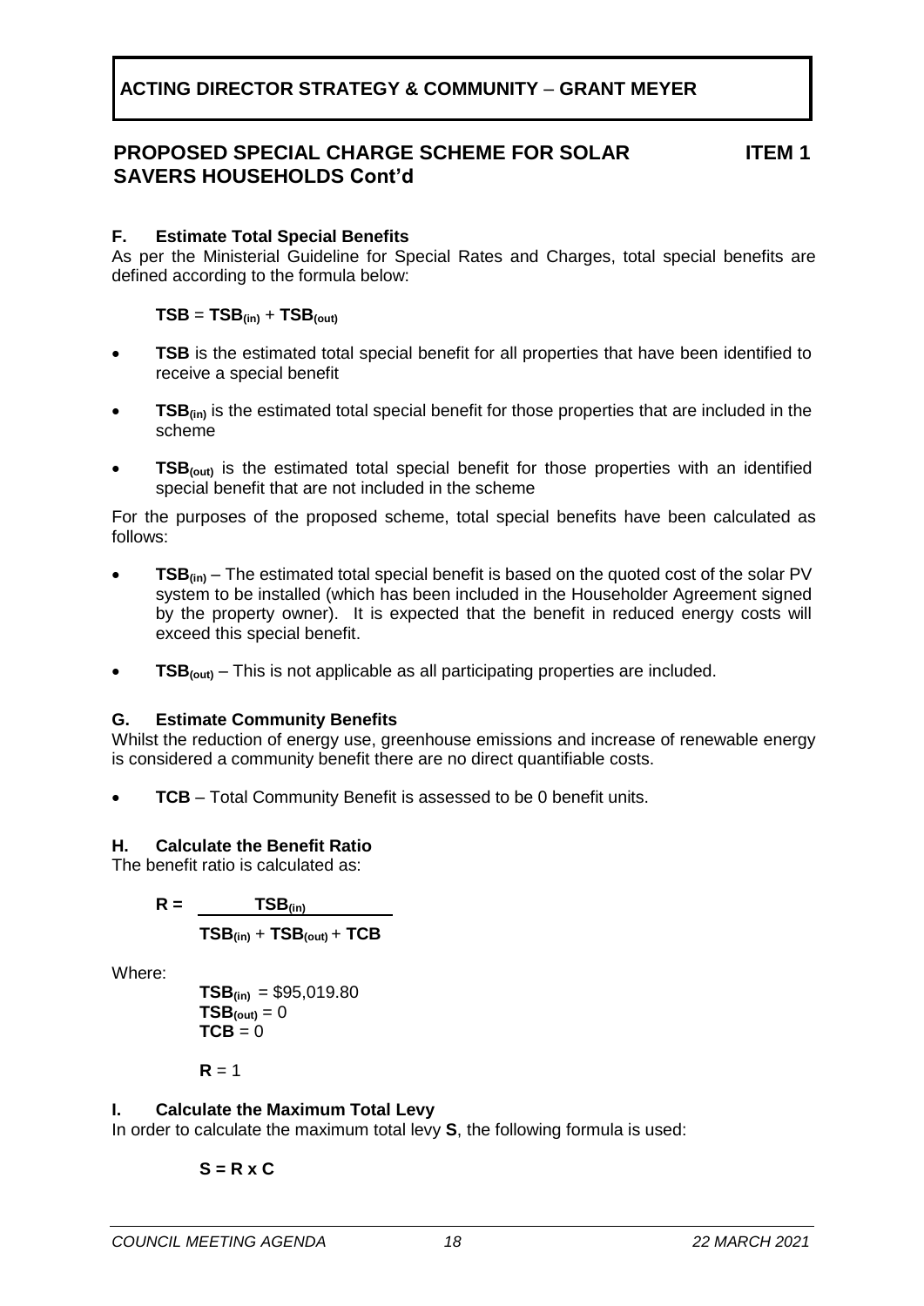**ACTING DIRECTOR STRATEGY & COMMUNITY – GRANT MEYER**

## PROPOSED SPECIAL CHARGE SCHEME FOR SOLAR SAVERS HOUSEHOLDS Cont'd — ITEM 1

### F. Estimate Total Special Benefits

As per the Ministerial Guideline for Special Rates and Charges, total special benefits are defined according to the formula below:

$$\mathbf{TSB} = \mathbf{TSB_{(in)}} + \mathbf{TSB_{(out)}}$$

- **TSB** is the estimated total special benefit for all properties that have been identified to receive a special benefit
- $\mathbf{TSB_{(in)}}$ is the estimated total special benefit for those properties that are included in the scheme
- $\mathbf{TSB_{(out)}}$ is the estimated total special benefit for those properties with an identified special benefit that are not included in the scheme

For the purposes of the proposed scheme, total special benefits have been calculated as follows:

- $\mathbf{TSB_{(in)}}$ – The estimated total special benefit is based on the quoted cost of the solar PV system to be installed (which has been included in the Householder Agreement signed by the property owner). It is expected that the benefit in reduced energy costs will exceed this special benefit.
- $\mathbf{TSB_{(out)}}$ – This is not applicable as all participating properties are included.

### G. Estimate Community Benefits

Whilst the reduction of energy use, greenhouse emissions and increase of renewable energy is considered a community benefit there are no direct quantifiable costs.

- **TCB** – Total Community Benefit is assessed to be 0 benefit units.

### H. Calculate the Benefit Ratio

The benefit ratio is calculated as:

$$\mathbf{R} = \frac{\mathbf{TSB_{(in)}}}{\mathbf{TSB_{(in)}} + \mathbf{TSB_{(out)}} + \mathbf{TCB}}$$

Where:

$\mathbf{TSB_{(in)}}$ = \$95,019.80
$\mathbf{TSB_{(out)}}$ = 0
$\mathbf{TCB}$ = 0

$\mathbf{R}$ = 1

### I. Calculate the Maximum Total Levy

In order to calculate the maximum total levy **S**, the following formula is used:

$$\mathbf{S = R \times C}$$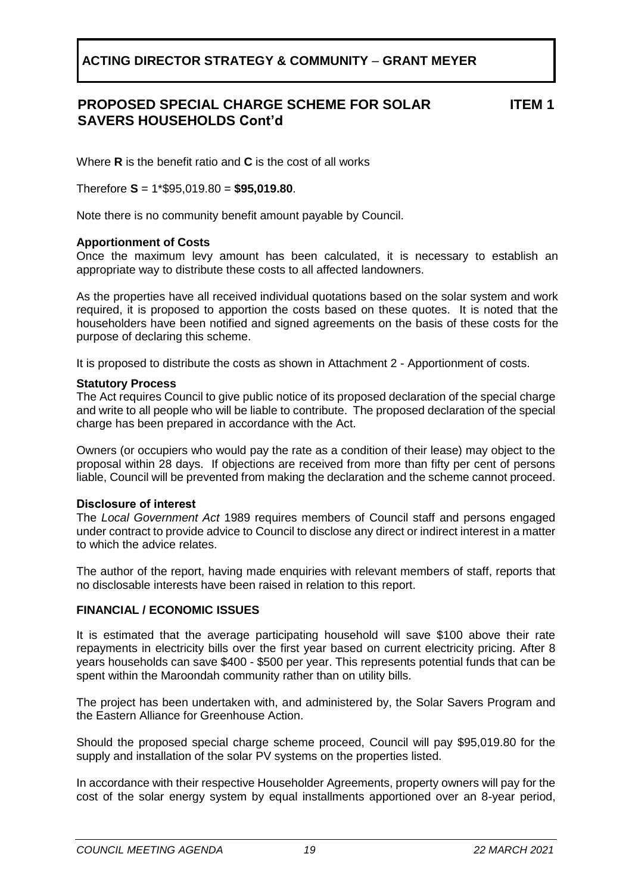**ACTING DIRECTOR STRATEGY & COMMUNITY – GRANT MEYER**

## PROPOSED SPECIAL CHARGE SCHEME FOR SOLAR SAVERS HOUSEHOLDS Cont'd — ITEM 1

Where **R** is the benefit ratio and **C** is the cost of all works

Therefore **S** = 1*$95,019.80 = **$95,019.80**.

Note there is no community benefit amount payable by Council.

**Apportionment of Costs**
Once the maximum levy amount has been calculated, it is necessary to establish an appropriate way to distribute these costs to all affected landowners.

As the properties have all received individual quotations based on the solar system and work required, it is proposed to apportion the costs based on these quotes. It is noted that the householders have been notified and signed agreements on the basis of these costs for the purpose of declaring this scheme.

It is proposed to distribute the costs as shown in Attachment 2 - Apportionment of costs.

**Statutory Process**
The Act requires Council to give public notice of its proposed declaration of the special charge and write to all people who will be liable to contribute. The proposed declaration of the special charge has been prepared in accordance with the Act.

Owners (or occupiers who would pay the rate as a condition of their lease) may object to the proposal within 28 days. If objections are received from more than fifty per cent of persons liable, Council will be prevented from making the declaration and the scheme cannot proceed.

**Disclosure of interest**
The *Local Government Act* 1989 requires members of Council staff and persons engaged under contract to provide advice to Council to disclose any direct or indirect interest in a matter to which the advice relates.

The author of the report, having made enquiries with relevant members of staff, reports that no disclosable interests have been raised in relation to this report.

**FINANCIAL / ECONOMIC ISSUES**

It is estimated that the average participating household will save $100 above their rate repayments in electricity bills over the first year based on current electricity pricing. After 8 years households can save $400 - $500 per year. This represents potential funds that can be spent within the Maroondah community rather than on utility bills.

The project has been undertaken with, and administered by, the Solar Savers Program and the Eastern Alliance for Greenhouse Action.

Should the proposed special charge scheme proceed, Council will pay $95,019.80 for the supply and installation of the solar PV systems on the properties listed.

In accordance with their respective Householder Agreements, property owners will pay for the cost of the solar energy system by equal installments apportioned over an 8-year period,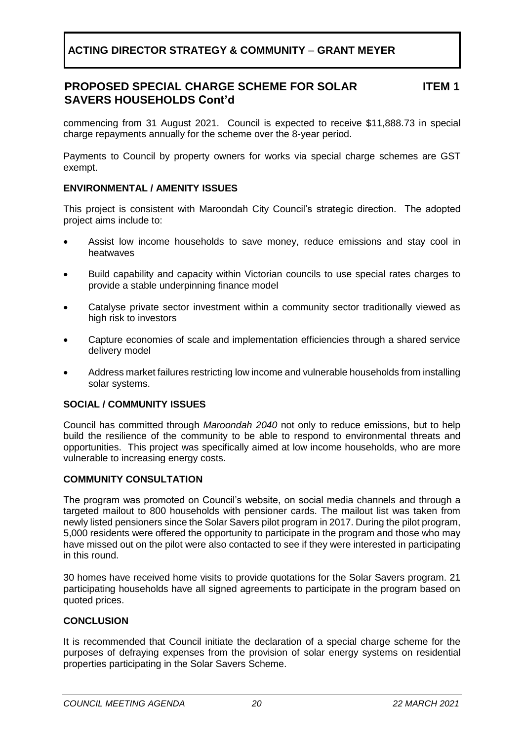## ACTING DIRECTOR STRATEGY & COMMUNITY – GRANT MEYER

### PROPOSED SPECIAL CHARGE SCHEME FOR SOLAR SAVERS HOUSEHOLDS Cont'd — ITEM 1

commencing from 31 August 2021. Council is expected to receive $11,888.73 in special charge repayments annually for the scheme over the 8-year period.

Payments to Council by property owners for works via special charge schemes are GST exempt.

**ENVIRONMENTAL / AMENITY ISSUES**

This project is consistent with Maroondah City Council's strategic direction. The adopted project aims include to:

- Assist low income households to save money, reduce emissions and stay cool in heatwaves
- Build capability and capacity within Victorian councils to use special rates charges to provide a stable underpinning finance model
- Catalyse private sector investment within a community sector traditionally viewed as high risk to investors
- Capture economies of scale and implementation efficiencies through a shared service delivery model
- Address market failures restricting low income and vulnerable households from installing solar systems.

**SOCIAL / COMMUNITY ISSUES**

Council has committed through *Maroondah 2040* not only to reduce emissions, but to help build the resilience of the community to be able to respond to environmental threats and opportunities. This project was specifically aimed at low income households, who are more vulnerable to increasing energy costs.

**COMMUNITY CONSULTATION**

The program was promoted on Council's website, on social media channels and through a targeted mailout to 800 households with pensioner cards. The mailout list was taken from newly listed pensioners since the Solar Savers pilot program in 2017. During the pilot program, 5,000 residents were offered the opportunity to participate in the program and those who may have missed out on the pilot were also contacted to see if they were interested in participating in this round.

30 homes have received home visits to provide quotations for the Solar Savers program. 21 participating households have all signed agreements to participate in the program based on quoted prices.

**CONCLUSION**

It is recommended that Council initiate the declaration of a special charge scheme for the purposes of defraying expenses from the provision of solar energy systems on residential properties participating in the Solar Savers Scheme.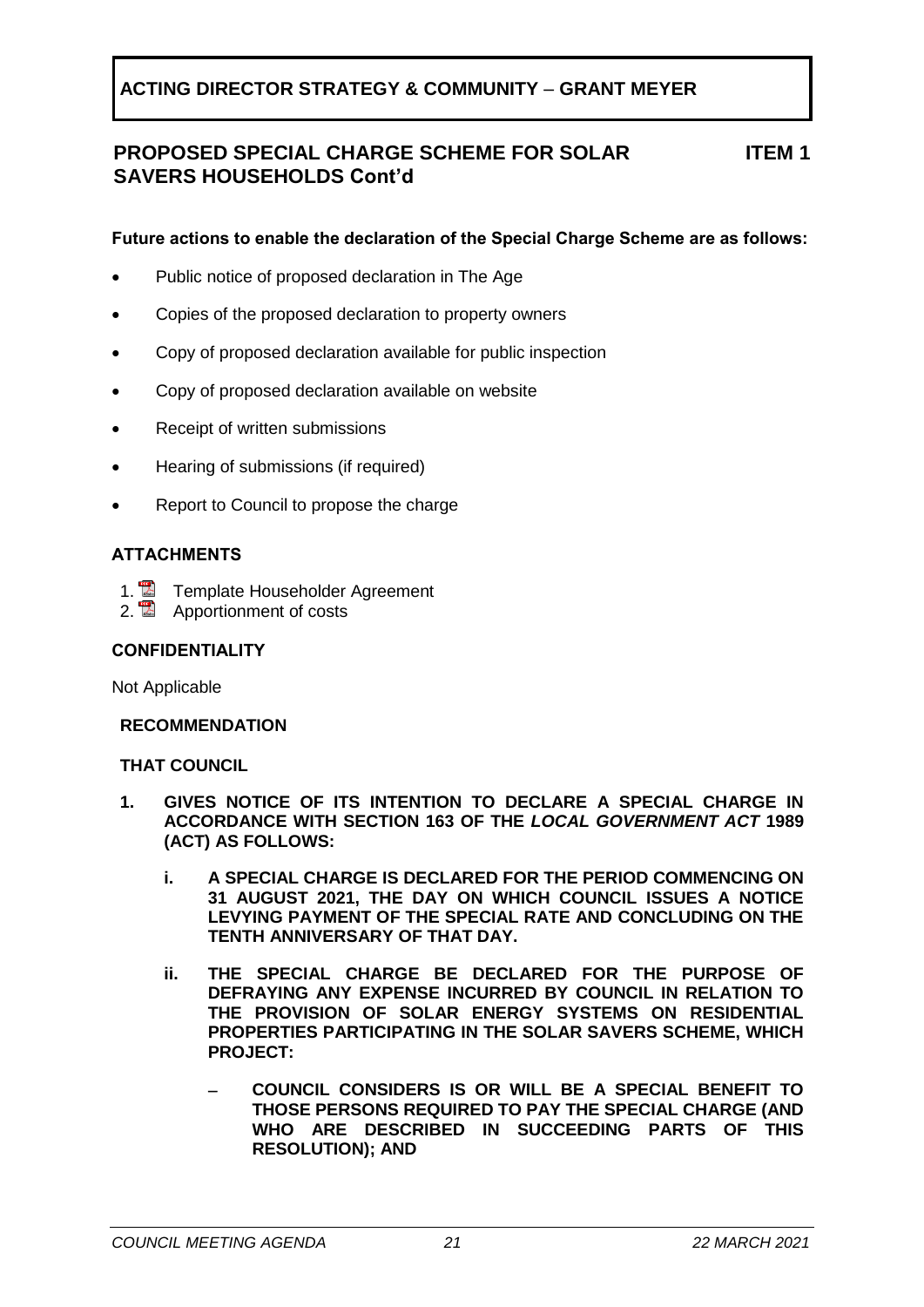**ACTING DIRECTOR STRATEGY & COMMUNITY – GRANT MEYER**

## PROPOSED SPECIAL CHARGE SCHEME FOR SOLAR SAVERS HOUSEHOLDS Cont'd

**ITEM 1**

**Future actions to enable the declaration of the Special Charge Scheme are as follows:**

- Public notice of proposed declaration in The Age
- Copies of the proposed declaration to property owners
- Copy of proposed declaration available for public inspection
- Copy of proposed declaration available on website
- Receipt of written submissions
- Hearing of submissions (if required)
- Report to Council to propose the charge

### ATTACHMENTS

1. Template Householder Agreement
2. Apportionment of costs

### CONFIDENTIALITY

Not Applicable

### RECOMMENDATION

**THAT COUNCIL**

1. **GIVES NOTICE OF ITS INTENTION TO DECLARE A SPECIAL CHARGE IN ACCORDANCE WITH SECTION 163 OF THE *LOCAL GOVERNMENT ACT* 1989 (ACT) AS FOLLOWS:**

   i. **A SPECIAL CHARGE IS DECLARED FOR THE PERIOD COMMENCING ON 31 AUGUST 2021, THE DAY ON WHICH COUNCIL ISSUES A NOTICE LEVYING PAYMENT OF THE SPECIAL RATE AND CONCLUDING ON THE TENTH ANNIVERSARY OF THAT DAY.**

   ii. **THE SPECIAL CHARGE BE DECLARED FOR THE PURPOSE OF DEFRAYING ANY EXPENSE INCURRED BY COUNCIL IN RELATION TO THE PROVISION OF SOLAR ENERGY SYSTEMS ON RESIDENTIAL PROPERTIES PARTICIPATING IN THE SOLAR SAVERS SCHEME, WHICH PROJECT:**

      – **COUNCIL CONSIDERS IS OR WILL BE A SPECIAL BENEFIT TO THOSE PERSONS REQUIRED TO PAY THE SPECIAL CHARGE (AND WHO ARE DESCRIBED IN SUCCEEDING PARTS OF THIS RESOLUTION); AND**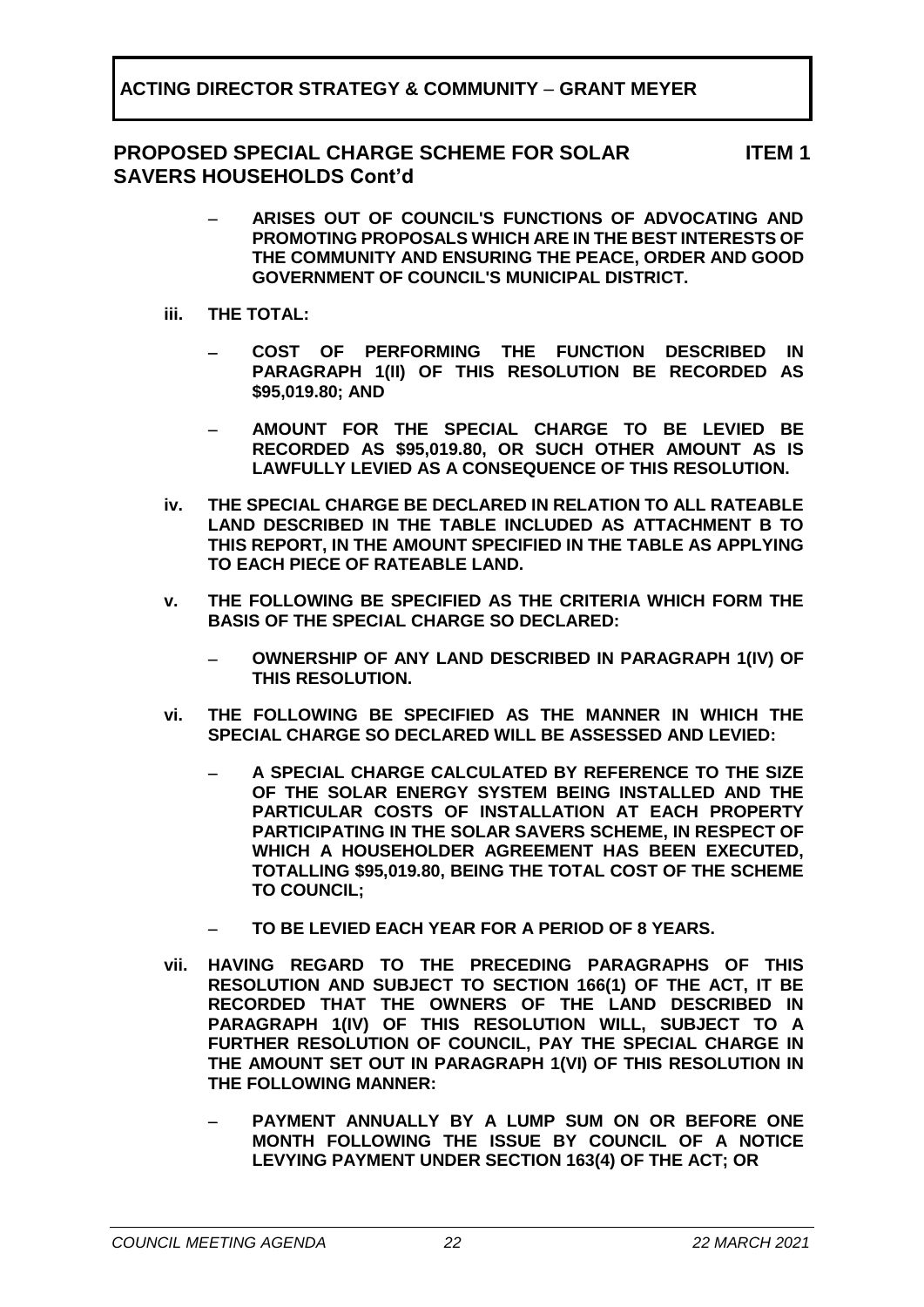**ACTING DIRECTOR STRATEGY & COMMUNITY – GRANT MEYER**

**PROPOSED SPECIAL CHARGE SCHEME FOR SOLAR SAVERS HOUSEHOLDS Cont'd** **ITEM 1**

- **ARISES OUT OF COUNCIL'S FUNCTIONS OF ADVOCATING AND PROMOTING PROPOSALS WHICH ARE IN THE BEST INTERESTS OF THE COMMUNITY AND ENSURING THE PEACE, ORDER AND GOOD GOVERNMENT OF COUNCIL'S MUNICIPAL DISTRICT.**

**iii. THE TOTAL:**

- **COST OF PERFORMING THE FUNCTION DESCRIBED IN PARAGRAPH 1(II) OF THIS RESOLUTION BE RECORDED AS $95,019.80; AND**
- **AMOUNT FOR THE SPECIAL CHARGE TO BE LEVIED BE RECORDED AS $95,019.80, OR SUCH OTHER AMOUNT AS IS LAWFULLY LEVIED AS A CONSEQUENCE OF THIS RESOLUTION.**

**iv. THE SPECIAL CHARGE BE DECLARED IN RELATION TO ALL RATEABLE LAND DESCRIBED IN THE TABLE INCLUDED AS ATTACHMENT B TO THIS REPORT, IN THE AMOUNT SPECIFIED IN THE TABLE AS APPLYING TO EACH PIECE OF RATEABLE LAND.**

**v. THE FOLLOWING BE SPECIFIED AS THE CRITERIA WHICH FORM THE BASIS OF THE SPECIAL CHARGE SO DECLARED:**

- **OWNERSHIP OF ANY LAND DESCRIBED IN PARAGRAPH 1(IV) OF THIS RESOLUTION.**

**vi. THE FOLLOWING BE SPECIFIED AS THE MANNER IN WHICH THE SPECIAL CHARGE SO DECLARED WILL BE ASSESSED AND LEVIED:**

- **A SPECIAL CHARGE CALCULATED BY REFERENCE TO THE SIZE OF THE SOLAR ENERGY SYSTEM BEING INSTALLED AND THE PARTICULAR COSTS OF INSTALLATION AT EACH PROPERTY PARTICIPATING IN THE SOLAR SAVERS SCHEME, IN RESPECT OF WHICH A HOUSEHOLDER AGREEMENT HAS BEEN EXECUTED, TOTALLING $95,019.80, BEING THE TOTAL COST OF THE SCHEME TO COUNCIL;**
- **TO BE LEVIED EACH YEAR FOR A PERIOD OF 8 YEARS.**

**vii. HAVING REGARD TO THE PRECEDING PARAGRAPHS OF THIS RESOLUTION AND SUBJECT TO SECTION 166(1) OF THE ACT, IT BE RECORDED THAT THE OWNERS OF THE LAND DESCRIBED IN PARAGRAPH 1(IV) OF THIS RESOLUTION WILL, SUBJECT TO A FURTHER RESOLUTION OF COUNCIL, PAY THE SPECIAL CHARGE IN THE AMOUNT SET OUT IN PARAGRAPH 1(VI) OF THIS RESOLUTION IN THE FOLLOWING MANNER:**

- **PAYMENT ANNUALLY BY A LUMP SUM ON OR BEFORE ONE MONTH FOLLOWING THE ISSUE BY COUNCIL OF A NOTICE LEVYING PAYMENT UNDER SECTION 163(4) OF THE ACT; OR**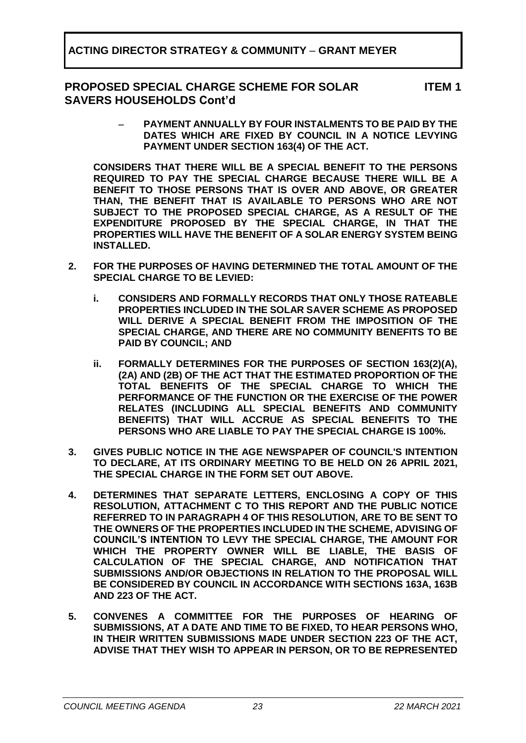**ACTING DIRECTOR STRATEGY & COMMUNITY – GRANT MEYER**

## PROPOSED SPECIAL CHARGE SCHEME FOR SOLAR SAVERS HOUSEHOLDS Cont'd — ITEM 1

– **PAYMENT ANNUALLY BY FOUR INSTALMENTS TO BE PAID BY THE DATES WHICH ARE FIXED BY COUNCIL IN A NOTICE LEVYING PAYMENT UNDER SECTION 163(4) OF THE ACT.**

**CONSIDERS THAT THERE WILL BE A SPECIAL BENEFIT TO THE PERSONS REQUIRED TO PAY THE SPECIAL CHARGE BECAUSE THERE WILL BE A BENEFIT TO THOSE PERSONS THAT IS OVER AND ABOVE, OR GREATER THAN, THE BENEFIT THAT IS AVAILABLE TO PERSONS WHO ARE NOT SUBJECT TO THE PROPOSED SPECIAL CHARGE, AS A RESULT OF THE EXPENDITURE PROPOSED BY THE SPECIAL CHARGE, IN THAT THE PROPERTIES WILL HAVE THE BENEFIT OF A SOLAR ENERGY SYSTEM BEING INSTALLED.**

2. **FOR THE PURPOSES OF HAVING DETERMINED THE TOTAL AMOUNT OF THE SPECIAL CHARGE TO BE LEVIED:**

   i. **CONSIDERS AND FORMALLY RECORDS THAT ONLY THOSE RATEABLE PROPERTIES INCLUDED IN THE SOLAR SAVER SCHEME AS PROPOSED WILL DERIVE A SPECIAL BENEFIT FROM THE IMPOSITION OF THE SPECIAL CHARGE, AND THERE ARE NO COMMUNITY BENEFITS TO BE PAID BY COUNCIL; AND**

   ii. **FORMALLY DETERMINES FOR THE PURPOSES OF SECTION 163(2)(A), (2A) AND (2B) OF THE ACT THAT THE ESTIMATED PROPORTION OF THE TOTAL BENEFITS OF THE SPECIAL CHARGE TO WHICH THE PERFORMANCE OF THE FUNCTION OR THE EXERCISE OF THE POWER RELATES (INCLUDING ALL SPECIAL BENEFITS AND COMMUNITY BENEFITS) THAT WILL ACCRUE AS SPECIAL BENEFITS TO THE PERSONS WHO ARE LIABLE TO PAY THE SPECIAL CHARGE IS 100%.**

3. **GIVES PUBLIC NOTICE IN THE AGE NEWSPAPER OF COUNCIL'S INTENTION TO DECLARE, AT ITS ORDINARY MEETING TO BE HELD ON 26 APRIL 2021, THE SPECIAL CHARGE IN THE FORM SET OUT ABOVE.**

4. **DETERMINES THAT SEPARATE LETTERS, ENCLOSING A COPY OF THIS RESOLUTION, ATTACHMENT C TO THIS REPORT AND THE PUBLIC NOTICE REFERRED TO IN PARAGRAPH 4 OF THIS RESOLUTION, ARE TO BE SENT TO THE OWNERS OF THE PROPERTIES INCLUDED IN THE SCHEME, ADVISING OF COUNCIL'S INTENTION TO LEVY THE SPECIAL CHARGE, THE AMOUNT FOR WHICH THE PROPERTY OWNER WILL BE LIABLE, THE BASIS OF CALCULATION OF THE SPECIAL CHARGE, AND NOTIFICATION THAT SUBMISSIONS AND/OR OBJECTIONS IN RELATION TO THE PROPOSAL WILL BE CONSIDERED BY COUNCIL IN ACCORDANCE WITH SECTIONS 163A, 163B AND 223 OF THE ACT.**

5. **CONVENES A COMMITTEE FOR THE PURPOSES OF HEARING OF SUBMISSIONS, AT A DATE AND TIME TO BE FIXED, TO HEAR PERSONS WHO, IN THEIR WRITTEN SUBMISSIONS MADE UNDER SECTION 223 OF THE ACT, ADVISE THAT THEY WISH TO APPEAR IN PERSON, OR TO BE REPRESENTED**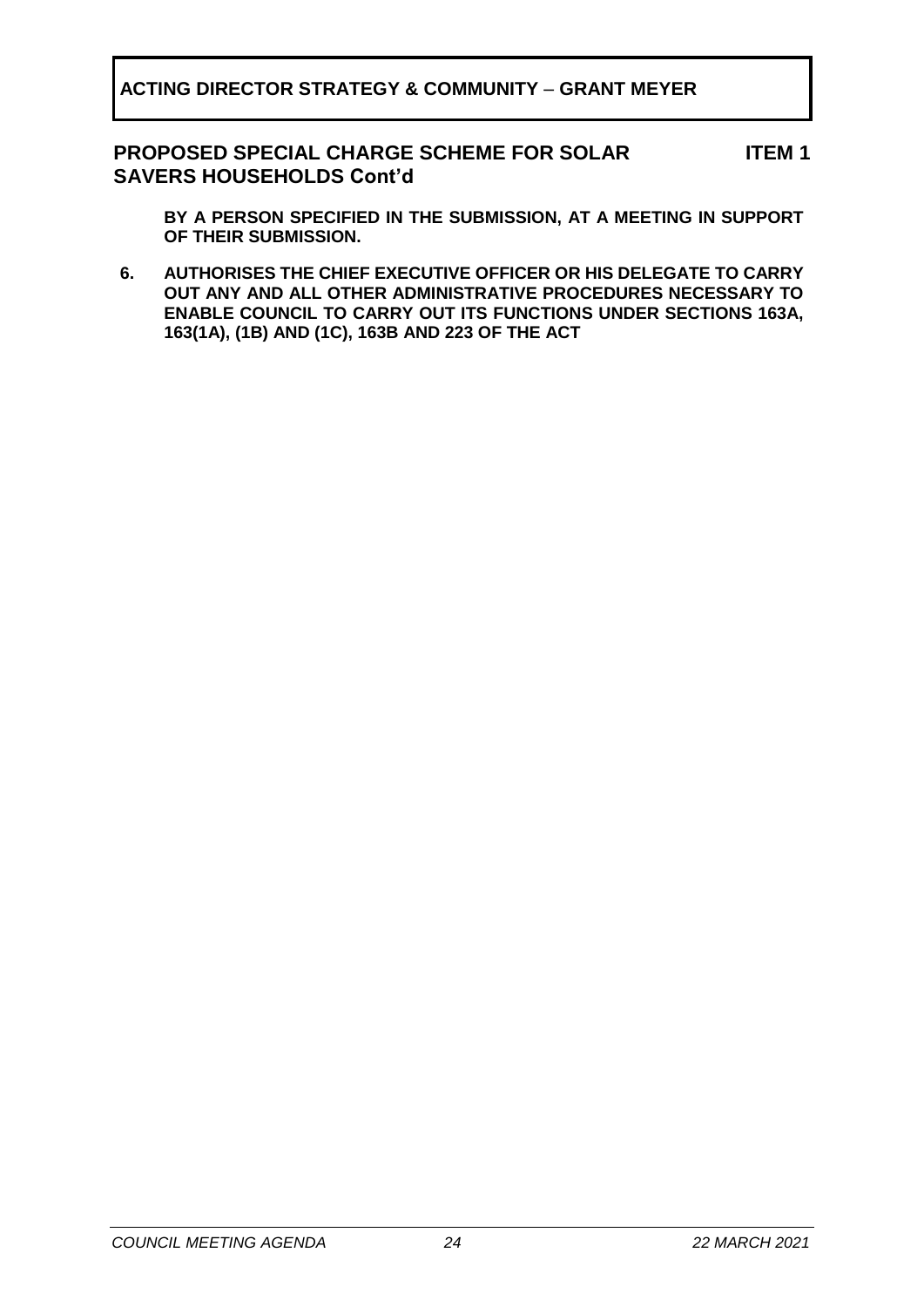**ACTING DIRECTOR STRATEGY & COMMUNITY – GRANT MEYER**

## PROPOSED SPECIAL CHARGE SCHEME FOR SOLAR SAVERS HOUSEHOLDS Cont'd — ITEM 1

**BY A PERSON SPECIFIED IN THE SUBMISSION, AT A MEETING IN SUPPORT OF THEIR SUBMISSION.**

**6. AUTHORISES THE CHIEF EXECUTIVE OFFICER OR HIS DELEGATE TO CARRY OUT ANY AND ALL OTHER ADMINISTRATIVE PROCEDURES NECESSARY TO ENABLE COUNCIL TO CARRY OUT ITS FUNCTIONS UNDER SECTIONS 163A, 163(1A), (1B) AND (1C), 163B AND 223 OF THE ACT**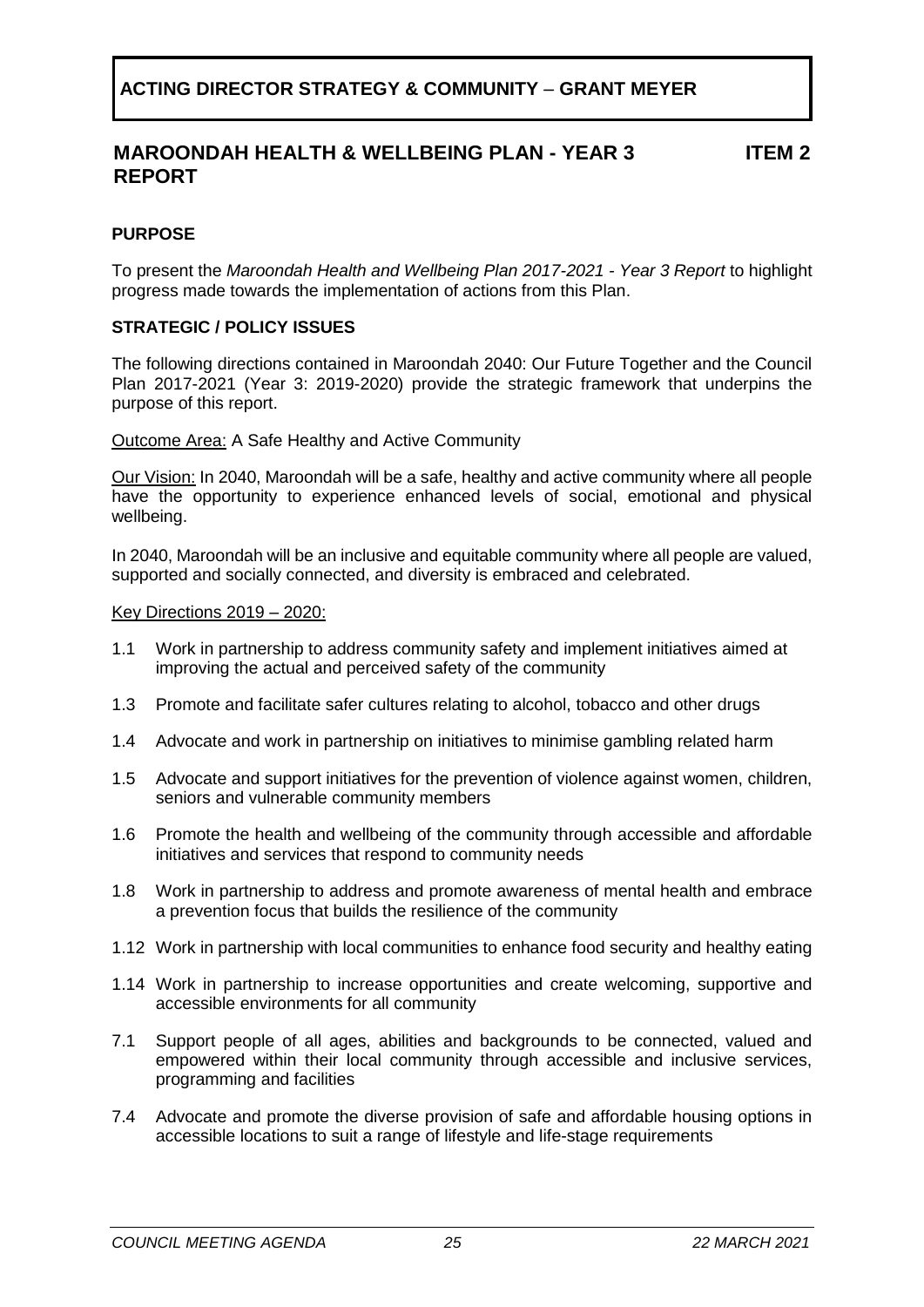**ACTING DIRECTOR STRATEGY & COMMUNITY – GRANT MEYER**

## MAROONDAH HEALTH & WELLBEING PLAN - YEAR 3 REPORT — ITEM 2

### PURPOSE

To present the *Maroondah Health and Wellbeing Plan 2017-2021 - Year 3 Report* to highlight progress made towards the implementation of actions from this Plan.

### STRATEGIC / POLICY ISSUES

The following directions contained in Maroondah 2040: Our Future Together and the Council Plan 2017-2021 (Year 3: 2019-2020) provide the strategic framework that underpins the purpose of this report.

<u>Outcome Area:</u> A Safe Healthy and Active Community

<u>Our Vision:</u> In 2040, Maroondah will be a safe, healthy and active community where all people have the opportunity to experience enhanced levels of social, emotional and physical wellbeing.

In 2040, Maroondah will be an inclusive and equitable community where all people are valued, supported and socially connected, and diversity is embraced and celebrated.

<u>Key Directions 2019 – 2020:</u>

- 1.1 Work in partnership to address community safety and implement initiatives aimed at improving the actual and perceived safety of the community
- 1.3 Promote and facilitate safer cultures relating to alcohol, tobacco and other drugs
- 1.4 Advocate and work in partnership on initiatives to minimise gambling related harm
- 1.5 Advocate and support initiatives for the prevention of violence against women, children, seniors and vulnerable community members
- 1.6 Promote the health and wellbeing of the community through accessible and affordable initiatives and services that respond to community needs
- 1.8 Work in partnership to address and promote awareness of mental health and embrace a prevention focus that builds the resilience of the community
- 1.12 Work in partnership with local communities to enhance food security and healthy eating
- 1.14 Work in partnership to increase opportunities and create welcoming, supportive and accessible environments for all community
- 7.1 Support people of all ages, abilities and backgrounds to be connected, valued and empowered within their local community through accessible and inclusive services, programming and facilities
- 7.4 Advocate and promote the diverse provision of safe and affordable housing options in accessible locations to suit a range of lifestyle and life-stage requirements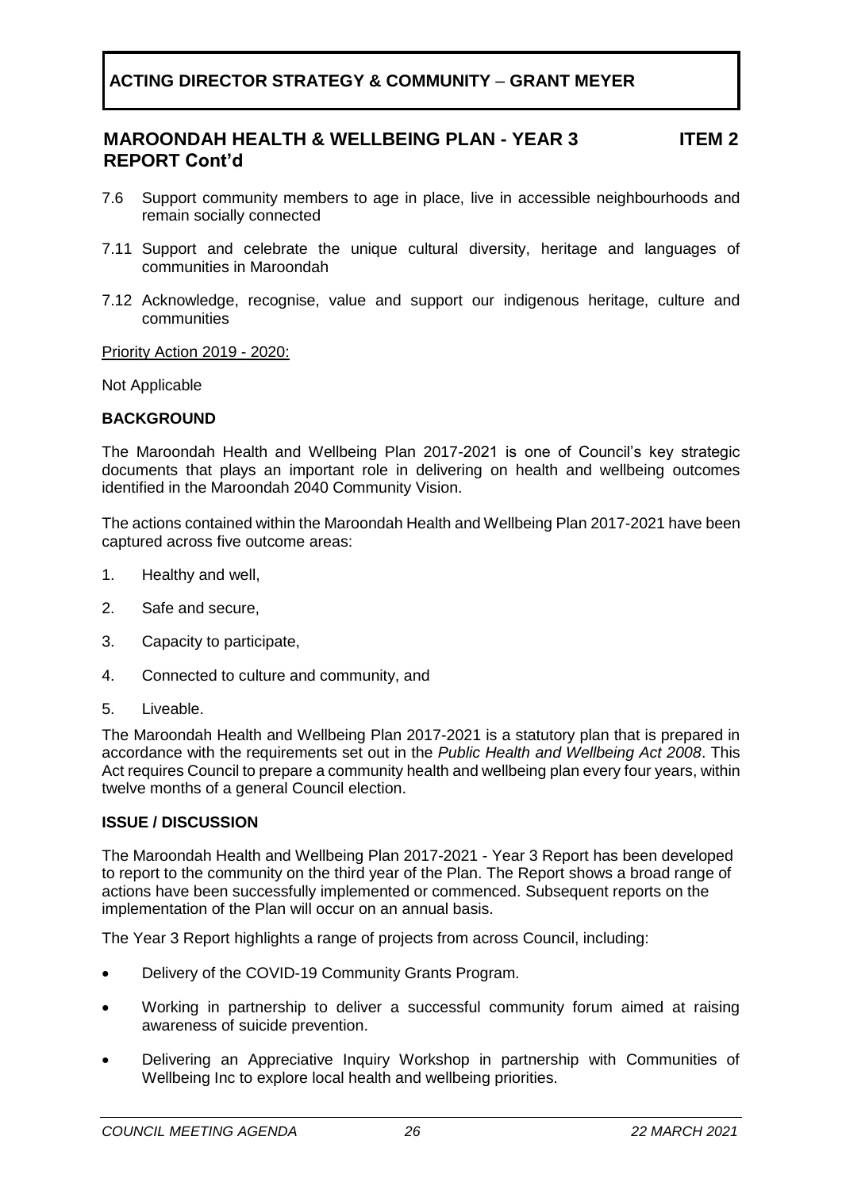**ACTING DIRECTOR STRATEGY & COMMUNITY – GRANT MEYER**

## MAROONDAH HEALTH & WELLBEING PLAN - YEAR 3 REPORT Cont'd — ITEM 2

7.6 Support community members to age in place, live in accessible neighbourhoods and remain socially connected

7.11 Support and celebrate the unique cultural diversity, heritage and languages of communities in Maroondah

7.12 Acknowledge, recognise, value and support our indigenous heritage, culture and communities

Priority Action 2019 - 2020:

Not Applicable

### BACKGROUND

The Maroondah Health and Wellbeing Plan 2017-2021 is one of Council's key strategic documents that plays an important role in delivering on health and wellbeing outcomes identified in the Maroondah 2040 Community Vision.

The actions contained within the Maroondah Health and Wellbeing Plan 2017-2021 have been captured across five outcome areas:

1. Healthy and well,
2. Safe and secure,
3. Capacity to participate,
4. Connected to culture and community, and
5. Liveable.

The Maroondah Health and Wellbeing Plan 2017-2021 is a statutory plan that is prepared in accordance with the requirements set out in the *Public Health and Wellbeing Act 2008*. This Act requires Council to prepare a community health and wellbeing plan every four years, within twelve months of a general Council election.

### ISSUE / DISCUSSION

The Maroondah Health and Wellbeing Plan 2017-2021 - Year 3 Report has been developed to report to the community on the third year of the Plan. The Report shows a broad range of actions have been successfully implemented or commenced. Subsequent reports on the implementation of the Plan will occur on an annual basis.

The Year 3 Report highlights a range of projects from across Council, including:

- Delivery of the COVID-19 Community Grants Program.
- Working in partnership to deliver a successful community forum aimed at raising awareness of suicide prevention.
- Delivering an Appreciative Inquiry Workshop in partnership with Communities of Wellbeing Inc to explore local health and wellbeing priorities.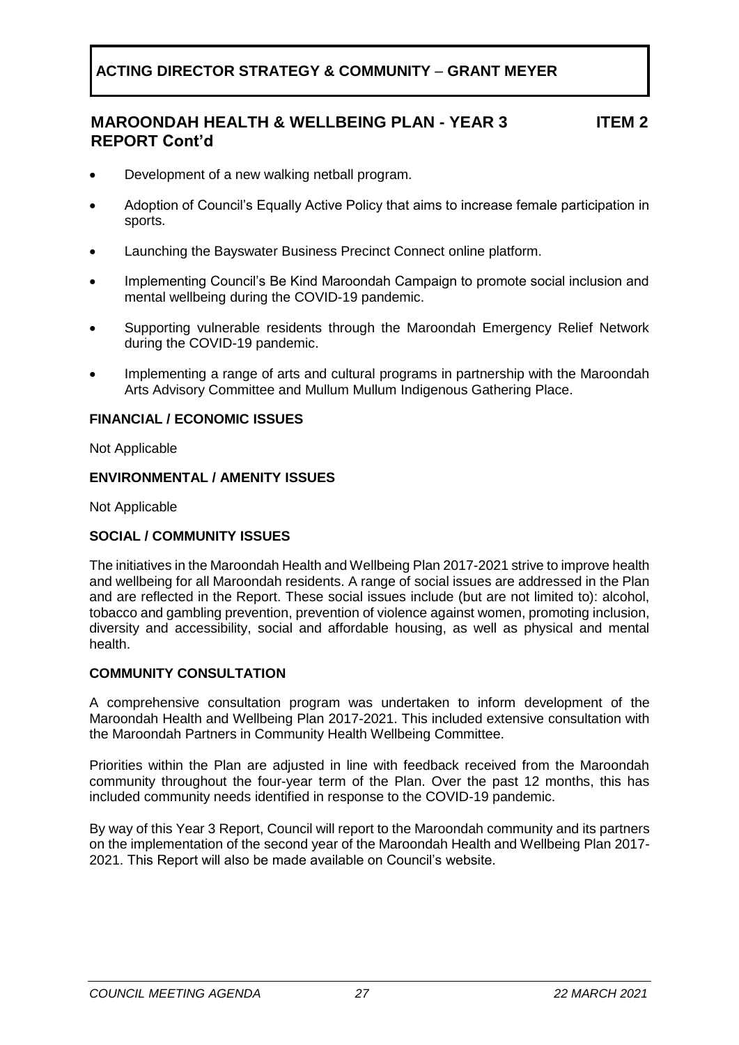**ACTING DIRECTOR STRATEGY & COMMUNITY – GRANT MEYER**

## MAROONDAH HEALTH & WELLBEING PLAN - YEAR 3 REPORT Cont'd — ITEM 2

- Development of a new walking netball program.
- Adoption of Council's Equally Active Policy that aims to increase female participation in sports.
- Launching the Bayswater Business Precinct Connect online platform.
- Implementing Council's Be Kind Maroondah Campaign to promote social inclusion and mental wellbeing during the COVID-19 pandemic.
- Supporting vulnerable residents through the Maroondah Emergency Relief Network during the COVID-19 pandemic.
- Implementing a range of arts and cultural programs in partnership with the Maroondah Arts Advisory Committee and Mullum Mullum Indigenous Gathering Place.

### FINANCIAL / ECONOMIC ISSUES

Not Applicable

### ENVIRONMENTAL / AMENITY ISSUES

Not Applicable

### SOCIAL / COMMUNITY ISSUES

The initiatives in the Maroondah Health and Wellbeing Plan 2017-2021 strive to improve health and wellbeing for all Maroondah residents. A range of social issues are addressed in the Plan and are reflected in the Report. These social issues include (but are not limited to): alcohol, tobacco and gambling prevention, prevention of violence against women, promoting inclusion, diversity and accessibility, social and affordable housing, as well as physical and mental health.

### COMMUNITY CONSULTATION

A comprehensive consultation program was undertaken to inform development of the Maroondah Health and Wellbeing Plan 2017-2021. This included extensive consultation with the Maroondah Partners in Community Health Wellbeing Committee.

Priorities within the Plan are adjusted in line with feedback received from the Maroondah community throughout the four-year term of the Plan. Over the past 12 months, this has included community needs identified in response to the COVID-19 pandemic.

By way of this Year 3 Report, Council will report to the Maroondah community and its partners on the implementation of the second year of the Maroondah Health and Wellbeing Plan 2017-2021. This Report will also be made available on Council's website.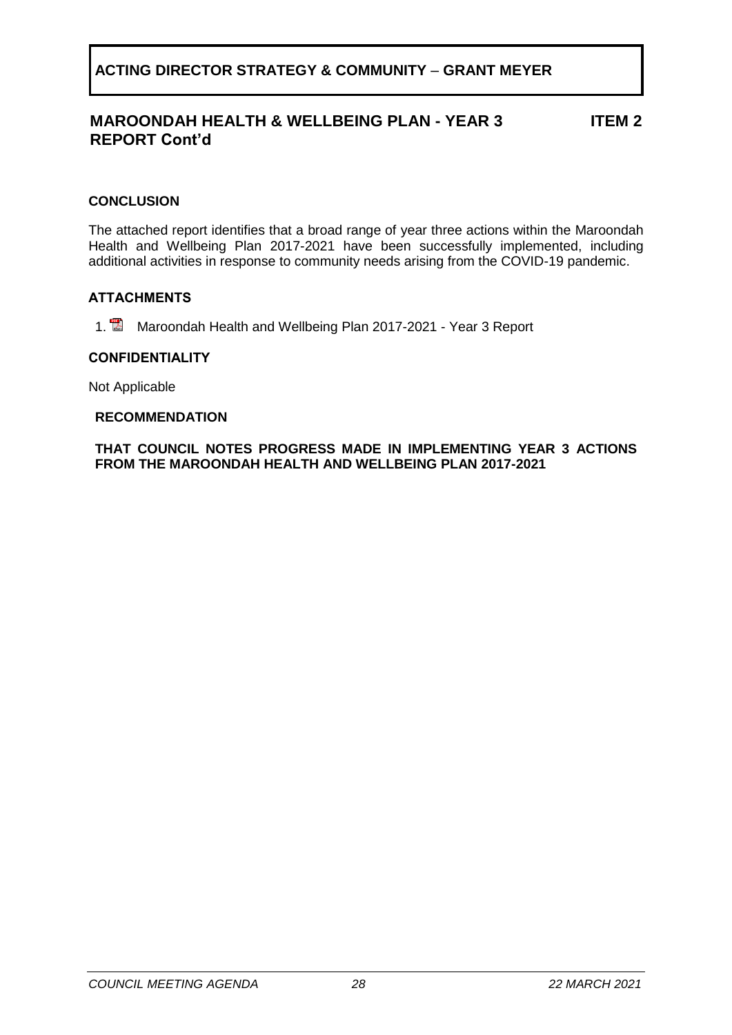**ACTING DIRECTOR STRATEGY & COMMUNITY – GRANT MEYER**

## MAROONDAH HEALTH & WELLBEING PLAN - YEAR 3 REPORT Cont'd — ITEM 2

### CONCLUSION

The attached report identifies that a broad range of year three actions within the Maroondah Health and Wellbeing Plan 2017-2021 have been successfully implemented, including additional activities in response to community needs arising from the COVID-19 pandemic.

### ATTACHMENTS

1. Maroondah Health and Wellbeing Plan 2017-2021 - Year 3 Report

### CONFIDENTIALITY

Not Applicable

### RECOMMENDATION

**THAT COUNCIL NOTES PROGRESS MADE IN IMPLEMENTING YEAR 3 ACTIONS FROM THE MAROONDAH HEALTH AND WELLBEING PLAN 2017-2021**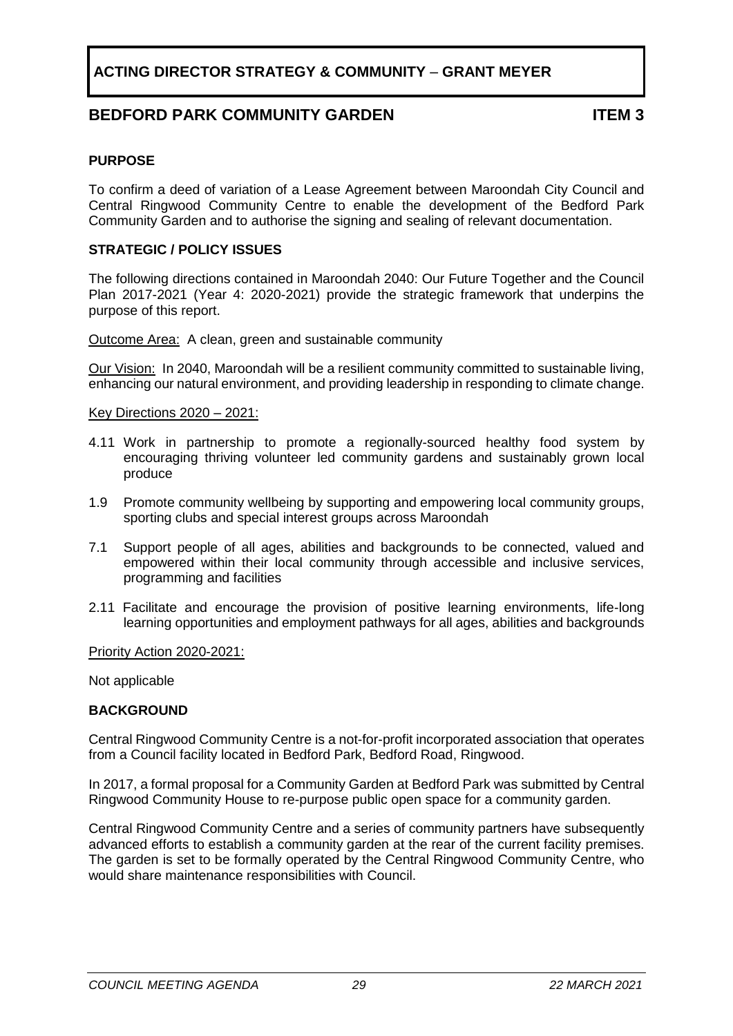## ACTING DIRECTOR STRATEGY & COMMUNITY – GRANT MEYER

## BEDFORD PARK COMMUNITY GARDEN ITEM 3

### PURPOSE

To confirm a deed of variation of a Lease Agreement between Maroondah City Council and Central Ringwood Community Centre to enable the development of the Bedford Park Community Garden and to authorise the signing and sealing of relevant documentation.

### STRATEGIC / POLICY ISSUES

The following directions contained in Maroondah 2040: Our Future Together and the Council Plan 2017-2021 (Year 4: 2020-2021) provide the strategic framework that underpins the purpose of this report.

Outcome Area: A clean, green and sustainable community

Our Vision: In 2040, Maroondah will be a resilient community committed to sustainable living, enhancing our natural environment, and providing leadership in responding to climate change.

Key Directions 2020 – 2021:

4.11 Work in partnership to promote a regionally-sourced healthy food system by encouraging thriving volunteer led community gardens and sustainably grown local produce

1.9 Promote community wellbeing by supporting and empowering local community groups, sporting clubs and special interest groups across Maroondah

7.1 Support people of all ages, abilities and backgrounds to be connected, valued and empowered within their local community through accessible and inclusive services, programming and facilities

2.11 Facilitate and encourage the provision of positive learning environments, life-long learning opportunities and employment pathways for all ages, abilities and backgrounds

Priority Action 2020-2021:

Not applicable

### BACKGROUND

Central Ringwood Community Centre is a not-for-profit incorporated association that operates from a Council facility located in Bedford Park, Bedford Road, Ringwood.

In 2017, a formal proposal for a Community Garden at Bedford Park was submitted by Central Ringwood Community House to re-purpose public open space for a community garden.

Central Ringwood Community Centre and a series of community partners have subsequently advanced efforts to establish a community garden at the rear of the current facility premises. The garden is set to be formally operated by the Central Ringwood Community Centre, who would share maintenance responsibilities with Council.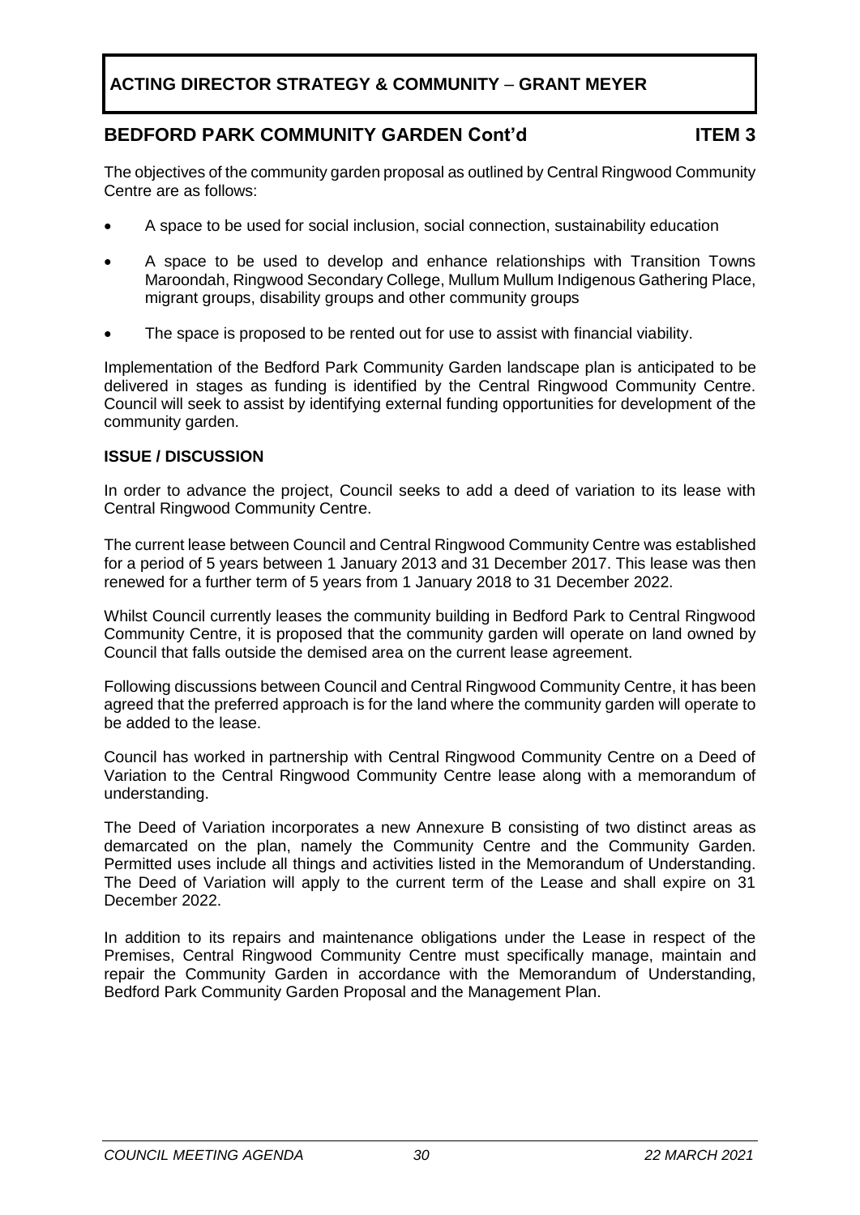**ACTING DIRECTOR STRATEGY & COMMUNITY – GRANT MEYER**

## BEDFORD PARK COMMUNITY GARDEN Cont'd — ITEM 3

The objectives of the community garden proposal as outlined by Central Ringwood Community Centre are as follows:

- A space to be used for social inclusion, social connection, sustainability education
- A space to be used to develop and enhance relationships with Transition Towns Maroondah, Ringwood Secondary College, Mullum Mullum Indigenous Gathering Place, migrant groups, disability groups and other community groups
- The space is proposed to be rented out for use to assist with financial viability.

Implementation of the Bedford Park Community Garden landscape plan is anticipated to be delivered in stages as funding is identified by the Central Ringwood Community Centre. Council will seek to assist by identifying external funding opportunities for development of the community garden.

### ISSUE / DISCUSSION

In order to advance the project, Council seeks to add a deed of variation to its lease with Central Ringwood Community Centre.

The current lease between Council and Central Ringwood Community Centre was established for a period of 5 years between 1 January 2013 and 31 December 2017. This lease was then renewed for a further term of 5 years from 1 January 2018 to 31 December 2022.

Whilst Council currently leases the community building in Bedford Park to Central Ringwood Community Centre, it is proposed that the community garden will operate on land owned by Council that falls outside the demised area on the current lease agreement.

Following discussions between Council and Central Ringwood Community Centre, it has been agreed that the preferred approach is for the land where the community garden will operate to be added to the lease.

Council has worked in partnership with Central Ringwood Community Centre on a Deed of Variation to the Central Ringwood Community Centre lease along with a memorandum of understanding.

The Deed of Variation incorporates a new Annexure B consisting of two distinct areas as demarcated on the plan, namely the Community Centre and the Community Garden. Permitted uses include all things and activities listed in the Memorandum of Understanding. The Deed of Variation will apply to the current term of the Lease and shall expire on 31 December 2022.

In addition to its repairs and maintenance obligations under the Lease in respect of the Premises, Central Ringwood Community Centre must specifically manage, maintain and repair the Community Garden in accordance with the Memorandum of Understanding, Bedford Park Community Garden Proposal and the Management Plan.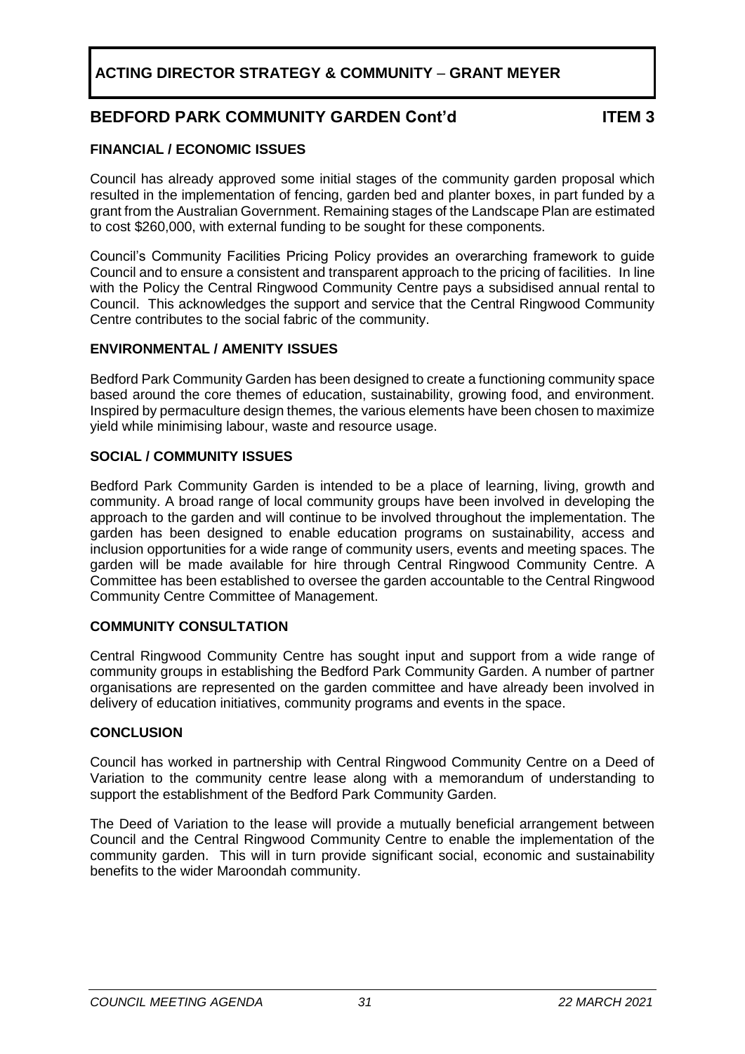**ACTING DIRECTOR STRATEGY & COMMUNITY – GRANT MEYER**

## BEDFORD PARK COMMUNITY GARDEN Cont'd — ITEM 3

### FINANCIAL / ECONOMIC ISSUES

Council has already approved some initial stages of the community garden proposal which resulted in the implementation of fencing, garden bed and planter boxes, in part funded by a grant from the Australian Government. Remaining stages of the Landscape Plan are estimated to cost $260,000, with external funding to be sought for these components.

Council's Community Facilities Pricing Policy provides an overarching framework to guide Council and to ensure a consistent and transparent approach to the pricing of facilities. In line with the Policy the Central Ringwood Community Centre pays a subsidised annual rental to Council. This acknowledges the support and service that the Central Ringwood Community Centre contributes to the social fabric of the community.

### ENVIRONMENTAL / AMENITY ISSUES

Bedford Park Community Garden has been designed to create a functioning community space based around the core themes of education, sustainability, growing food, and environment. Inspired by permaculture design themes, the various elements have been chosen to maximize yield while minimising labour, waste and resource usage.

### SOCIAL / COMMUNITY ISSUES

Bedford Park Community Garden is intended to be a place of learning, living, growth and community. A broad range of local community groups have been involved in developing the approach to the garden and will continue to be involved throughout the implementation. The garden has been designed to enable education programs on sustainability, access and inclusion opportunities for a wide range of community users, events and meeting spaces. The garden will be made available for hire through Central Ringwood Community Centre. A Committee has been established to oversee the garden accountable to the Central Ringwood Community Centre Committee of Management.

### COMMUNITY CONSULTATION

Central Ringwood Community Centre has sought input and support from a wide range of community groups in establishing the Bedford Park Community Garden. A number of partner organisations are represented on the garden committee and have already been involved in delivery of education initiatives, community programs and events in the space.

### CONCLUSION

Council has worked in partnership with Central Ringwood Community Centre on a Deed of Variation to the community centre lease along with a memorandum of understanding to support the establishment of the Bedford Park Community Garden.

The Deed of Variation to the lease will provide a mutually beneficial arrangement between Council and the Central Ringwood Community Centre to enable the implementation of the community garden. This will in turn provide significant social, economic and sustainability benefits to the wider Maroondah community.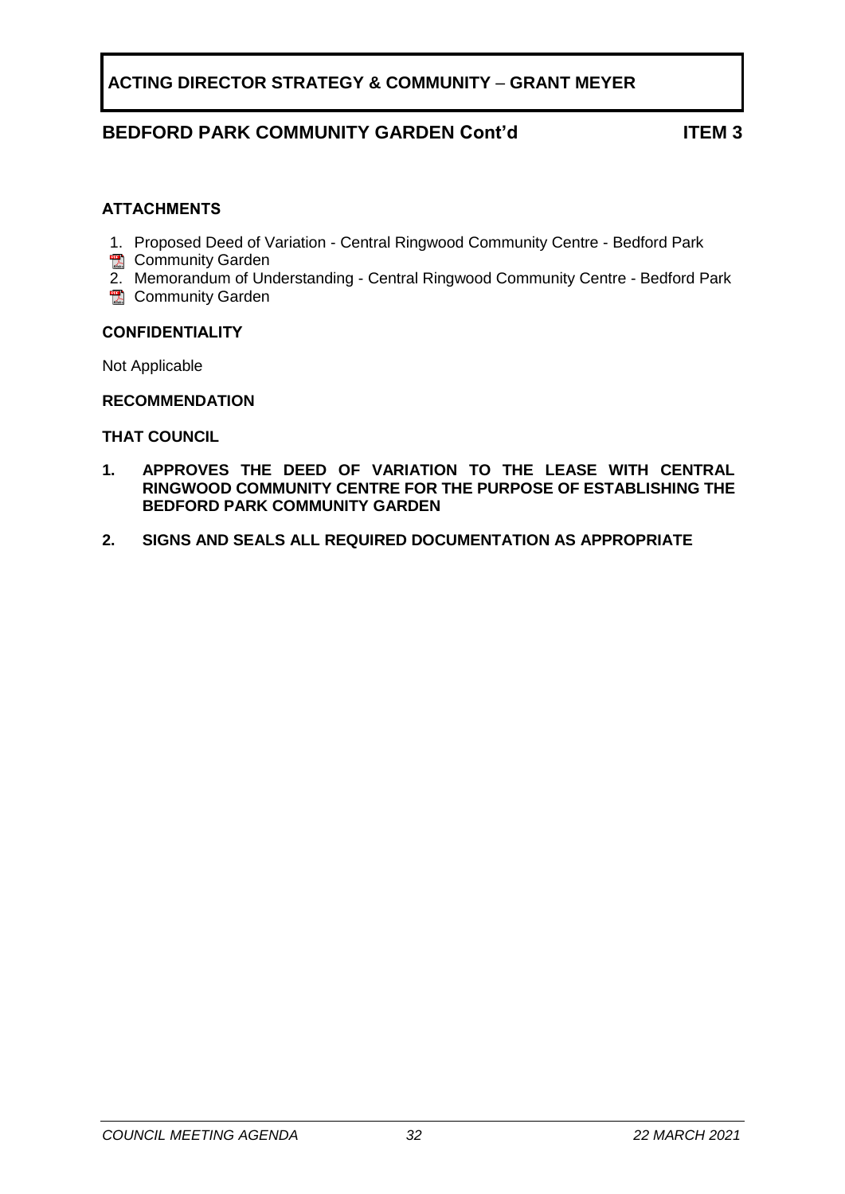**ACTING DIRECTOR STRATEGY & COMMUNITY – GRANT MEYER**

## BEDFORD PARK COMMUNITY GARDEN Cont'd — ITEM 3

### ATTACHMENTS

1. Proposed Deed of Variation - Central Ringwood Community Centre - Bedford Park Community Garden
2. Memorandum of Understanding - Central Ringwood Community Centre - Bedford Park Community Garden

### CONFIDENTIALITY

Not Applicable

### RECOMMENDATION

**THAT COUNCIL**

1. **APPROVES THE DEED OF VARIATION TO THE LEASE WITH CENTRAL RINGWOOD COMMUNITY CENTRE FOR THE PURPOSE OF ESTABLISHING THE BEDFORD PARK COMMUNITY GARDEN**
2. **SIGNS AND SEALS ALL REQUIRED DOCUMENTATION AS APPROPRIATE**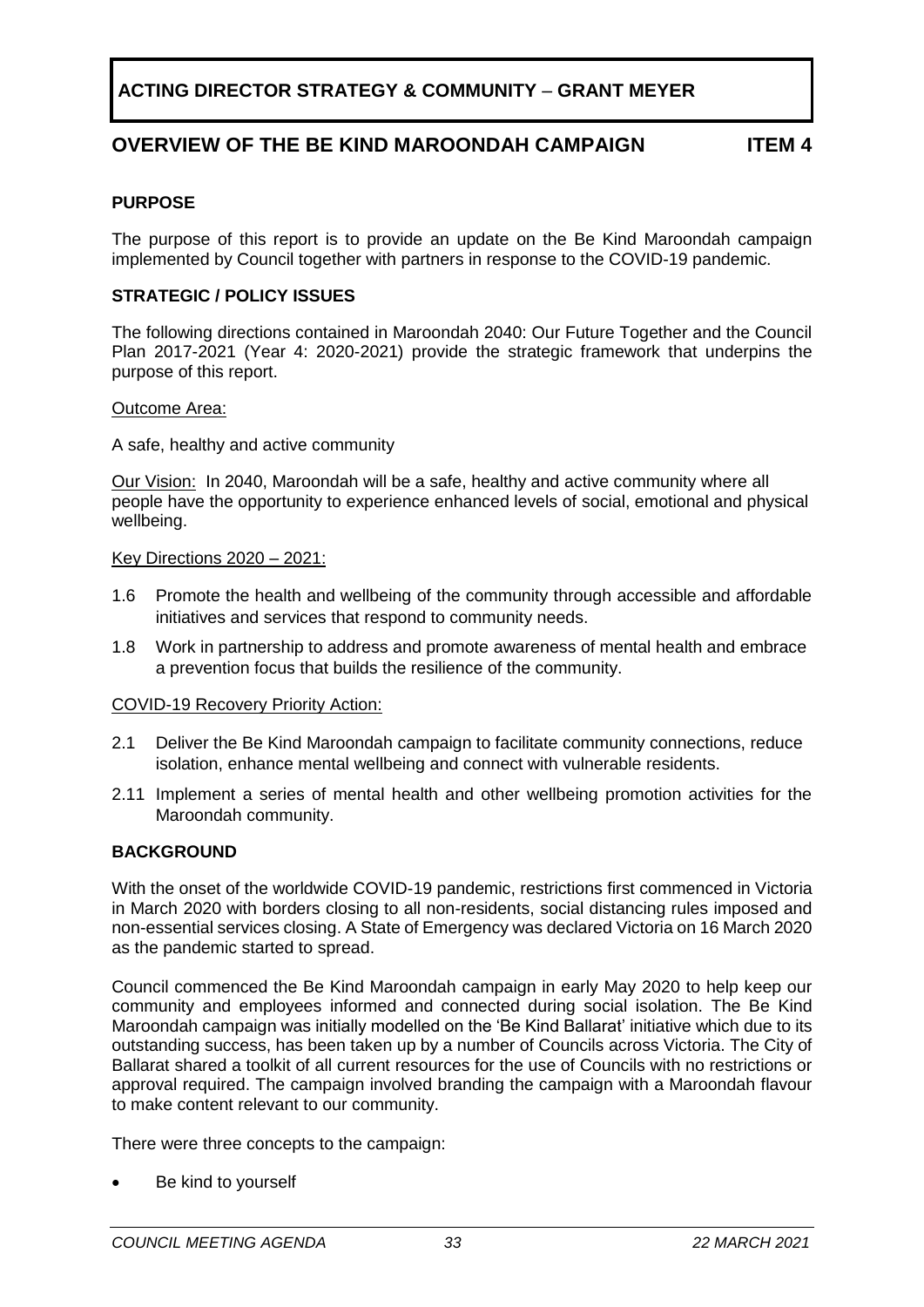**ACTING DIRECTOR STRATEGY & COMMUNITY – GRANT MEYER**

## OVERVIEW OF THE BE KIND MAROONDAH CAMPAIGN ITEM 4

### PURPOSE

The purpose of this report is to provide an update on the Be Kind Maroondah campaign implemented by Council together with partners in response to the COVID-19 pandemic.

### STRATEGIC / POLICY ISSUES

The following directions contained in Maroondah 2040: Our Future Together and the Council Plan 2017-2021 (Year 4: 2020-2021) provide the strategic framework that underpins the purpose of this report.

Outcome Area:

A safe, healthy and active community

Our Vision: In 2040, Maroondah will be a safe, healthy and active community where all people have the opportunity to experience enhanced levels of social, emotional and physical wellbeing.

Key Directions 2020 – 2021:

1.6 Promote the health and wellbeing of the community through accessible and affordable initiatives and services that respond to community needs.

1.8 Work in partnership to address and promote awareness of mental health and embrace a prevention focus that builds the resilience of the community.

COVID-19 Recovery Priority Action:

2.1 Deliver the Be Kind Maroondah campaign to facilitate community connections, reduce isolation, enhance mental wellbeing and connect with vulnerable residents.

2.11 Implement a series of mental health and other wellbeing promotion activities for the Maroondah community.

### BACKGROUND

With the onset of the worldwide COVID-19 pandemic, restrictions first commenced in Victoria in March 2020 with borders closing to all non-residents, social distancing rules imposed and non-essential services closing. A State of Emergency was declared Victoria on 16 March 2020 as the pandemic started to spread.

Council commenced the Be Kind Maroondah campaign in early May 2020 to help keep our community and employees informed and connected during social isolation. The Be Kind Maroondah campaign was initially modelled on the 'Be Kind Ballarat' initiative which due to its outstanding success, has been taken up by a number of Councils across Victoria. The City of Ballarat shared a toolkit of all current resources for the use of Councils with no restrictions or approval required. The campaign involved branding the campaign with a Maroondah flavour to make content relevant to our community.

There were three concepts to the campaign:

- Be kind to yourself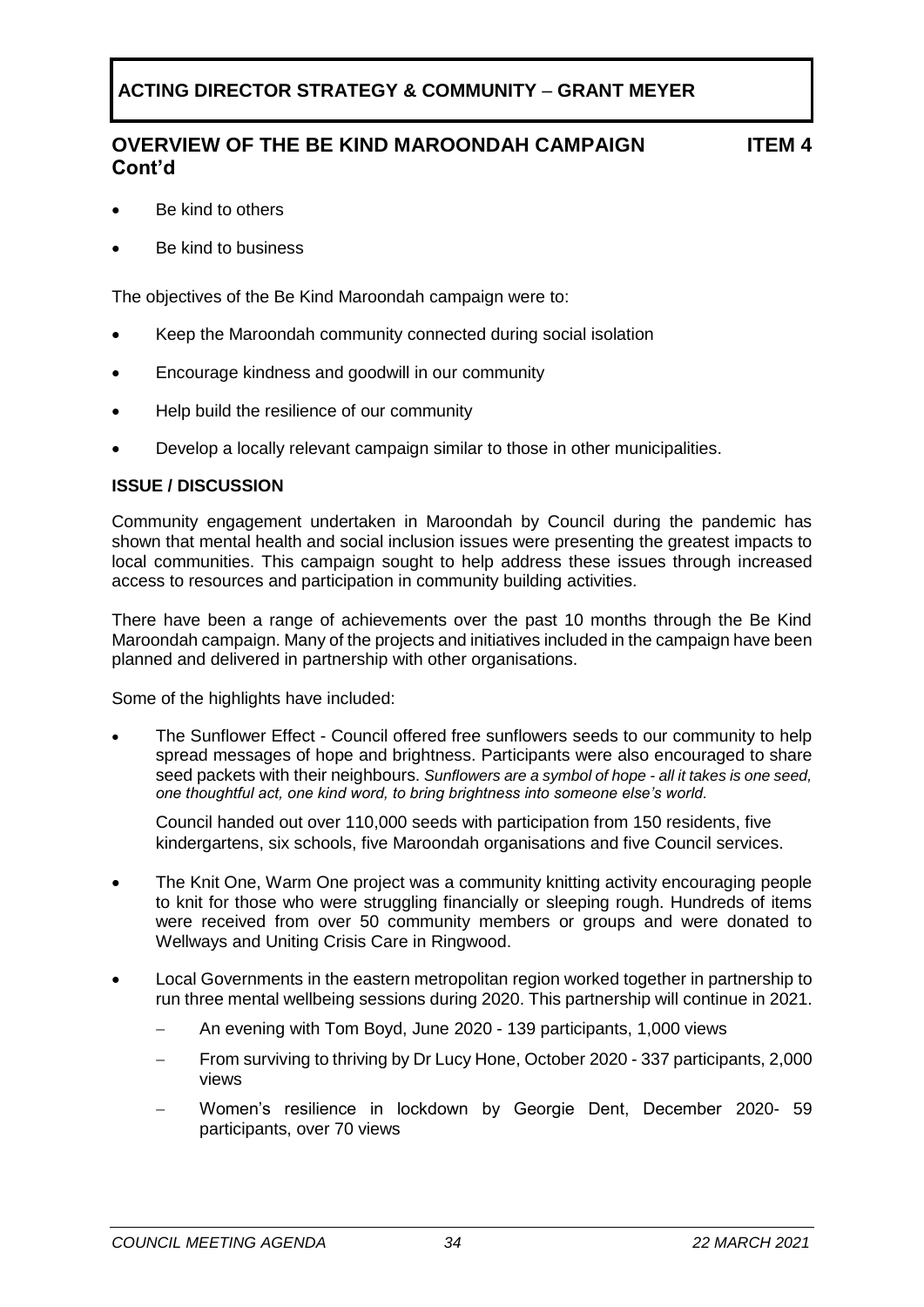**ACTING DIRECTOR STRATEGY & COMMUNITY – GRANT MEYER**

## OVERVIEW OF THE BE KIND MAROONDAH CAMPAIGN Cont'd — ITEM 4

- Be kind to others
- Be kind to business

The objectives of the Be Kind Maroondah campaign were to:

- Keep the Maroondah community connected during social isolation
- Encourage kindness and goodwill in our community
- Help build the resilience of our community
- Develop a locally relevant campaign similar to those in other municipalities.

### ISSUE / DISCUSSION

Community engagement undertaken in Maroondah by Council during the pandemic has shown that mental health and social inclusion issues were presenting the greatest impacts to local communities. This campaign sought to help address these issues through increased access to resources and participation in community building activities.

There have been a range of achievements over the past 10 months through the Be Kind Maroondah campaign. Many of the projects and initiatives included in the campaign have been planned and delivered in partnership with other organisations.

Some of the highlights have included:

- The Sunflower Effect - Council offered free sunflowers seeds to our community to help spread messages of hope and brightness. Participants were also encouraged to share seed packets with their neighbours. *Sunflowers are a symbol of hope - all it takes is one seed, one thoughtful act, one kind word, to bring brightness into someone else's world.*

  Council handed out over 110,000 seeds with participation from 150 residents, five kindergartens, six schools, five Maroondah organisations and five Council services.

- The Knit One, Warm One project was a community knitting activity encouraging people to knit for those who were struggling financially or sleeping rough. Hundreds of items were received from over 50 community members or groups and were donated to Wellways and Uniting Crisis Care in Ringwood.

- Local Governments in the eastern metropolitan region worked together in partnership to run three mental wellbeing sessions during 2020. This partnership will continue in 2021.
  - An evening with Tom Boyd, June 2020 - 139 participants, 1,000 views
  - From surviving to thriving by Dr Lucy Hone, October 2020 - 337 participants, 2,000 views
  - Women's resilience in lockdown by Georgie Dent, December 2020- 59 participants, over 70 views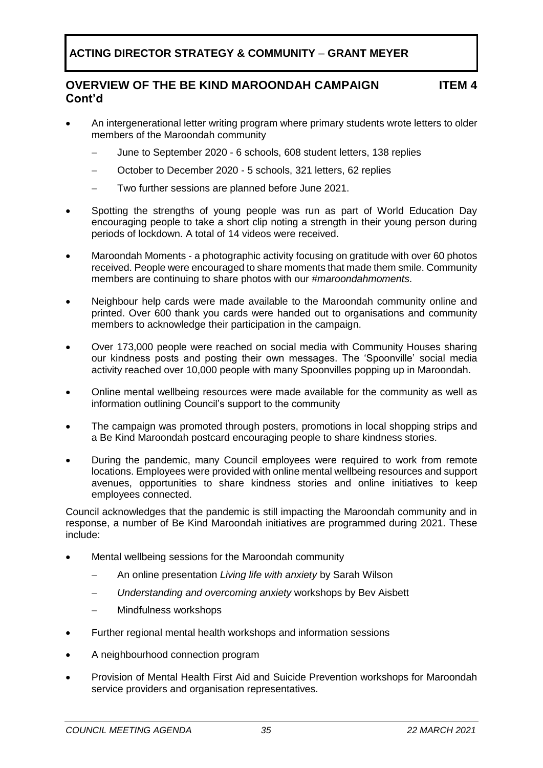## OVERVIEW OF THE BE KIND MAROONDAH CAMPAIGN Cont'd — ITEM 4

- An intergenerational letter writing program where primary students wrote letters to older members of the Maroondah community
  - June to September 2020 - 6 schools, 608 student letters, 138 replies
  - October to December 2020 - 5 schools, 321 letters, 62 replies
  - Two further sessions are planned before June 2021.
- Spotting the strengths of young people was run as part of World Education Day encouraging people to take a short clip noting a strength in their young person during periods of lockdown. A total of 14 videos were received.
- Maroondah Moments - a photographic activity focusing on gratitude with over 60 photos received. People were encouraged to share moments that made them smile. Community members are continuing to share photos with our *#maroondahmoments*.
- Neighbour help cards were made available to the Maroondah community online and printed. Over 600 thank you cards were handed out to organisations and community members to acknowledge their participation in the campaign.
- Over 173,000 people were reached on social media with Community Houses sharing our kindness posts and posting their own messages. The 'Spoonville' social media activity reached over 10,000 people with many Spoonvilles popping up in Maroondah.
- Online mental wellbeing resources were made available for the community as well as information outlining Council's support to the community
- The campaign was promoted through posters, promotions in local shopping strips and a Be Kind Maroondah postcard encouraging people to share kindness stories.
- During the pandemic, many Council employees were required to work from remote locations. Employees were provided with online mental wellbeing resources and support avenues, opportunities to share kindness stories and online initiatives to keep employees connected.

Council acknowledges that the pandemic is still impacting the Maroondah community and in response, a number of Be Kind Maroondah initiatives are programmed during 2021. These include:

- Mental wellbeing sessions for the Maroondah community
  - An online presentation *Living life with anxiety* by Sarah Wilson
  - *Understanding and overcoming anxiety* workshops by Bev Aisbett
  - Mindfulness workshops
- Further regional mental health workshops and information sessions
- A neighbourhood connection program
- Provision of Mental Health First Aid and Suicide Prevention workshops for Maroondah service providers and organisation representatives.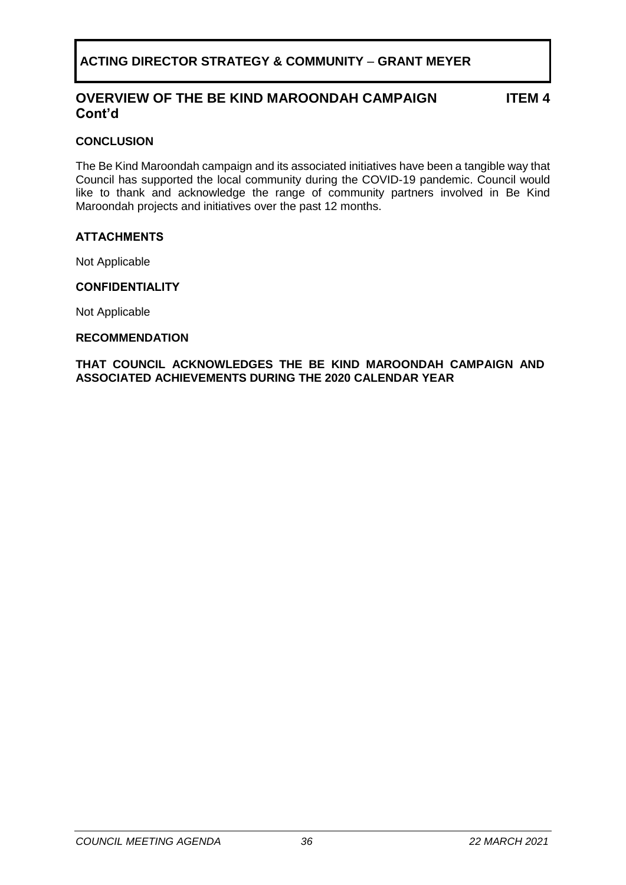**ACTING DIRECTOR STRATEGY & COMMUNITY – GRANT MEYER**

## OVERVIEW OF THE BE KIND MAROONDAH CAMPAIGN Cont'd — ITEM 4

### CONCLUSION

The Be Kind Maroondah campaign and its associated initiatives have been a tangible way that Council has supported the local community during the COVID-19 pandemic. Council would like to thank and acknowledge the range of community partners involved in Be Kind Maroondah projects and initiatives over the past 12 months.

### ATTACHMENTS

Not Applicable

### CONFIDENTIALITY

Not Applicable

### RECOMMENDATION

**THAT COUNCIL ACKNOWLEDGES THE BE KIND MAROONDAH CAMPAIGN AND ASSOCIATED ACHIEVEMENTS DURING THE 2020 CALENDAR YEAR**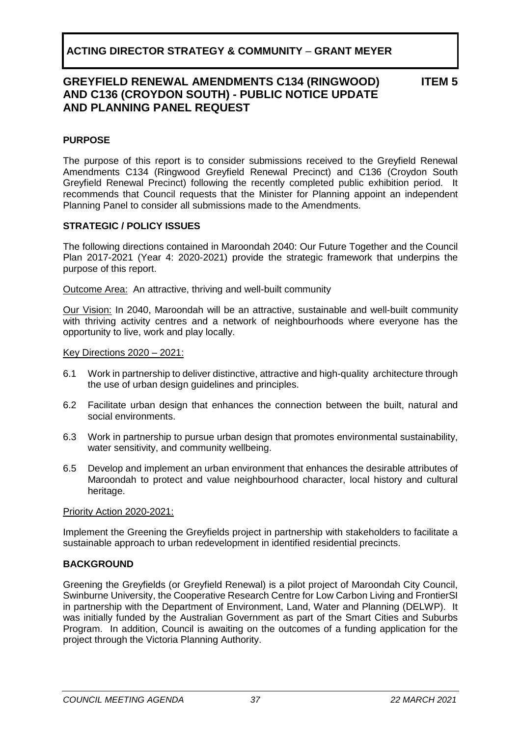**ACTING DIRECTOR STRATEGY & COMMUNITY – GRANT MEYER**

## GREYFIELD RENEWAL AMENDMENTS C134 (RINGWOOD) AND C136 (CROYDON SOUTH) - PUBLIC NOTICE UPDATE AND PLANNING PANEL REQUEST

**ITEM 5**

### PURPOSE

The purpose of this report is to consider submissions received to the Greyfield Renewal Amendments C134 (Ringwood Greyfield Renewal Precinct) and C136 (Croydon South Greyfield Renewal Precinct) following the recently completed public exhibition period. It recommends that Council requests that the Minister for Planning appoint an independent Planning Panel to consider all submissions made to the Amendments.

### STRATEGIC / POLICY ISSUES

The following directions contained in Maroondah 2040: Our Future Together and the Council Plan 2017-2021 (Year 4: 2020-2021) provide the strategic framework that underpins the purpose of this report.

Outcome Area: An attractive, thriving and well-built community

Our Vision: In 2040, Maroondah will be an attractive, sustainable and well-built community with thriving activity centres and a network of neighbourhoods where everyone has the opportunity to live, work and play locally.

Key Directions 2020 – 2021:

6.1 Work in partnership to deliver distinctive, attractive and high-quality architecture through the use of urban design guidelines and principles.

6.2 Facilitate urban design that enhances the connection between the built, natural and social environments.

6.3 Work in partnership to pursue urban design that promotes environmental sustainability, water sensitivity, and community wellbeing.

6.5 Develop and implement an urban environment that enhances the desirable attributes of Maroondah to protect and value neighbourhood character, local history and cultural heritage.

Priority Action 2020-2021:

Implement the Greening the Greyfields project in partnership with stakeholders to facilitate a sustainable approach to urban redevelopment in identified residential precincts.

### BACKGROUND

Greening the Greyfields (or Greyfield Renewal) is a pilot project of Maroondah City Council, Swinburne University, the Cooperative Research Centre for Low Carbon Living and FrontierSI in partnership with the Department of Environment, Land, Water and Planning (DELWP). It was initially funded by the Australian Government as part of the Smart Cities and Suburbs Program. In addition, Council is awaiting on the outcomes of a funding application for the project through the Victoria Planning Authority.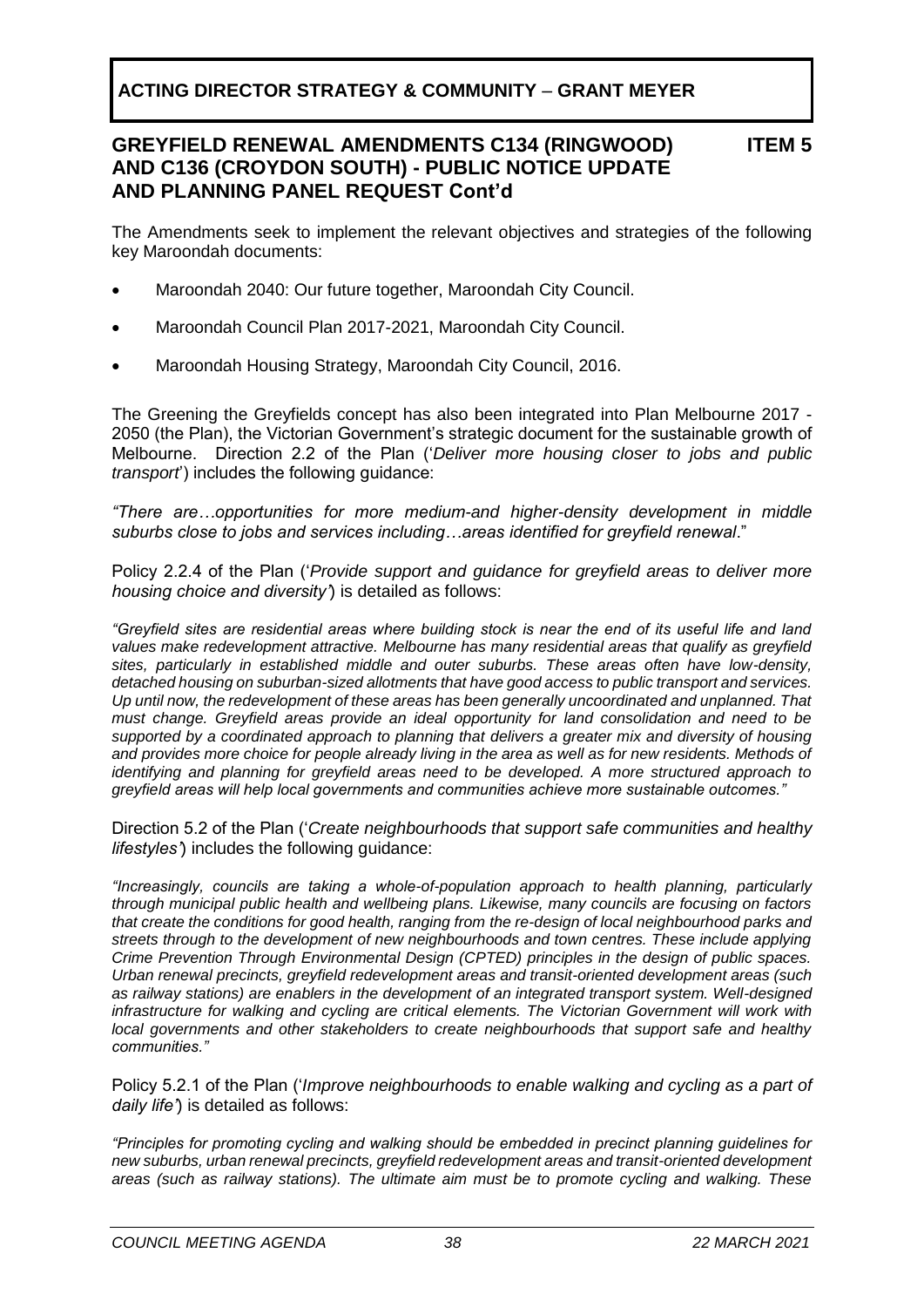The Amendments seek to implement the relevant objectives and strategies of the following key Maroondah documents:

- Maroondah 2040: Our future together, Maroondah City Council.
- Maroondah Council Plan 2017-2021, Maroondah City Council.
- Maroondah Housing Strategy, Maroondah City Council, 2016.

The Greening the Greyfields concept has also been integrated into Plan Melbourne 2017 - 2050 (the Plan), the Victorian Government's strategic document for the sustainable growth of Melbourne. Direction 2.2 of the Plan ('*Deliver more housing closer to jobs and public transport*') includes the following guidance:

*"There are…opportunities for more medium-and higher-density development in middle suburbs close to jobs and services including…areas identified for greyfield renewal*."

Policy 2.2.4 of the Plan ('*Provide support and guidance for greyfield areas to deliver more housing choice and diversity'*) is detailed as follows:

*"Greyfield sites are residential areas where building stock is near the end of its useful life and land values make redevelopment attractive. Melbourne has many residential areas that qualify as greyfield sites, particularly in established middle and outer suburbs. These areas often have low-density, detached housing on suburban-sized allotments that have good access to public transport and services. Up until now, the redevelopment of these areas has been generally uncoordinated and unplanned. That must change. Greyfield areas provide an ideal opportunity for land consolidation and need to be supported by a coordinated approach to planning that delivers a greater mix and diversity of housing and provides more choice for people already living in the area as well as for new residents. Methods of identifying and planning for greyfield areas need to be developed. A more structured approach to greyfield areas will help local governments and communities achieve more sustainable outcomes."*

Direction 5.2 of the Plan ('*Create neighbourhoods that support safe communities and healthy lifestyles'*) includes the following guidance:

*"Increasingly, councils are taking a whole-of-population approach to health planning, particularly through municipal public health and wellbeing plans. Likewise, many councils are focusing on factors that create the conditions for good health, ranging from the re-design of local neighbourhood parks and streets through to the development of new neighbourhoods and town centres. These include applying Crime Prevention Through Environmental Design (CPTED) principles in the design of public spaces. Urban renewal precincts, greyfield redevelopment areas and transit-oriented development areas (such as railway stations) are enablers in the development of an integrated transport system. Well-designed infrastructure for walking and cycling are critical elements. The Victorian Government will work with local governments and other stakeholders to create neighbourhoods that support safe and healthy communities."*

Policy 5.2.1 of the Plan ('*Improve neighbourhoods to enable walking and cycling as a part of daily life'*) is detailed as follows:

*"Principles for promoting cycling and walking should be embedded in precinct planning guidelines for new suburbs, urban renewal precincts, greyfield redevelopment areas and transit-oriented development areas (such as railway stations). The ultimate aim must be to promote cycling and walking. These*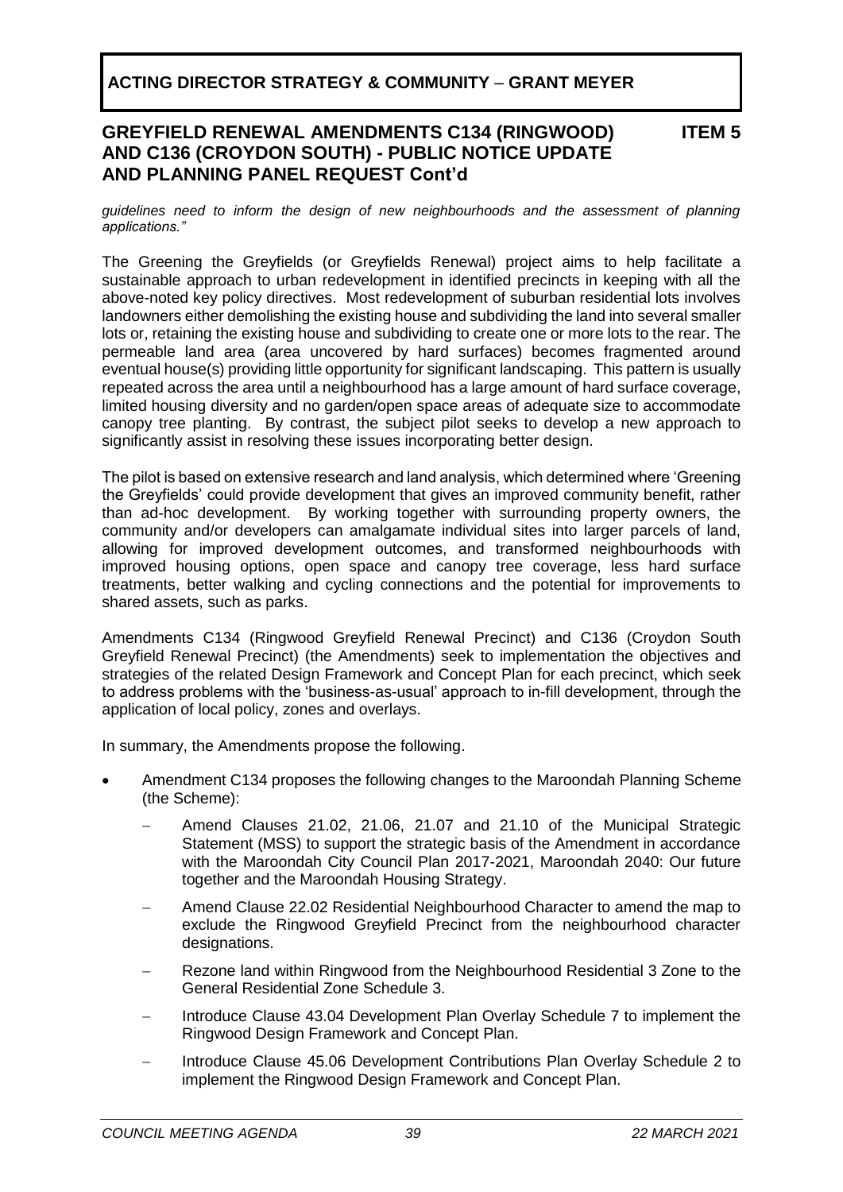*guidelines need to inform the design of new neighbourhoods and the assessment of planning applications."*

The Greening the Greyfields (or Greyfields Renewal) project aims to help facilitate a sustainable approach to urban redevelopment in identified precincts in keeping with all the above-noted key policy directives. Most redevelopment of suburban residential lots involves landowners either demolishing the existing house and subdividing the land into several smaller lots or, retaining the existing house and subdividing to create one or more lots to the rear. The permeable land area (area uncovered by hard surfaces) becomes fragmented around eventual house(s) providing little opportunity for significant landscaping. This pattern is usually repeated across the area until a neighbourhood has a large amount of hard surface coverage, limited housing diversity and no garden/open space areas of adequate size to accommodate canopy tree planting. By contrast, the subject pilot seeks to develop a new approach to significantly assist in resolving these issues incorporating better design.

The pilot is based on extensive research and land analysis, which determined where 'Greening the Greyfields' could provide development that gives an improved community benefit, rather than ad-hoc development. By working together with surrounding property owners, the community and/or developers can amalgamate individual sites into larger parcels of land, allowing for improved development outcomes, and transformed neighbourhoods with improved housing options, open space and canopy tree coverage, less hard surface treatments, better walking and cycling connections and the potential for improvements to shared assets, such as parks.

Amendments C134 (Ringwood Greyfield Renewal Precinct) and C136 (Croydon South Greyfield Renewal Precinct) (the Amendments) seek to implementation the objectives and strategies of the related Design Framework and Concept Plan for each precinct, which seek to address problems with the 'business-as-usual' approach to in-fill development, through the application of local policy, zones and overlays.

In summary, the Amendments propose the following.

- Amendment C134 proposes the following changes to the Maroondah Planning Scheme (the Scheme):
  - Amend Clauses 21.02, 21.06, 21.07 and 21.10 of the Municipal Strategic Statement (MSS) to support the strategic basis of the Amendment in accordance with the Maroondah City Council Plan 2017-2021, Maroondah 2040: Our future together and the Maroondah Housing Strategy.
  - Amend Clause 22.02 Residential Neighbourhood Character to amend the map to exclude the Ringwood Greyfield Precinct from the neighbourhood character designations.
  - Rezone land within Ringwood from the Neighbourhood Residential 3 Zone to the General Residential Zone Schedule 3.
  - Introduce Clause 43.04 Development Plan Overlay Schedule 7 to implement the Ringwood Design Framework and Concept Plan.
  - Introduce Clause 45.06 Development Contributions Plan Overlay Schedule 2 to implement the Ringwood Design Framework and Concept Plan.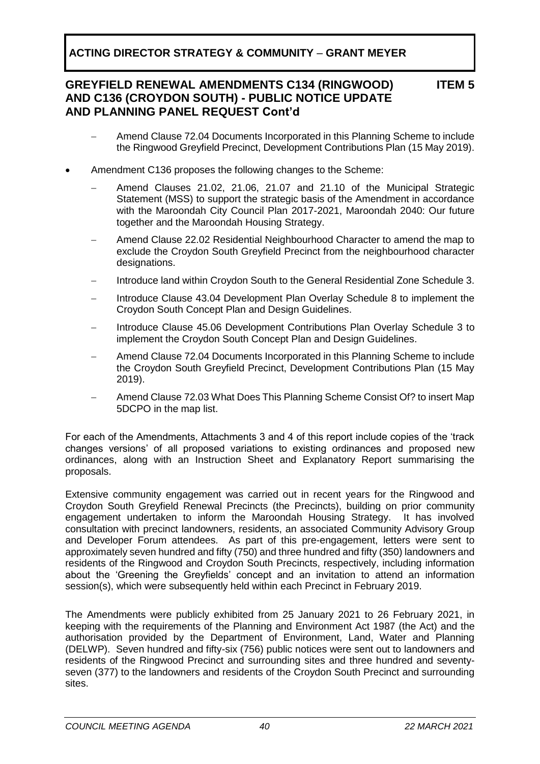## ACTING DIRECTOR STRATEGY & COMMUNITY – GRANT MEYER

### GREYFIELD RENEWAL AMENDMENTS C134 (RINGWOOD) AND C136 (CROYDON SOUTH) - PUBLIC NOTICE UPDATE AND PLANNING PANEL REQUEST Cont'd

**ITEM 5**

- Amend Clause 72.04 Documents Incorporated in this Planning Scheme to include the Ringwood Greyfield Precinct, Development Contributions Plan (15 May 2019).

- Amendment C136 proposes the following changes to the Scheme:
  - Amend Clauses 21.02, 21.06, 21.07 and 21.10 of the Municipal Strategic Statement (MSS) to support the strategic basis of the Amendment in accordance with the Maroondah City Council Plan 2017-2021, Maroondah 2040: Our future together and the Maroondah Housing Strategy.
  - Amend Clause 22.02 Residential Neighbourhood Character to amend the map to exclude the Croydon South Greyfield Precinct from the neighbourhood character designations.
  - Introduce land within Croydon South to the General Residential Zone Schedule 3.
  - Introduce Clause 43.04 Development Plan Overlay Schedule 8 to implement the Croydon South Concept Plan and Design Guidelines.
  - Introduce Clause 45.06 Development Contributions Plan Overlay Schedule 3 to implement the Croydon South Concept Plan and Design Guidelines.
  - Amend Clause 72.04 Documents Incorporated in this Planning Scheme to include the Croydon South Greyfield Precinct, Development Contributions Plan (15 May 2019).
  - Amend Clause 72.03 What Does This Planning Scheme Consist Of? to insert Map 5DCPO in the map list.

For each of the Amendments, Attachments 3 and 4 of this report include copies of the 'track changes versions' of all proposed variations to existing ordinances and proposed new ordinances, along with an Instruction Sheet and Explanatory Report summarising the proposals.

Extensive community engagement was carried out in recent years for the Ringwood and Croydon South Greyfield Renewal Precincts (the Precincts), building on prior community engagement undertaken to inform the Maroondah Housing Strategy. It has involved consultation with precinct landowners, residents, an associated Community Advisory Group and Developer Forum attendees. As part of this pre-engagement, letters were sent to approximately seven hundred and fifty (750) and three hundred and fifty (350) landowners and residents of the Ringwood and Croydon South Precincts, respectively, including information about the 'Greening the Greyfields' concept and an invitation to attend an information session(s), which were subsequently held within each Precinct in February 2019.

The Amendments were publicly exhibited from 25 January 2021 to 26 February 2021, in keeping with the requirements of the Planning and Environment Act 1987 (the Act) and the authorisation provided by the Department of Environment, Land, Water and Planning (DELWP). Seven hundred and fifty-six (756) public notices were sent out to landowners and residents of the Ringwood Precinct and surrounding sites and three hundred and seventy-seven (377) to the landowners and residents of the Croydon South Precinct and surrounding sites.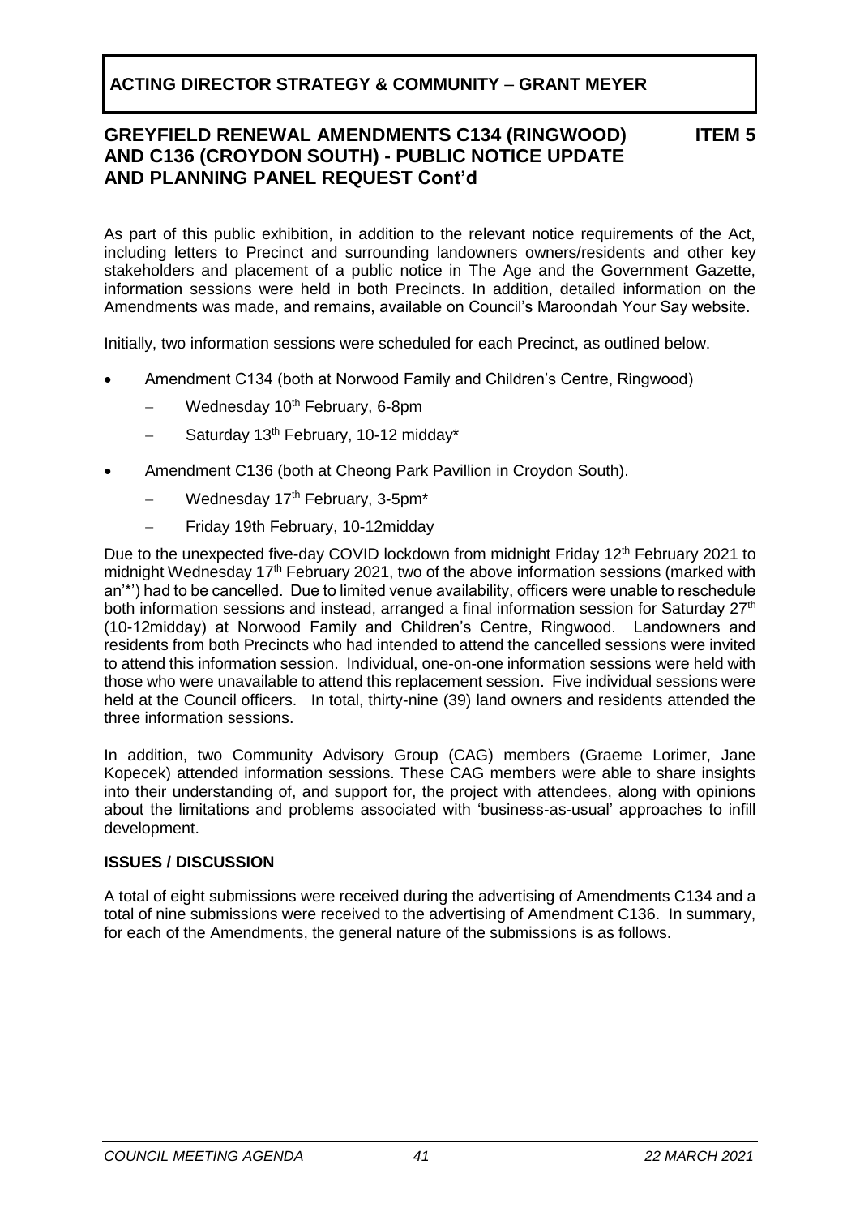## ACTING DIRECTOR STRATEGY & COMMUNITY – GRANT MEYER

### GREYFIELD RENEWAL AMENDMENTS C134 (RINGWOOD) AND C136 (CROYDON SOUTH) - PUBLIC NOTICE UPDATE AND PLANNING PANEL REQUEST Cont'd — ITEM 5

As part of this public exhibition, in addition to the relevant notice requirements of the Act, including letters to Precinct and surrounding landowners owners/residents and other key stakeholders and placement of a public notice in The Age and the Government Gazette, information sessions were held in both Precincts. In addition, detailed information on the Amendments was made, and remains, available on Council's Maroondah Your Say website.

Initially, two information sessions were scheduled for each Precinct, as outlined below.

- Amendment C134 (both at Norwood Family and Children's Centre, Ringwood)
  - Wednesday 10th February, 6-8pm
  - Saturday 13th February, 10-12 midday*
- Amendment C136 (both at Cheong Park Pavillion in Croydon South).
  - Wednesday 17th February, 3-5pm*
  - Friday 19th February, 10-12midday

Due to the unexpected five-day COVID lockdown from midnight Friday 12th February 2021 to midnight Wednesday 17th February 2021, two of the above information sessions (marked with an'*') had to be cancelled. Due to limited venue availability, officers were unable to reschedule both information sessions and instead, arranged a final information session for Saturday 27th (10-12midday) at Norwood Family and Children's Centre, Ringwood. Landowners and residents from both Precincts who had intended to attend the cancelled sessions were invited to attend this information session. Individual, one-on-one information sessions were held with those who were unavailable to attend this replacement session. Five individual sessions were held at the Council officers. In total, thirty-nine (39) land owners and residents attended the three information sessions.

In addition, two Community Advisory Group (CAG) members (Graeme Lorimer, Jane Kopecek) attended information sessions. These CAG members were able to share insights into their understanding of, and support for, the project with attendees, along with opinions about the limitations and problems associated with 'business-as-usual' approaches to infill development.

**ISSUES / DISCUSSION**

A total of eight submissions were received during the advertising of Amendments C134 and a total of nine submissions were received to the advertising of Amendment C136. In summary, for each of the Amendments, the general nature of the submissions is as follows.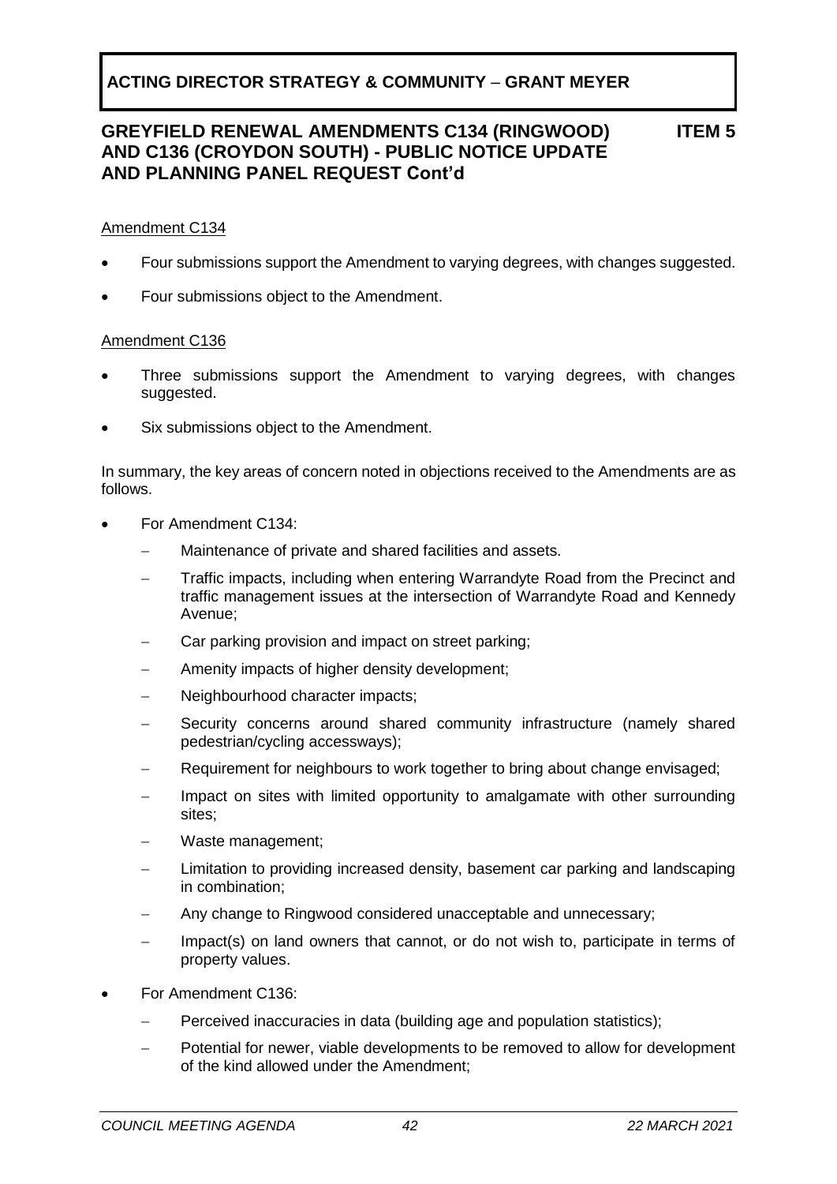Amendment C134

- Four submissions support the Amendment to varying degrees, with changes suggested.
- Four submissions object to the Amendment.

Amendment C136

- Three submissions support the Amendment to varying degrees, with changes suggested.
- Six submissions object to the Amendment.

In summary, the key areas of concern noted in objections received to the Amendments are as follows.

- For Amendment C134:
  - Maintenance of private and shared facilities and assets.
  - Traffic impacts, including when entering Warrandyte Road from the Precinct and traffic management issues at the intersection of Warrandyte Road and Kennedy Avenue;
  - Car parking provision and impact on street parking;
  - Amenity impacts of higher density development;
  - Neighbourhood character impacts;
  - Security concerns around shared community infrastructure (namely shared pedestrian/cycling accessways);
  - Requirement for neighbours to work together to bring about change envisaged;
  - Impact on sites with limited opportunity to amalgamate with other surrounding sites;
  - Waste management;
  - Limitation to providing increased density, basement car parking and landscaping in combination;
  - Any change to Ringwood considered unacceptable and unnecessary;
  - Impact(s) on land owners that cannot, or do not wish to, participate in terms of property values.
- For Amendment C136:
  - Perceived inaccuracies in data (building age and population statistics);
  - Potential for newer, viable developments to be removed to allow for development of the kind allowed under the Amendment;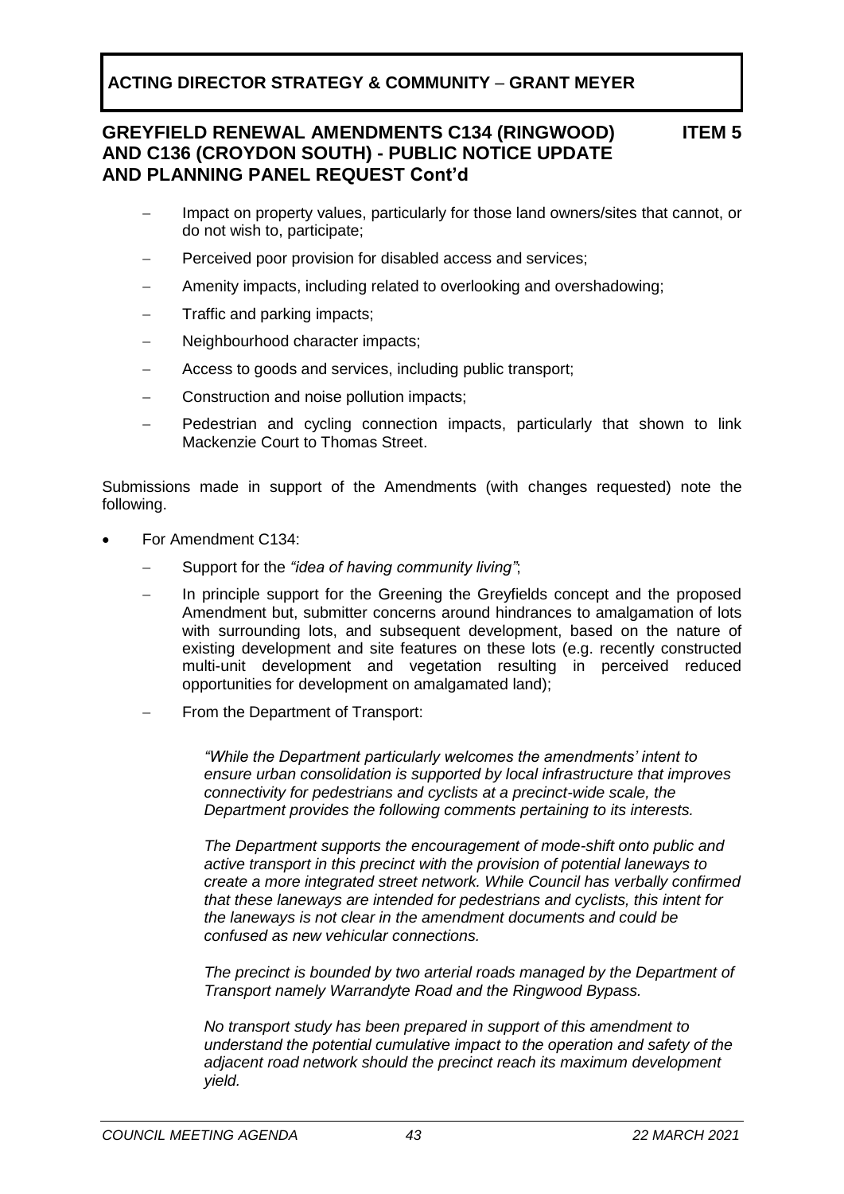- Impact on property values, particularly for those land owners/sites that cannot, or do not wish to, participate;
- Perceived poor provision for disabled access and services;
- Amenity impacts, including related to overlooking and overshadowing;
- Traffic and parking impacts;
- Neighbourhood character impacts;
- Access to goods and services, including public transport;
- Construction and noise pollution impacts;
- Pedestrian and cycling connection impacts, particularly that shown to link Mackenzie Court to Thomas Street.

Submissions made in support of the Amendments (with changes requested) note the following.

- For Amendment C134:
  - Support for the *"idea of having community living"*;
  - In principle support for the Greening the Greyfields concept and the proposed Amendment but, submitter concerns around hindrances to amalgamation of lots with surrounding lots, and subsequent development, based on the nature of existing development and site features on these lots (e.g. recently constructed multi-unit development and vegetation resulting in perceived reduced opportunities for development on amalgamated land);
  - From the Department of Transport:

    *"While the Department particularly welcomes the amendments' intent to ensure urban consolidation is supported by local infrastructure that improves connectivity for pedestrians and cyclists at a precinct-wide scale, the Department provides the following comments pertaining to its interests.*

    *The Department supports the encouragement of mode-shift onto public and active transport in this precinct with the provision of potential laneways to create a more integrated street network. While Council has verbally confirmed that these laneways are intended for pedestrians and cyclists, this intent for the laneways is not clear in the amendment documents and could be confused as new vehicular connections.*

    *The precinct is bounded by two arterial roads managed by the Department of Transport namely Warrandyte Road and the Ringwood Bypass.*

    *No transport study has been prepared in support of this amendment to understand the potential cumulative impact to the operation and safety of the adjacent road network should the precinct reach its maximum development yield.*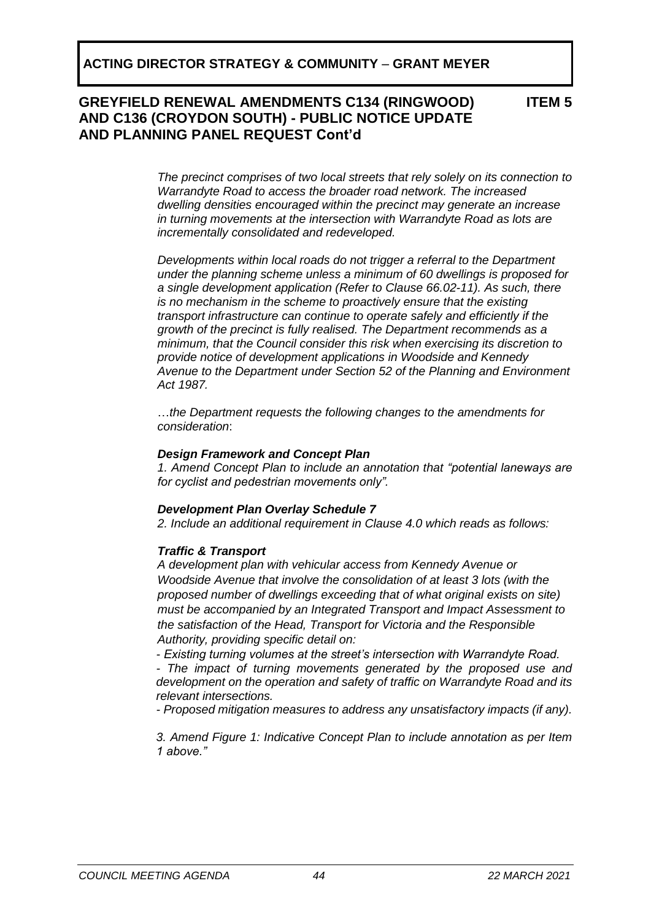*The precinct comprises of two local streets that rely solely on its connection to Warrandyte Road to access the broader road network. The increased dwelling densities encouraged within the precinct may generate an increase in turning movements at the intersection with Warrandyte Road as lots are incrementally consolidated and redeveloped.*

*Developments within local roads do not trigger a referral to the Department under the planning scheme unless a minimum of 60 dwellings is proposed for a single development application (Refer to Clause 66.02-11). As such, there is no mechanism in the scheme to proactively ensure that the existing transport infrastructure can continue to operate safely and efficiently if the growth of the precinct is fully realised. The Department recommends as a minimum, that the Council consider this risk when exercising its discretion to provide notice of development applications in Woodside and Kennedy Avenue to the Department under Section 52 of the Planning and Environment Act 1987.*

*…the Department requests the following changes to the amendments for consideration*:

***Design Framework and Concept Plan***

*1. Amend Concept Plan to include an annotation that "potential laneways are for cyclist and pedestrian movements only".*

***Development Plan Overlay Schedule 7***

*2. Include an additional requirement in Clause 4.0 which reads as follows:*

***Traffic & Transport***

*A development plan with vehicular access from Kennedy Avenue or Woodside Avenue that involve the consolidation of at least 3 lots (with the proposed number of dwellings exceeding that of what original exists on site) must be accompanied by an Integrated Transport and Impact Assessment to the satisfaction of the Head, Transport for Victoria and the Responsible Authority, providing specific detail on:*

*- Existing turning volumes at the street's intersection with Warrandyte Road.*

*- The impact of turning movements generated by the proposed use and development on the operation and safety of traffic on Warrandyte Road and its relevant intersections.*

*- Proposed mitigation measures to address any unsatisfactory impacts (if any).*

*3. Amend Figure 1: Indicative Concept Plan to include annotation as per Item 1 above."*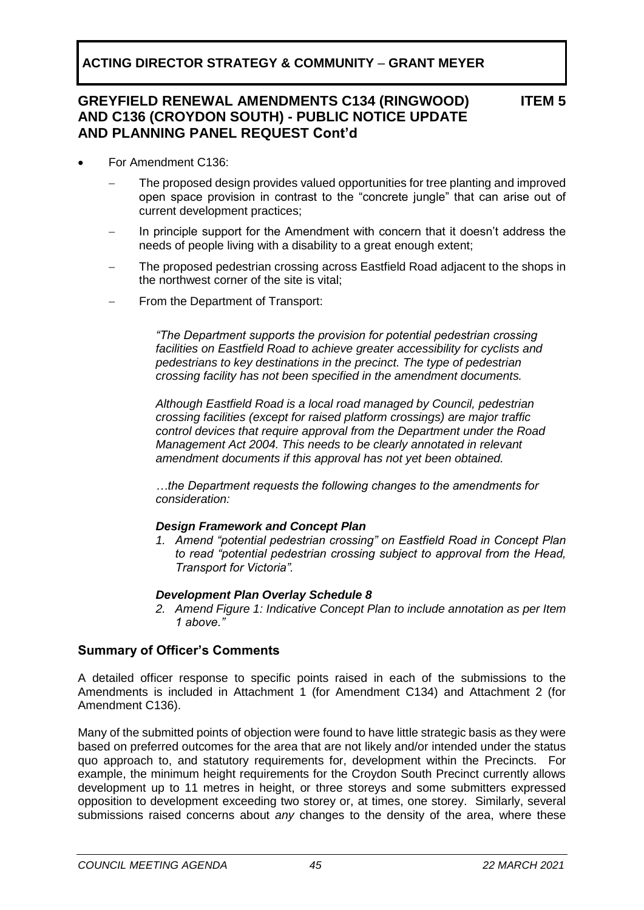- For Amendment C136:
  - The proposed design provides valued opportunities for tree planting and improved open space provision in contrast to the "concrete jungle" that can arise out of current development practices;
  - In principle support for the Amendment with concern that it doesn't address the needs of people living with a disability to a great enough extent;
  - The proposed pedestrian crossing across Eastfield Road adjacent to the shops in the northwest corner of the site is vital;
  - From the Department of Transport:

    *"The Department supports the provision for potential pedestrian crossing facilities on Eastfield Road to achieve greater accessibility for cyclists and pedestrians to key destinations in the precinct. The type of pedestrian crossing facility has not been specified in the amendment documents.*

    *Although Eastfield Road is a local road managed by Council, pedestrian crossing facilities (except for raised platform crossings) are major traffic control devices that require approval from the Department under the Road Management Act 2004. This needs to be clearly annotated in relevant amendment documents if this approval has not yet been obtained.*

    *…the Department requests the following changes to the amendments for consideration:*

    ***Design Framework and Concept Plan***

    1. *Amend "potential pedestrian crossing" on Eastfield Road in Concept Plan to read "potential pedestrian crossing subject to approval from the Head, Transport for Victoria".*

    ***Development Plan Overlay Schedule 8***

    2. *Amend Figure 1: Indicative Concept Plan to include annotation as per Item 1 above."*

## Summary of Officer's Comments

A detailed officer response to specific points raised in each of the submissions to the Amendments is included in Attachment 1 (for Amendment C134) and Attachment 2 (for Amendment C136).

Many of the submitted points of objection were found to have little strategic basis as they were based on preferred outcomes for the area that are not likely and/or intended under the status quo approach to, and statutory requirements for, development within the Precincts. For example, the minimum height requirements for the Croydon South Precinct currently allows development up to 11 metres in height, or three storeys and some submitters expressed opposition to development exceeding two storey or, at times, one storey. Similarly, several submissions raised concerns about *any* changes to the density of the area, where these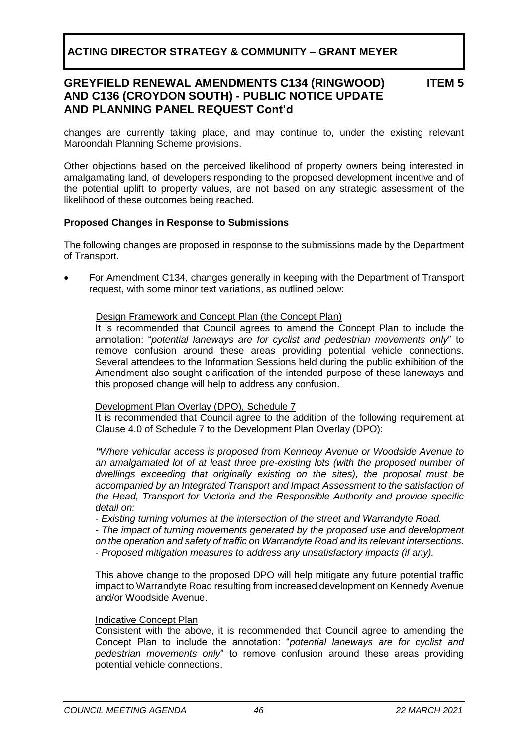changes are currently taking place, and may continue to, under the existing relevant Maroondah Planning Scheme provisions.

Other objections based on the perceived likelihood of property owners being interested in amalgamating land, of developers responding to the proposed development incentive and of the potential uplift to property values, are not based on any strategic assessment of the likelihood of these outcomes being reached.

**Proposed Changes in Response to Submissions**

The following changes are proposed in response to the submissions made by the Department of Transport.

- For Amendment C134, changes generally in keeping with the Department of Transport request, with some minor text variations, as outlined below:

  Design Framework and Concept Plan (the Concept Plan)
  It is recommended that Council agrees to amend the Concept Plan to include the annotation: "*potential laneways are for cyclist and pedestrian movements only*" to remove confusion around these areas providing potential vehicle connections. Several attendees to the Information Sessions held during the public exhibition of the Amendment also sought clarification of the intended purpose of these laneways and this proposed change will help to address any confusion.

  Development Plan Overlay (DPO), Schedule 7
  It is recommended that Council agree to the addition of the following requirement at Clause 4.0 of Schedule 7 to the Development Plan Overlay (DPO):

  *"Where vehicular access is proposed from Kennedy Avenue or Woodside Avenue to an amalgamated lot of at least three pre-existing lots (with the proposed number of dwellings exceeding that originally existing on the sites), the proposal must be accompanied by an Integrated Transport and Impact Assessment to the satisfaction of the Head, Transport for Victoria and the Responsible Authority and provide specific detail on:*
  *- Existing turning volumes at the intersection of the street and Warrandyte Road.*
  *- The impact of turning movements generated by the proposed use and development on the operation and safety of traffic on Warrandyte Road and its relevant intersections.*
  *- Proposed mitigation measures to address any unsatisfactory impacts (if any).*

  This above change to the proposed DPO will help mitigate any future potential traffic impact to Warrandyte Road resulting from increased development on Kennedy Avenue and/or Woodside Avenue.

  Indicative Concept Plan
  Consistent with the above, it is recommended that Council agree to amending the Concept Plan to include the annotation: "*potential laneways are for cyclist and pedestrian movements only*" to remove confusion around these areas providing potential vehicle connections.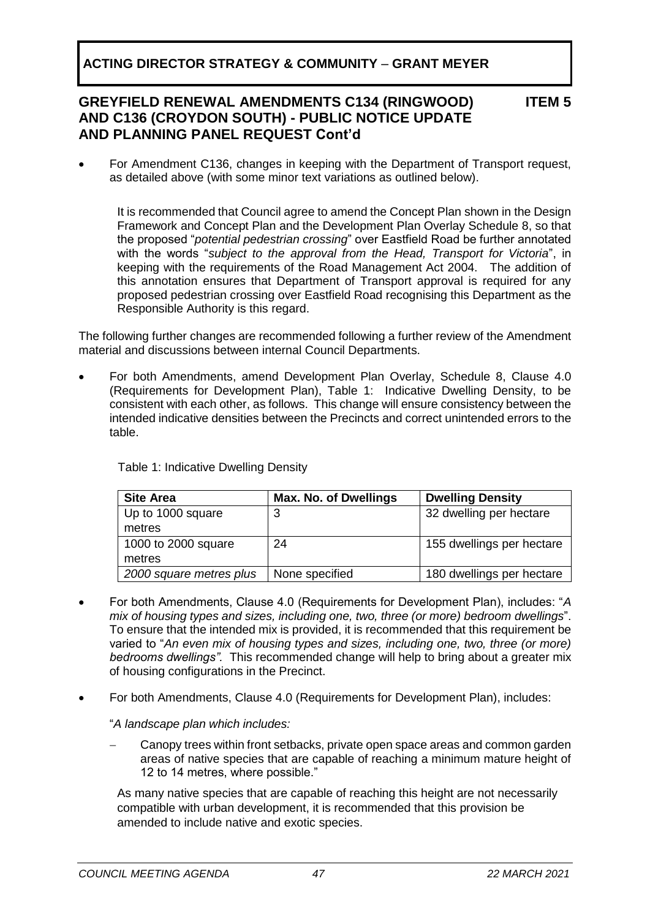**ACTING DIRECTOR STRATEGY & COMMUNITY – GRANT MEYER**

## GREYFIELD RENEWAL AMENDMENTS C134 (RINGWOOD) AND C136 (CROYDON SOUTH) - PUBLIC NOTICE UPDATE AND PLANNING PANEL REQUEST Cont'd **ITEM 5**

- For Amendment C136, changes in keeping with the Department of Transport request, as detailed above (with some minor text variations as outlined below).

  It is recommended that Council agree to amend the Concept Plan shown in the Design Framework and Concept Plan and the Development Plan Overlay Schedule 8, so that the proposed "*potential pedestrian crossing*" over Eastfield Road be further annotated with the words "*subject to the approval from the Head, Transport for Victoria*", in keeping with the requirements of the Road Management Act 2004. The addition of this annotation ensures that Department of Transport approval is required for any proposed pedestrian crossing over Eastfield Road recognising this Department as the Responsible Authority is this regard.

The following further changes are recommended following a further review of the Amendment material and discussions between internal Council Departments.

- For both Amendments, amend Development Plan Overlay, Schedule 8, Clause 4.0 (Requirements for Development Plan), Table 1: Indicative Dwelling Density, to be consistent with each other, as follows. This change will ensure consistency between the intended indicative densities between the Precincts and correct unintended errors to the table.

Table 1: Indicative Dwelling Density

| Site Area | Max. No. of Dwellings | Dwelling Density |
| --- | --- | --- |
| Up to 1000 square metres | 3 | 32 dwelling per hectare |
| 1000 to 2000 square metres | 24 | 155 dwellings per hectare |
| *2000 square metres plus* | None specified | 180 dwellings per hectare |

- For both Amendments, Clause 4.0 (Requirements for Development Plan), includes: "*A mix of housing types and sizes, including one, two, three (or more) bedroom dwellings*". To ensure that the intended mix is provided, it is recommended that this requirement be varied to "*An even mix of housing types and sizes, including one, two, three (or more) bedrooms dwellings".* This recommended change will help to bring about a greater mix of housing configurations in the Precinct.

- For both Amendments, Clause 4.0 (Requirements for Development Plan), includes:

  "*A landscape plan which includes:*

  - Canopy trees within front setbacks, private open space areas and common garden areas of native species that are capable of reaching a minimum mature height of 12 to 14 metres, where possible."

  As many native species that are capable of reaching this height are not necessarily compatible with urban development, it is recommended that this provision be amended to include native and exotic species.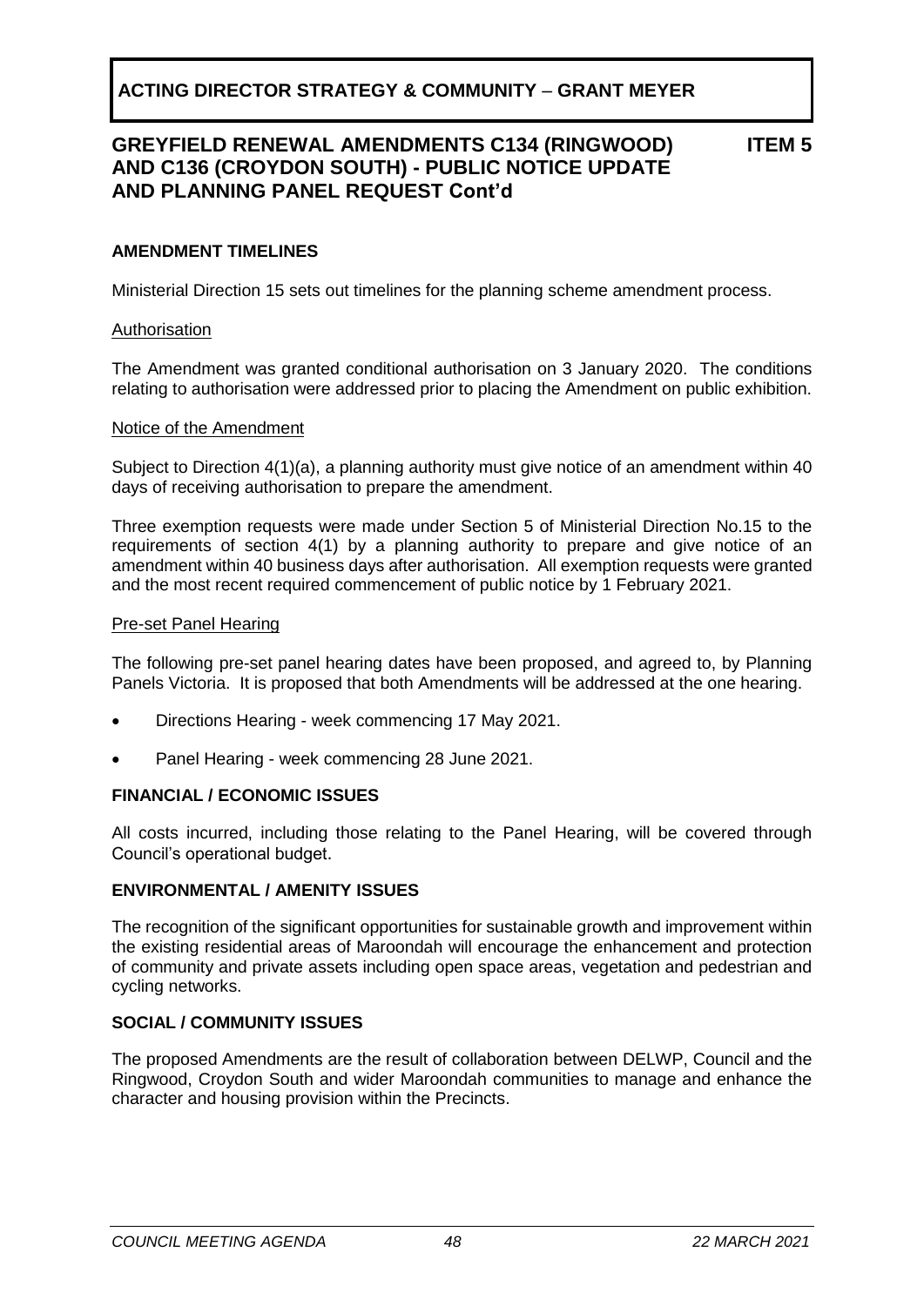## ACTING DIRECTOR STRATEGY & COMMUNITY – GRANT MEYER

## GREYFIELD RENEWAL AMENDMENTS C134 (RINGWOOD) AND C136 (CROYDON SOUTH) - PUBLIC NOTICE UPDATE AND PLANNING PANEL REQUEST Cont'd — ITEM 5

### AMENDMENT TIMELINES

Ministerial Direction 15 sets out timelines for the planning scheme amendment process.

Authorisation

The Amendment was granted conditional authorisation on 3 January 2020. The conditions relating to authorisation were addressed prior to placing the Amendment on public exhibition.

Notice of the Amendment

Subject to Direction 4(1)(a), a planning authority must give notice of an amendment within 40 days of receiving authorisation to prepare the amendment.

Three exemption requests were made under Section 5 of Ministerial Direction No.15 to the requirements of section 4(1) by a planning authority to prepare and give notice of an amendment within 40 business days after authorisation. All exemption requests were granted and the most recent required commencement of public notice by 1 February 2021.

Pre-set Panel Hearing

The following pre-set panel hearing dates have been proposed, and agreed to, by Planning Panels Victoria. It is proposed that both Amendments will be addressed at the one hearing.

- Directions Hearing - week commencing 17 May 2021.
- Panel Hearing - week commencing 28 June 2021.

### FINANCIAL / ECONOMIC ISSUES

All costs incurred, including those relating to the Panel Hearing, will be covered through Council's operational budget.

### ENVIRONMENTAL / AMENITY ISSUES

The recognition of the significant opportunities for sustainable growth and improvement within the existing residential areas of Maroondah will encourage the enhancement and protection of community and private assets including open space areas, vegetation and pedestrian and cycling networks.

### SOCIAL / COMMUNITY ISSUES

The proposed Amendments are the result of collaboration between DELWP, Council and the Ringwood, Croydon South and wider Maroondah communities to manage and enhance the character and housing provision within the Precincts.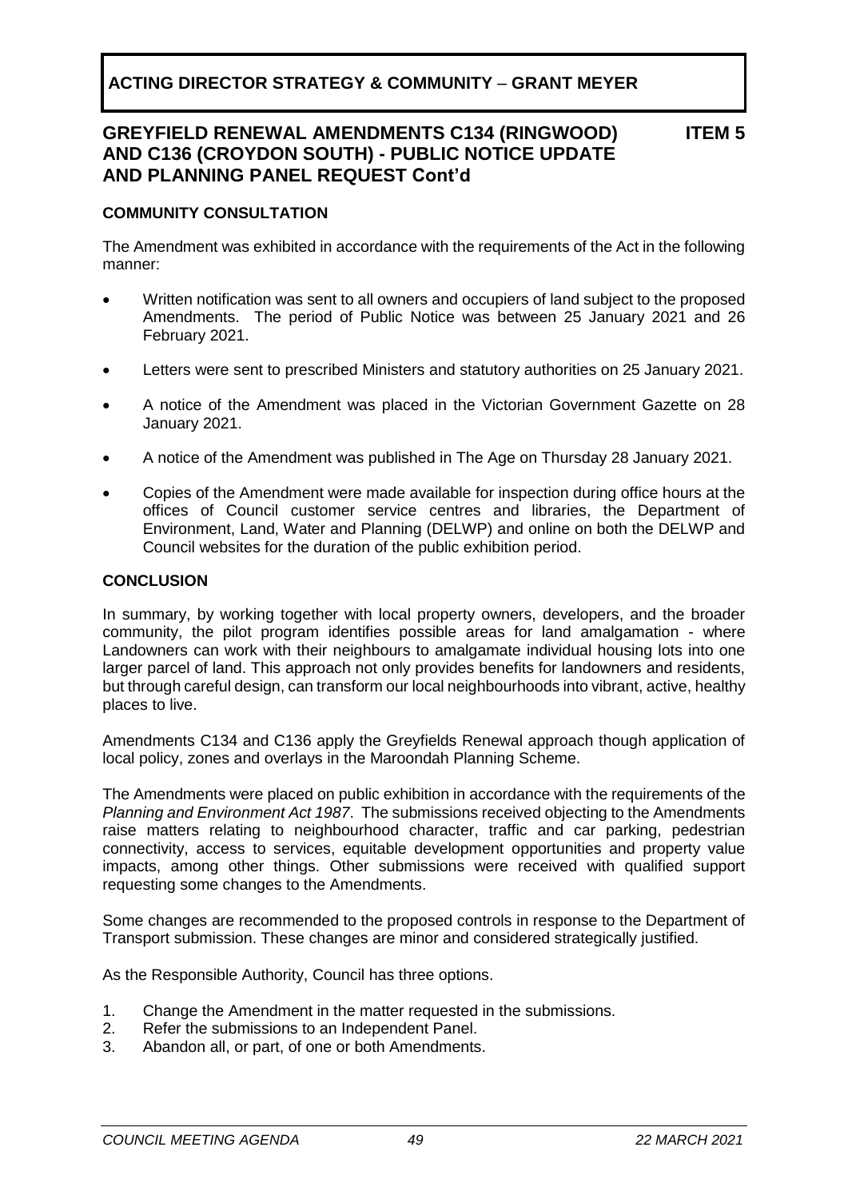# ACTING DIRECTOR STRATEGY & COMMUNITY – GRANT MEYER

## GREYFIELD RENEWAL AMENDMENTS C134 (RINGWOOD) AND C136 (CROYDON SOUTH) - PUBLIC NOTICE UPDATE AND PLANNING PANEL REQUEST Cont'd

**ITEM 5**

### COMMUNITY CONSULTATION

The Amendment was exhibited in accordance with the requirements of the Act in the following manner:

- Written notification was sent to all owners and occupiers of land subject to the proposed Amendments. The period of Public Notice was between 25 January 2021 and 26 February 2021.
- Letters were sent to prescribed Ministers and statutory authorities on 25 January 2021.
- A notice of the Amendment was placed in the Victorian Government Gazette on 28 January 2021.
- A notice of the Amendment was published in The Age on Thursday 28 January 2021.
- Copies of the Amendment were made available for inspection during office hours at the offices of Council customer service centres and libraries, the Department of Environment, Land, Water and Planning (DELWP) and online on both the DELWP and Council websites for the duration of the public exhibition period.

### CONCLUSION

In summary, by working together with local property owners, developers, and the broader community, the pilot program identifies possible areas for land amalgamation - where Landowners can work with their neighbours to amalgamate individual housing lots into one larger parcel of land. This approach not only provides benefits for landowners and residents, but through careful design, can transform our local neighbourhoods into vibrant, active, healthy places to live.

Amendments C134 and C136 apply the Greyfields Renewal approach though application of local policy, zones and overlays in the Maroondah Planning Scheme.

The Amendments were placed on public exhibition in accordance with the requirements of the *Planning and Environment Act 1987*. The submissions received objecting to the Amendments raise matters relating to neighbourhood character, traffic and car parking, pedestrian connectivity, access to services, equitable development opportunities and property value impacts, among other things. Other submissions were received with qualified support requesting some changes to the Amendments.

Some changes are recommended to the proposed controls in response to the Department of Transport submission. These changes are minor and considered strategically justified.

As the Responsible Authority, Council has three options.

1. Change the Amendment in the matter requested in the submissions.
2. Refer the submissions to an Independent Panel.
3. Abandon all, or part, of one or both Amendments.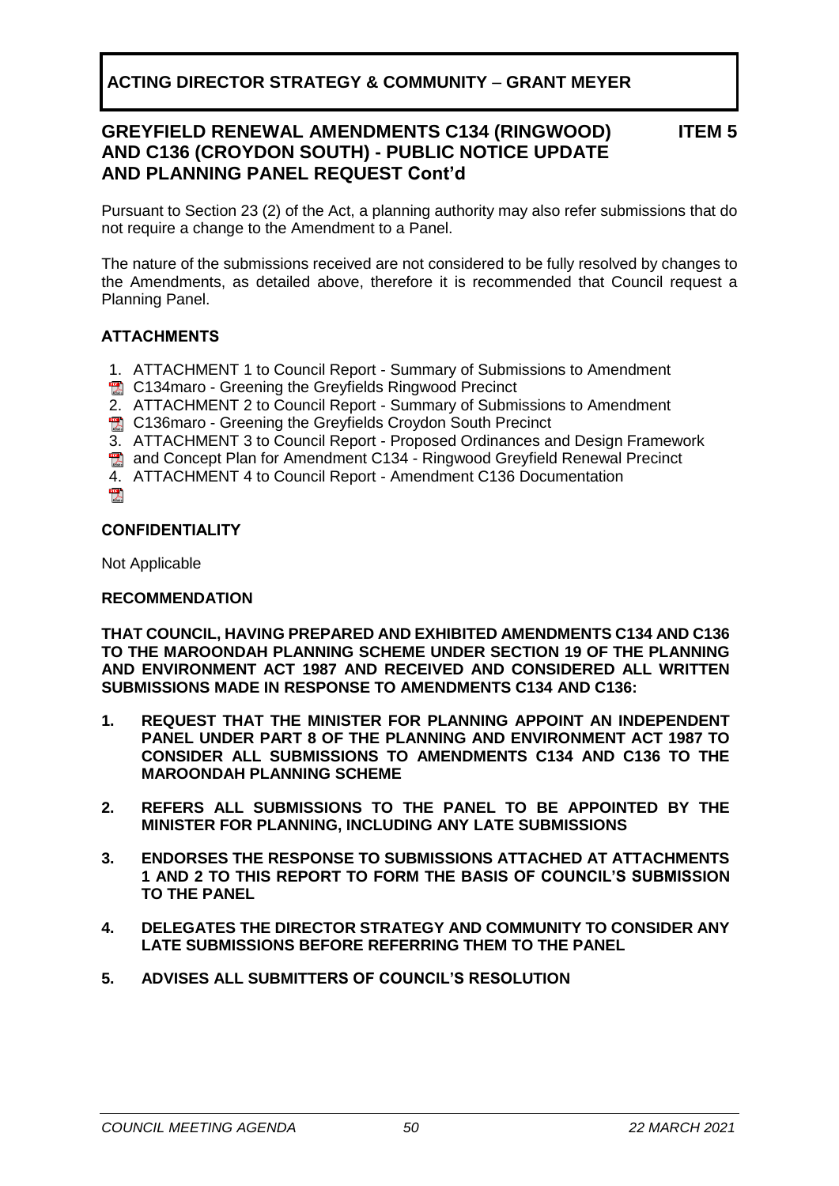## ACTING DIRECTOR STRATEGY & COMMUNITY – GRANT MEYER

### GREYFIELD RENEWAL AMENDMENTS C134 (RINGWOOD) AND C136 (CROYDON SOUTH) - PUBLIC NOTICE UPDATE AND PLANNING PANEL REQUEST Cont'd — ITEM 5

Pursuant to Section 23 (2) of the Act, a planning authority may also refer submissions that do not require a change to the Amendment to a Panel.

The nature of the submissions received are not considered to be fully resolved by changes to the Amendments, as detailed above, therefore it is recommended that Council request a Planning Panel.

**ATTACHMENTS**

1. ATTACHMENT 1 to Council Report - Summary of Submissions to Amendment C134maro - Greening the Greyfields Ringwood Precinct
2. ATTACHMENT 2 to Council Report - Summary of Submissions to Amendment C136maro - Greening the Greyfields Croydon South Precinct
3. ATTACHMENT 3 to Council Report - Proposed Ordinances and Design Framework and Concept Plan for Amendment C134 - Ringwood Greyfield Renewal Precinct
4. ATTACHMENT 4 to Council Report - Amendment C136 Documentation

**CONFIDENTIALITY**

Not Applicable

**RECOMMENDATION**

**THAT COUNCIL, HAVING PREPARED AND EXHIBITED AMENDMENTS C134 AND C136 TO THE MAROONDAH PLANNING SCHEME UNDER SECTION 19 OF THE PLANNING AND ENVIRONMENT ACT 1987 AND RECEIVED AND CONSIDERED ALL WRITTEN SUBMISSIONS MADE IN RESPONSE TO AMENDMENTS C134 AND C136:**

1. **REQUEST THAT THE MINISTER FOR PLANNING APPOINT AN INDEPENDENT PANEL UNDER PART 8 OF THE PLANNING AND ENVIRONMENT ACT 1987 TO CONSIDER ALL SUBMISSIONS TO AMENDMENTS C134 AND C136 TO THE MAROONDAH PLANNING SCHEME**

2. **REFERS ALL SUBMISSIONS TO THE PANEL TO BE APPOINTED BY THE MINISTER FOR PLANNING, INCLUDING ANY LATE SUBMISSIONS**

3. **ENDORSES THE RESPONSE TO SUBMISSIONS ATTACHED AT ATTACHMENTS 1 AND 2 TO THIS REPORT TO FORM THE BASIS OF COUNCIL'S SUBMISSION TO THE PANEL**

4. **DELEGATES THE DIRECTOR STRATEGY AND COMMUNITY TO CONSIDER ANY LATE SUBMISSIONS BEFORE REFERRING THEM TO THE PANEL**

5. **ADVISES ALL SUBMITTERS OF COUNCIL'S RESOLUTION**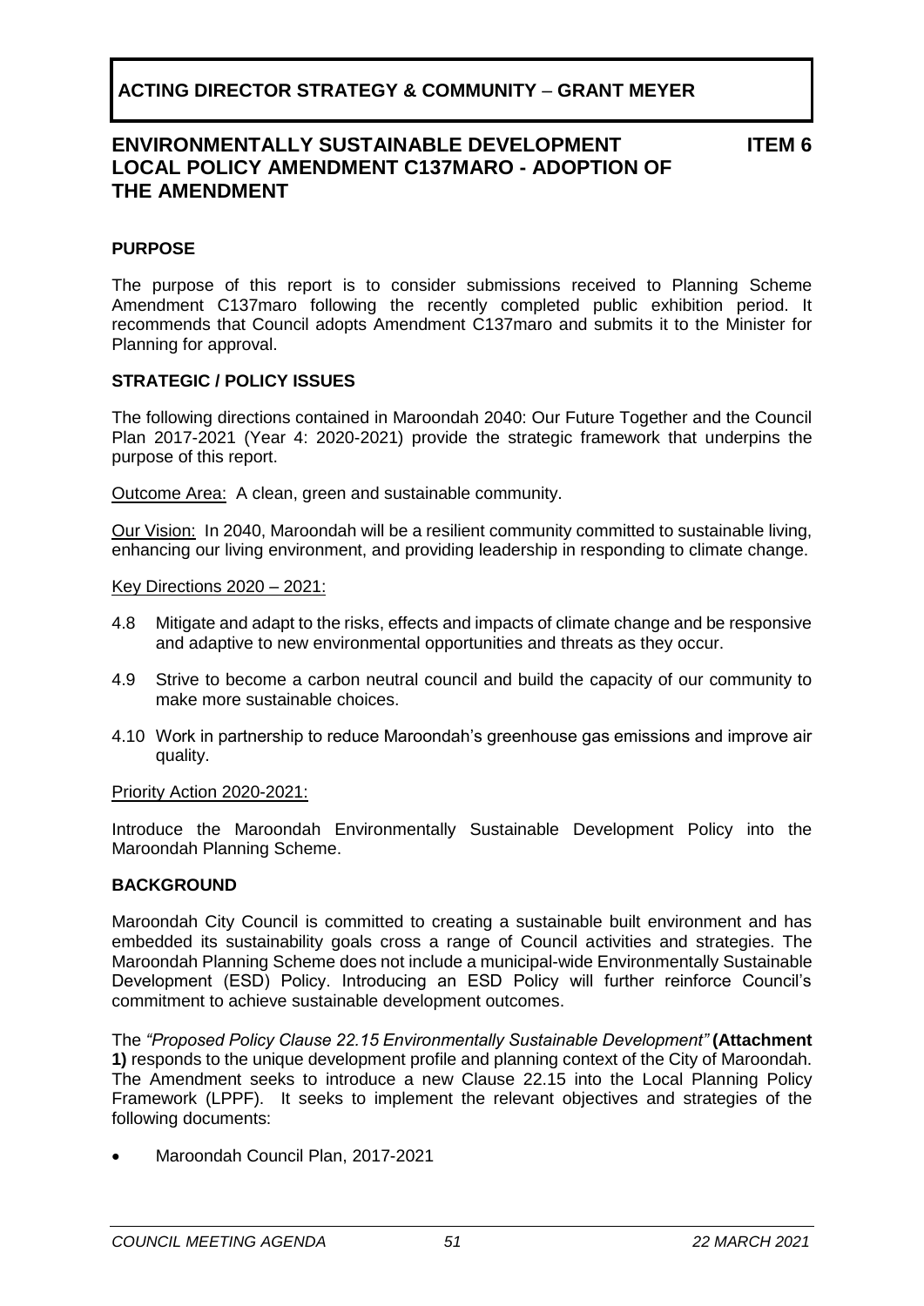**ACTING DIRECTOR STRATEGY & COMMUNITY – GRANT MEYER**

## ENVIRONMENTALLY SUSTAINABLE DEVELOPMENT LOCAL POLICY AMENDMENT C137MARO - ADOPTION OF THE AMENDMENT

**ITEM 6**

### PURPOSE

The purpose of this report is to consider submissions received to Planning Scheme Amendment C137maro following the recently completed public exhibition period. It recommends that Council adopts Amendment C137maro and submits it to the Minister for Planning for approval.

### STRATEGIC / POLICY ISSUES

The following directions contained in Maroondah 2040: Our Future Together and the Council Plan 2017-2021 (Year 4: 2020-2021) provide the strategic framework that underpins the purpose of this report.

Outcome Area: A clean, green and sustainable community.

Our Vision: In 2040, Maroondah will be a resilient community committed to sustainable living, enhancing our living environment, and providing leadership in responding to climate change.

Key Directions 2020 – 2021:

4.8 Mitigate and adapt to the risks, effects and impacts of climate change and be responsive and adaptive to new environmental opportunities and threats as they occur.

4.9 Strive to become a carbon neutral council and build the capacity of our community to make more sustainable choices.

4.10 Work in partnership to reduce Maroondah's greenhouse gas emissions and improve air quality.

Priority Action 2020-2021:

Introduce the Maroondah Environmentally Sustainable Development Policy into the Maroondah Planning Scheme.

### BACKGROUND

Maroondah City Council is committed to creating a sustainable built environment and has embedded its sustainability goals cross a range of Council activities and strategies. The Maroondah Planning Scheme does not include a municipal-wide Environmentally Sustainable Development (ESD) Policy. Introducing an ESD Policy will further reinforce Council's commitment to achieve sustainable development outcomes.

The *"Proposed Policy Clause 22.15 Environmentally Sustainable Development"* **(Attachment 1)** responds to the unique development profile and planning context of the City of Maroondah. The Amendment seeks to introduce a new Clause 22.15 into the Local Planning Policy Framework (LPPF). It seeks to implement the relevant objectives and strategies of the following documents:

- Maroondah Council Plan, 2017-2021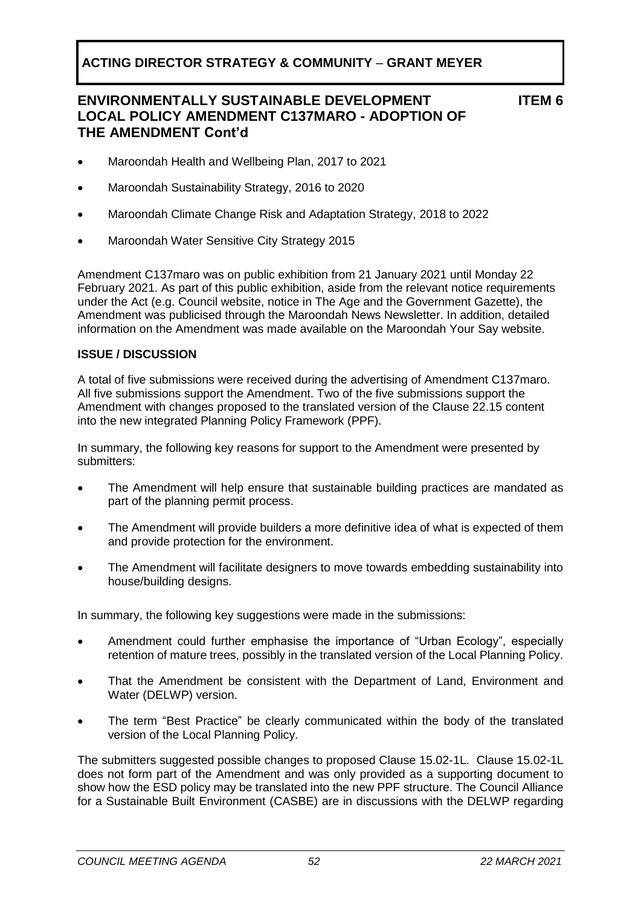**ACTING DIRECTOR STRATEGY & COMMUNITY – GRANT MEYER**

## ENVIRONMENTALLY SUSTAINABLE DEVELOPMENT LOCAL POLICY AMENDMENT C137MARO - ADOPTION OF THE AMENDMENT Cont'd

**ITEM 6**

- Maroondah Health and Wellbeing Plan, 2017 to 2021
- Maroondah Sustainability Strategy, 2016 to 2020
- Maroondah Climate Change Risk and Adaptation Strategy, 2018 to 2022
- Maroondah Water Sensitive City Strategy 2015

Amendment C137maro was on public exhibition from 21 January 2021 until Monday 22 February 2021. As part of this public exhibition, aside from the relevant notice requirements under the Act (e.g. Council website, notice in The Age and the Government Gazette), the Amendment was publicised through the Maroondah News Newsletter. In addition, detailed information on the Amendment was made available on the Maroondah Your Say website.

**ISSUE / DISCUSSION**

A total of five submissions were received during the advertising of Amendment C137maro. All five submissions support the Amendment. Two of the five submissions support the Amendment with changes proposed to the translated version of the Clause 22.15 content into the new integrated Planning Policy Framework (PPF).

In summary, the following key reasons for support to the Amendment were presented by submitters:

- The Amendment will help ensure that sustainable building practices are mandated as part of the planning permit process.
- The Amendment will provide builders a more definitive idea of what is expected of them and provide protection for the environment.
- The Amendment will facilitate designers to move towards embedding sustainability into house/building designs.

In summary, the following key suggestions were made in the submissions:

- Amendment could further emphasise the importance of "Urban Ecology", especially retention of mature trees, possibly in the translated version of the Local Planning Policy.
- That the Amendment be consistent with the Department of Land, Environment and Water (DELWP) version.
- The term "Best Practice" be clearly communicated within the body of the translated version of the Local Planning Policy.

The submitters suggested possible changes to proposed Clause 15.02-1L. Clause 15.02-1L does not form part of the Amendment and was only provided as a supporting document to show how the ESD policy may be translated into the new PPF structure. The Council Alliance for a Sustainable Built Environment (CASBE) are in discussions with the DELWP regarding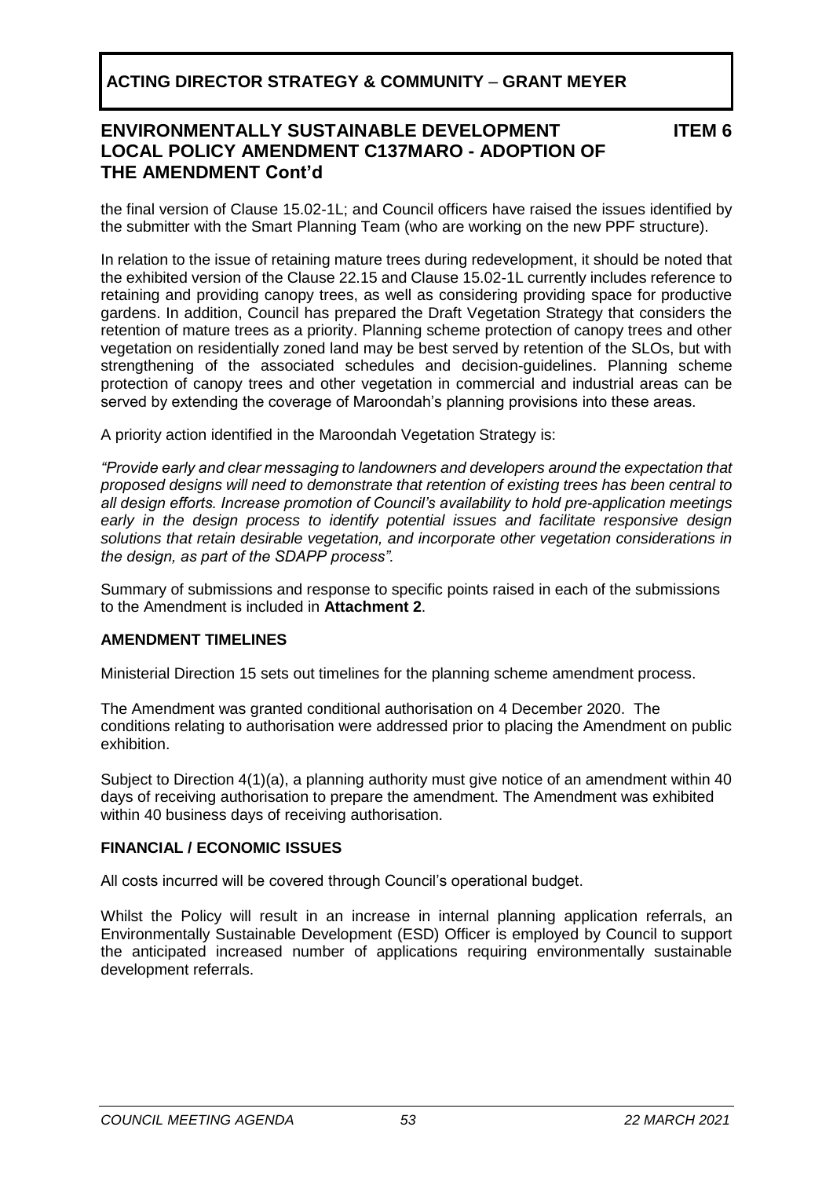the final version of Clause 15.02-1L; and Council officers have raised the issues identified by the submitter with the Smart Planning Team (who are working on the new PPF structure).

In relation to the issue of retaining mature trees during redevelopment, it should be noted that the exhibited version of the Clause 22.15 and Clause 15.02-1L currently includes reference to retaining and providing canopy trees, as well as considering providing space for productive gardens. In addition, Council has prepared the Draft Vegetation Strategy that considers the retention of mature trees as a priority. Planning scheme protection of canopy trees and other vegetation on residentially zoned land may be best served by retention of the SLOs, but with strengthening of the associated schedules and decision-guidelines. Planning scheme protection of canopy trees and other vegetation in commercial and industrial areas can be served by extending the coverage of Maroondah's planning provisions into these areas.

A priority action identified in the Maroondah Vegetation Strategy is:

*"Provide early and clear messaging to landowners and developers around the expectation that proposed designs will need to demonstrate that retention of existing trees has been central to all design efforts. Increase promotion of Council's availability to hold pre-application meetings early in the design process to identify potential issues and facilitate responsive design solutions that retain desirable vegetation, and incorporate other vegetation considerations in the design, as part of the SDAPP process".*

Summary of submissions and response to specific points raised in each of the submissions to the Amendment is included in **Attachment 2**.

**AMENDMENT TIMELINES**

Ministerial Direction 15 sets out timelines for the planning scheme amendment process.

The Amendment was granted conditional authorisation on 4 December 2020. The conditions relating to authorisation were addressed prior to placing the Amendment on public exhibition.

Subject to Direction 4(1)(a), a planning authority must give notice of an amendment within 40 days of receiving authorisation to prepare the amendment. The Amendment was exhibited within 40 business days of receiving authorisation.

**FINANCIAL / ECONOMIC ISSUES**

All costs incurred will be covered through Council's operational budget.

Whilst the Policy will result in an increase in internal planning application referrals, an Environmentally Sustainable Development (ESD) Officer is employed by Council to support the anticipated increased number of applications requiring environmentally sustainable development referrals.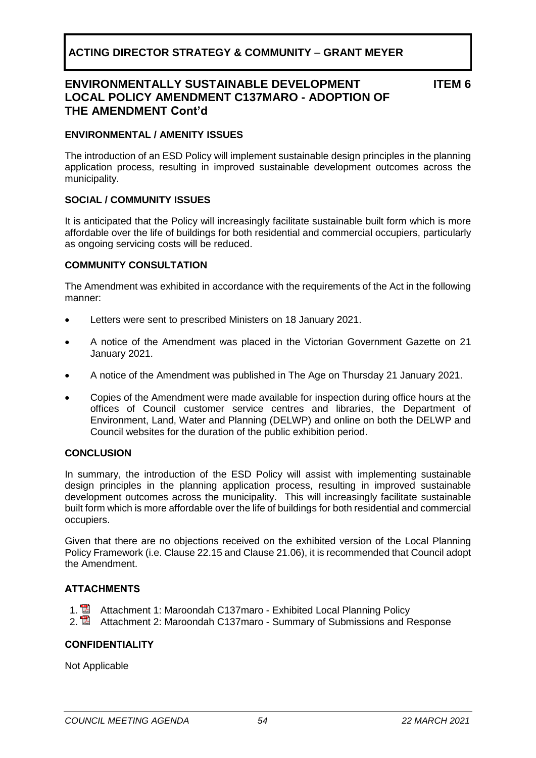**ACTING DIRECTOR STRATEGY & COMMUNITY – GRANT MEYER**

## ENVIRONMENTALLY SUSTAINABLE DEVELOPMENT LOCAL POLICY AMENDMENT C137MARO - ADOPTION OF THE AMENDMENT Cont'd

**ITEM 6**

### ENVIRONMENTAL / AMENITY ISSUES

The introduction of an ESD Policy will implement sustainable design principles in the planning application process, resulting in improved sustainable development outcomes across the municipality.

### SOCIAL / COMMUNITY ISSUES

It is anticipated that the Policy will increasingly facilitate sustainable built form which is more affordable over the life of buildings for both residential and commercial occupiers, particularly as ongoing servicing costs will be reduced.

### COMMUNITY CONSULTATION

The Amendment was exhibited in accordance with the requirements of the Act in the following manner:

- Letters were sent to prescribed Ministers on 18 January 2021.
- A notice of the Amendment was placed in the Victorian Government Gazette on 21 January 2021.
- A notice of the Amendment was published in The Age on Thursday 21 January 2021.
- Copies of the Amendment were made available for inspection during office hours at the offices of Council customer service centres and libraries, the Department of Environment, Land, Water and Planning (DELWP) and online on both the DELWP and Council websites for the duration of the public exhibition period.

### CONCLUSION

In summary, the introduction of the ESD Policy will assist with implementing sustainable design principles in the planning application process, resulting in improved sustainable development outcomes across the municipality. This will increasingly facilitate sustainable built form which is more affordable over the life of buildings for both residential and commercial occupiers.

Given that there are no objections received on the exhibited version of the Local Planning Policy Framework (i.e. Clause 22.15 and Clause 21.06), it is recommended that Council adopt the Amendment.

### ATTACHMENTS

1. Attachment 1: Maroondah C137maro - Exhibited Local Planning Policy
2. Attachment 2: Maroondah C137maro - Summary of Submissions and Response

### CONFIDENTIALITY

Not Applicable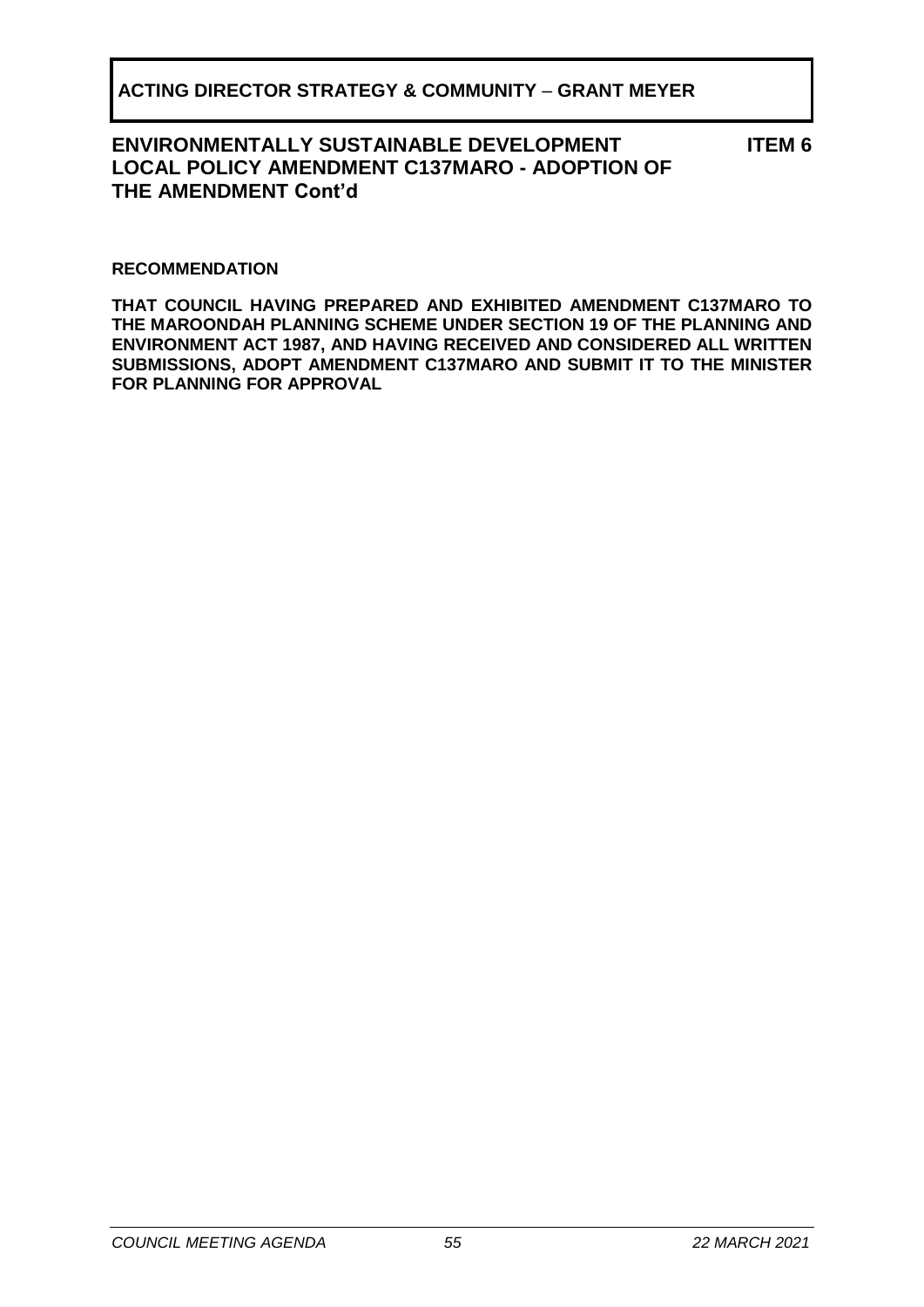**ACTING DIRECTOR STRATEGY & COMMUNITY – GRANT MEYER**

**ENVIRONMENTALLY SUSTAINABLE DEVELOPMENT LOCAL POLICY AMENDMENT C137MARO - ADOPTION OF THE AMENDMENT Cont'd** **ITEM 6**

**RECOMMENDATION**

**THAT COUNCIL HAVING PREPARED AND EXHIBITED AMENDMENT C137MARO TO THE MAROONDAH PLANNING SCHEME UNDER SECTION 19 OF THE PLANNING AND ENVIRONMENT ACT 1987, AND HAVING RECEIVED AND CONSIDERED ALL WRITTEN SUBMISSIONS, ADOPT AMENDMENT C137MARO AND SUBMIT IT TO THE MINISTER FOR PLANNING FOR APPROVAL**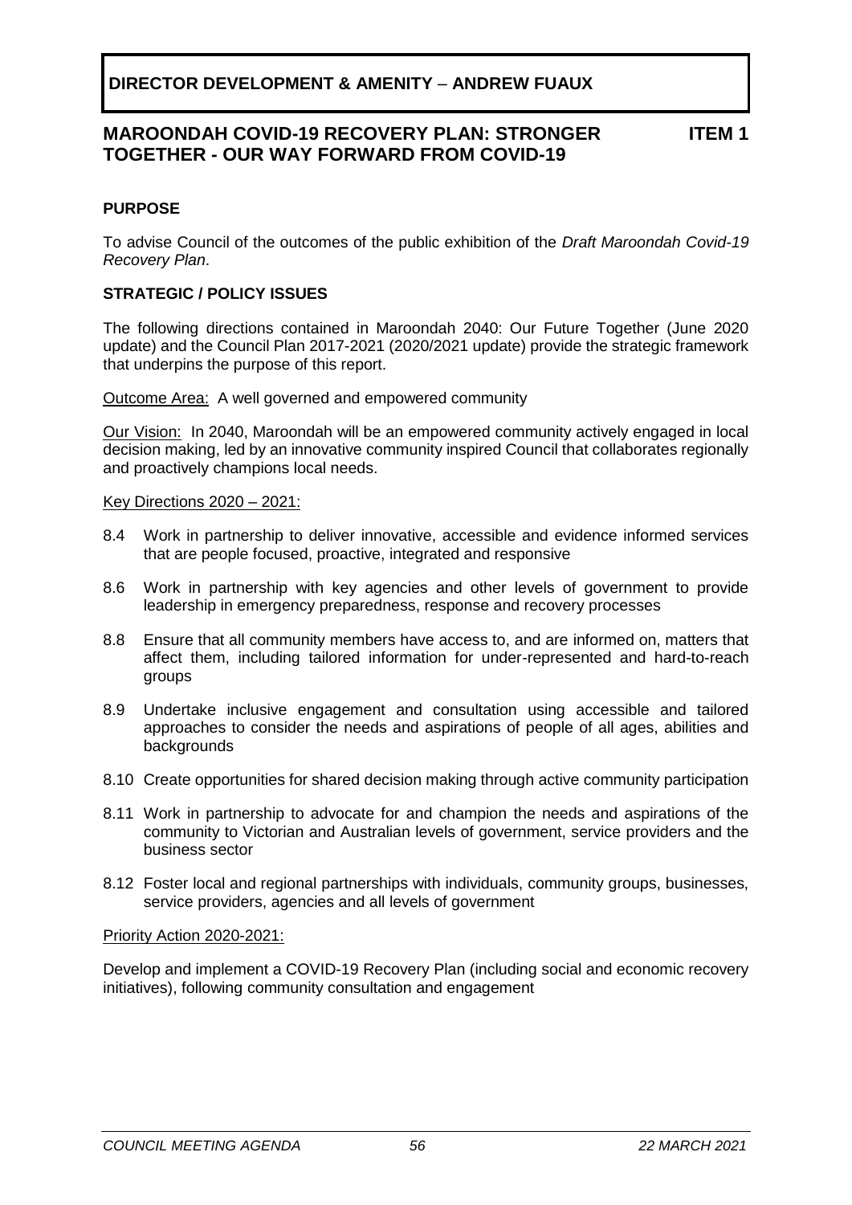**DIRECTOR DEVELOPMENT & AMENITY – ANDREW FUAUX**

## MAROONDAH COVID-19 RECOVERY PLAN: STRONGER TOGETHER - OUR WAY FORWARD FROM COVID-19 — ITEM 1

### PURPOSE

To advise Council of the outcomes of the public exhibition of the *Draft Maroondah Covid-19 Recovery Plan*.

### STRATEGIC / POLICY ISSUES

The following directions contained in Maroondah 2040: Our Future Together (June 2020 update) and the Council Plan 2017-2021 (2020/2021 update) provide the strategic framework that underpins the purpose of this report.

<u>Outcome Area:</u> A well governed and empowered community

<u>Our Vision:</u> In 2040, Maroondah will be an empowered community actively engaged in local decision making, led by an innovative community inspired Council that collaborates regionally and proactively champions local needs.

<u>Key Directions 2020 – 2021:</u>

- 8.4 Work in partnership to deliver innovative, accessible and evidence informed services that are people focused, proactive, integrated and responsive
- 8.6 Work in partnership with key agencies and other levels of government to provide leadership in emergency preparedness, response and recovery processes
- 8.8 Ensure that all community members have access to, and are informed on, matters that affect them, including tailored information for under-represented and hard-to-reach groups
- 8.9 Undertake inclusive engagement and consultation using accessible and tailored approaches to consider the needs and aspirations of people of all ages, abilities and backgrounds
- 8.10 Create opportunities for shared decision making through active community participation
- 8.11 Work in partnership to advocate for and champion the needs and aspirations of the community to Victorian and Australian levels of government, service providers and the business sector
- 8.12 Foster local and regional partnerships with individuals, community groups, businesses, service providers, agencies and all levels of government

<u>Priority Action 2020-2021:</u>

Develop and implement a COVID-19 Recovery Plan (including social and economic recovery initiatives), following community consultation and engagement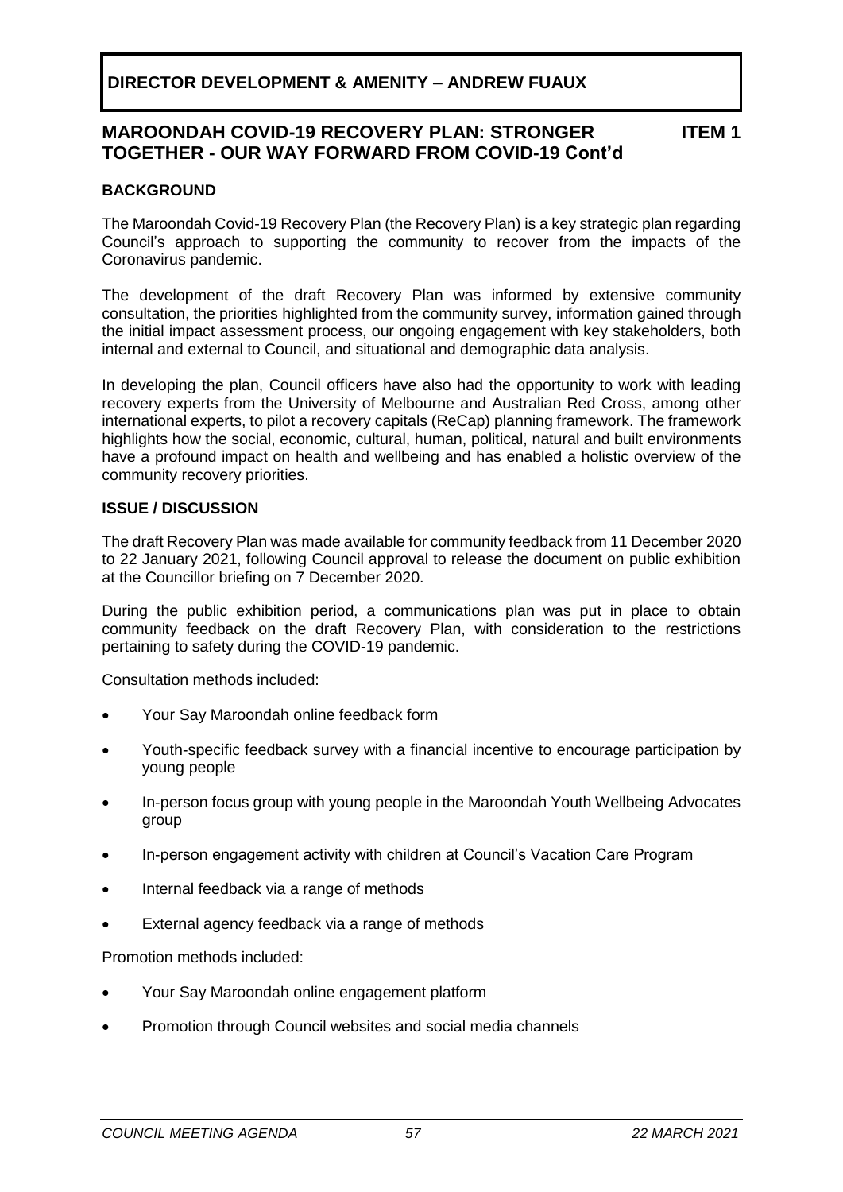**DIRECTOR DEVELOPMENT & AMENITY – ANDREW FUAUX**

## MAROONDAH COVID-19 RECOVERY PLAN: STRONGER TOGETHER - OUR WAY FORWARD FROM COVID-19 Cont'd **ITEM 1**

### BACKGROUND

The Maroondah Covid-19 Recovery Plan (the Recovery Plan) is a key strategic plan regarding Council's approach to supporting the community to recover from the impacts of the Coronavirus pandemic.

The development of the draft Recovery Plan was informed by extensive community consultation, the priorities highlighted from the community survey, information gained through the initial impact assessment process, our ongoing engagement with key stakeholders, both internal and external to Council, and situational and demographic data analysis.

In developing the plan, Council officers have also had the opportunity to work with leading recovery experts from the University of Melbourne and Australian Red Cross, among other international experts, to pilot a recovery capitals (ReCap) planning framework. The framework highlights how the social, economic, cultural, human, political, natural and built environments have a profound impact on health and wellbeing and has enabled a holistic overview of the community recovery priorities.

### ISSUE / DISCUSSION

The draft Recovery Plan was made available for community feedback from 11 December 2020 to 22 January 2021, following Council approval to release the document on public exhibition at the Councillor briefing on 7 December 2020.

During the public exhibition period, a communications plan was put in place to obtain community feedback on the draft Recovery Plan, with consideration to the restrictions pertaining to safety during the COVID-19 pandemic.

Consultation methods included:

- Your Say Maroondah online feedback form
- Youth-specific feedback survey with a financial incentive to encourage participation by young people
- In-person focus group with young people in the Maroondah Youth Wellbeing Advocates group
- In-person engagement activity with children at Council's Vacation Care Program
- Internal feedback via a range of methods
- External agency feedback via a range of methods

Promotion methods included:

- Your Say Maroondah online engagement platform
- Promotion through Council websites and social media channels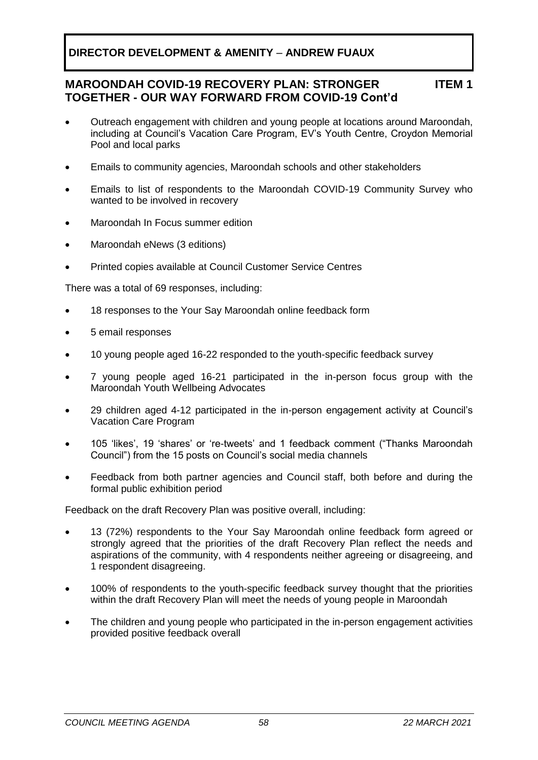- Outreach engagement with children and young people at locations around Maroondah, including at Council's Vacation Care Program, EV's Youth Centre, Croydon Memorial Pool and local parks
- Emails to community agencies, Maroondah schools and other stakeholders
- Emails to list of respondents to the Maroondah COVID-19 Community Survey who wanted to be involved in recovery
- Maroondah In Focus summer edition
- Maroondah eNews (3 editions)
- Printed copies available at Council Customer Service Centres

There was a total of 69 responses, including:

- 18 responses to the Your Say Maroondah online feedback form
- 5 email responses
- 10 young people aged 16-22 responded to the youth-specific feedback survey
- 7 young people aged 16-21 participated in the in-person focus group with the Maroondah Youth Wellbeing Advocates
- 29 children aged 4-12 participated in the in-person engagement activity at Council's Vacation Care Program
- 105 'likes', 19 'shares' or 're-tweets' and 1 feedback comment ("Thanks Maroondah Council") from the 15 posts on Council's social media channels
- Feedback from both partner agencies and Council staff, both before and during the formal public exhibition period

Feedback on the draft Recovery Plan was positive overall, including:

- 13 (72%) respondents to the Your Say Maroondah online feedback form agreed or strongly agreed that the priorities of the draft Recovery Plan reflect the needs and aspirations of the community, with 4 respondents neither agreeing or disagreeing, and 1 respondent disagreeing.
- 100% of respondents to the youth-specific feedback survey thought that the priorities within the draft Recovery Plan will meet the needs of young people in Maroondah
- The children and young people who participated in the in-person engagement activities provided positive feedback overall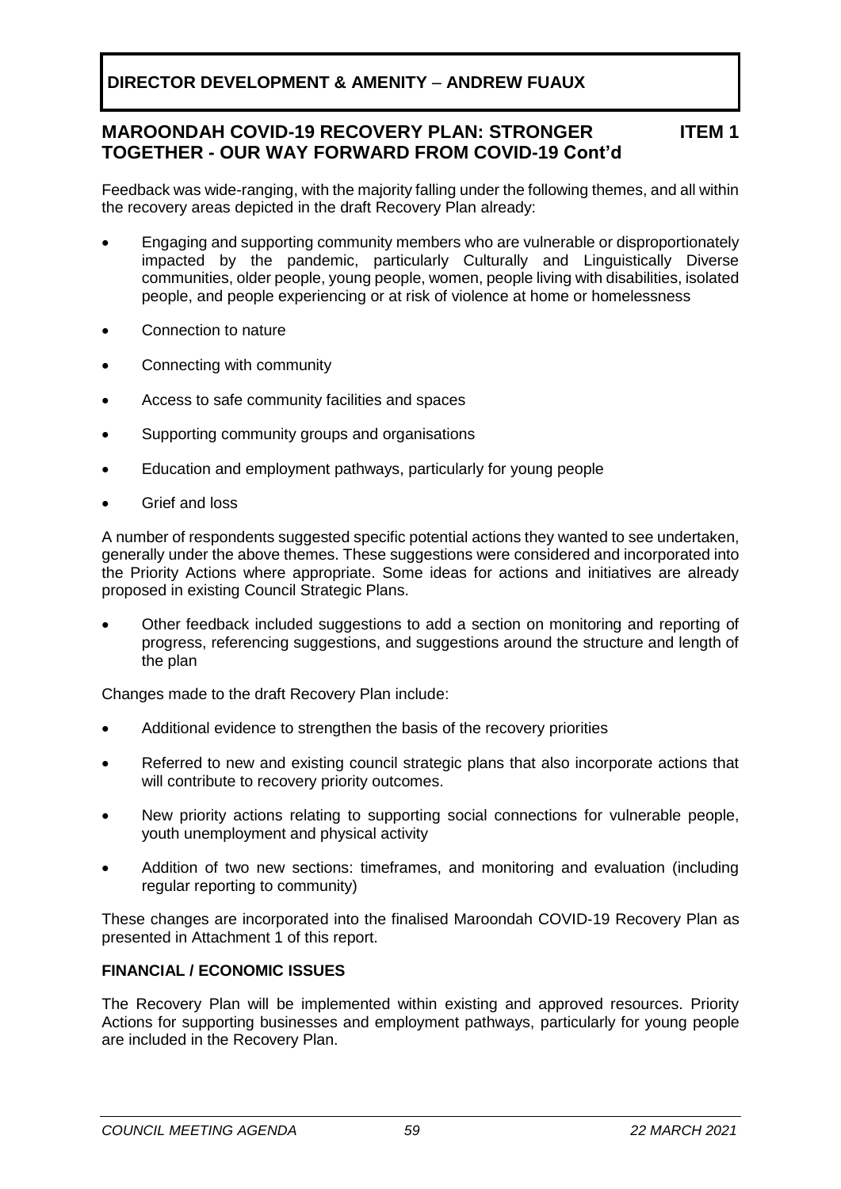**DIRECTOR DEVELOPMENT & AMENITY – ANDREW FUAUX**

**MAROONDAH COVID-19 RECOVERY PLAN: STRONGER TOGETHER - OUR WAY FORWARD FROM COVID-19 Cont'd** **ITEM 1**

Feedback was wide-ranging, with the majority falling under the following themes, and all within the recovery areas depicted in the draft Recovery Plan already:

- Engaging and supporting community members who are vulnerable or disproportionately impacted by the pandemic, particularly Culturally and Linguistically Diverse communities, older people, young people, women, people living with disabilities, isolated people, and people experiencing or at risk of violence at home or homelessness
- Connection to nature
- Connecting with community
- Access to safe community facilities and spaces
- Supporting community groups and organisations
- Education and employment pathways, particularly for young people
- Grief and loss

A number of respondents suggested specific potential actions they wanted to see undertaken, generally under the above themes. These suggestions were considered and incorporated into the Priority Actions where appropriate. Some ideas for actions and initiatives are already proposed in existing Council Strategic Plans.

- Other feedback included suggestions to add a section on monitoring and reporting of progress, referencing suggestions, and suggestions around the structure and length of the plan

Changes made to the draft Recovery Plan include:

- Additional evidence to strengthen the basis of the recovery priorities
- Referred to new and existing council strategic plans that also incorporate actions that will contribute to recovery priority outcomes.
- New priority actions relating to supporting social connections for vulnerable people, youth unemployment and physical activity
- Addition of two new sections: timeframes, and monitoring and evaluation (including regular reporting to community)

These changes are incorporated into the finalised Maroondah COVID-19 Recovery Plan as presented in Attachment 1 of this report.

**FINANCIAL / ECONOMIC ISSUES**

The Recovery Plan will be implemented within existing and approved resources. Priority Actions for supporting businesses and employment pathways, particularly for young people are included in the Recovery Plan.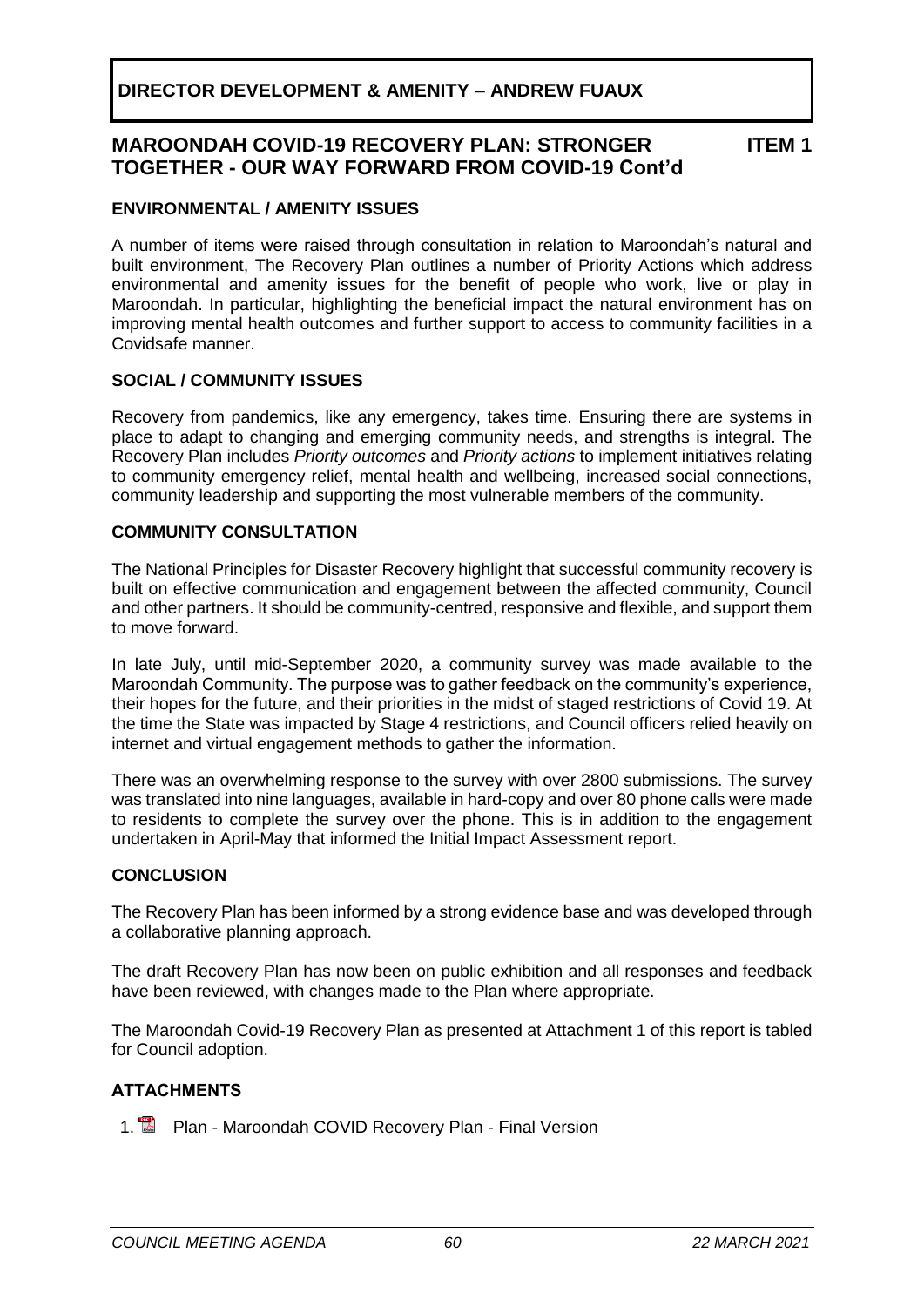**DIRECTOR DEVELOPMENT & AMENITY – ANDREW FUAUX**

## MAROONDAH COVID-19 RECOVERY PLAN: STRONGER TOGETHER - OUR WAY FORWARD FROM COVID-19 Cont'd — ITEM 1

### ENVIRONMENTAL / AMENITY ISSUES

A number of items were raised through consultation in relation to Maroondah's natural and built environment, The Recovery Plan outlines a number of Priority Actions which address environmental and amenity issues for the benefit of people who work, live or play in Maroondah. In particular, highlighting the beneficial impact the natural environment has on improving mental health outcomes and further support to access to community facilities in a Covidsafe manner.

### SOCIAL / COMMUNITY ISSUES

Recovery from pandemics, like any emergency, takes time. Ensuring there are systems in place to adapt to changing and emerging community needs, and strengths is integral. The Recovery Plan includes *Priority outcomes* and *Priority actions* to implement initiatives relating to community emergency relief, mental health and wellbeing, increased social connections, community leadership and supporting the most vulnerable members of the community.

### COMMUNITY CONSULTATION

The National Principles for Disaster Recovery highlight that successful community recovery is built on effective communication and engagement between the affected community, Council and other partners. It should be community-centred, responsive and flexible, and support them to move forward.

In late July, until mid-September 2020, a community survey was made available to the Maroondah Community. The purpose was to gather feedback on the community's experience, their hopes for the future, and their priorities in the midst of staged restrictions of Covid 19. At the time the State was impacted by Stage 4 restrictions, and Council officers relied heavily on internet and virtual engagement methods to gather the information.

There was an overwhelming response to the survey with over 2800 submissions. The survey was translated into nine languages, available in hard-copy and over 80 phone calls were made to residents to complete the survey over the phone. This is in addition to the engagement undertaken in April-May that informed the Initial Impact Assessment report.

### CONCLUSION

The Recovery Plan has been informed by a strong evidence base and was developed through a collaborative planning approach.

The draft Recovery Plan has now been on public exhibition and all responses and feedback have been reviewed, with changes made to the Plan where appropriate.

The Maroondah Covid-19 Recovery Plan as presented at Attachment 1 of this report is tabled for Council adoption.

### ATTACHMENTS

1. Plan - Maroondah COVID Recovery Plan - Final Version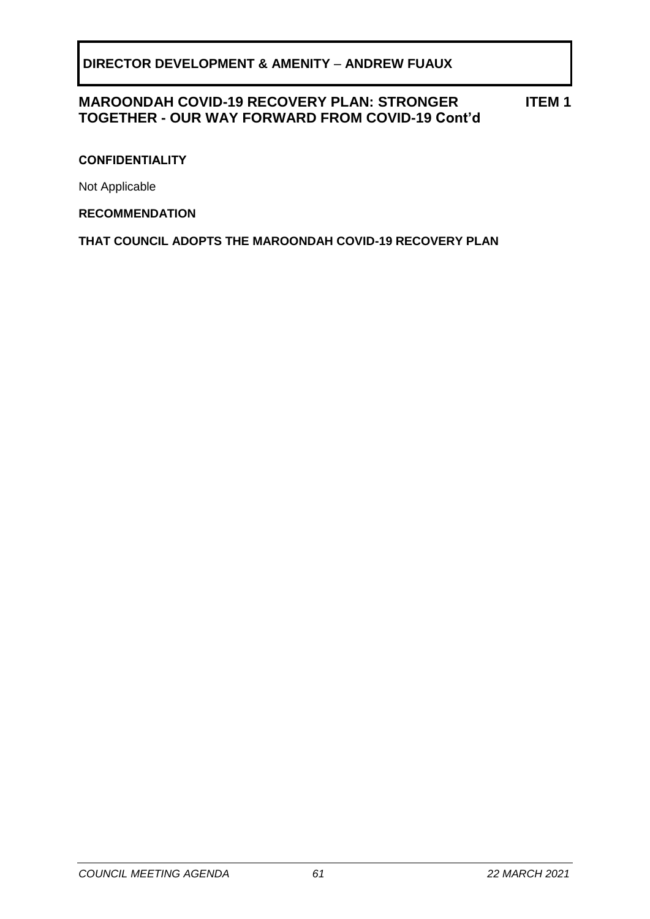**DIRECTOR DEVELOPMENT & AMENITY – ANDREW FUAUX**

## MAROONDAH COVID-19 RECOVERY PLAN: STRONGER TOGETHER - OUR WAY FORWARD FROM COVID-19 Cont'd — ITEM 1

**CONFIDENTIALITY**

Not Applicable

**RECOMMENDATION**

**THAT COUNCIL ADOPTS THE MAROONDAH COVID-19 RECOVERY PLAN**